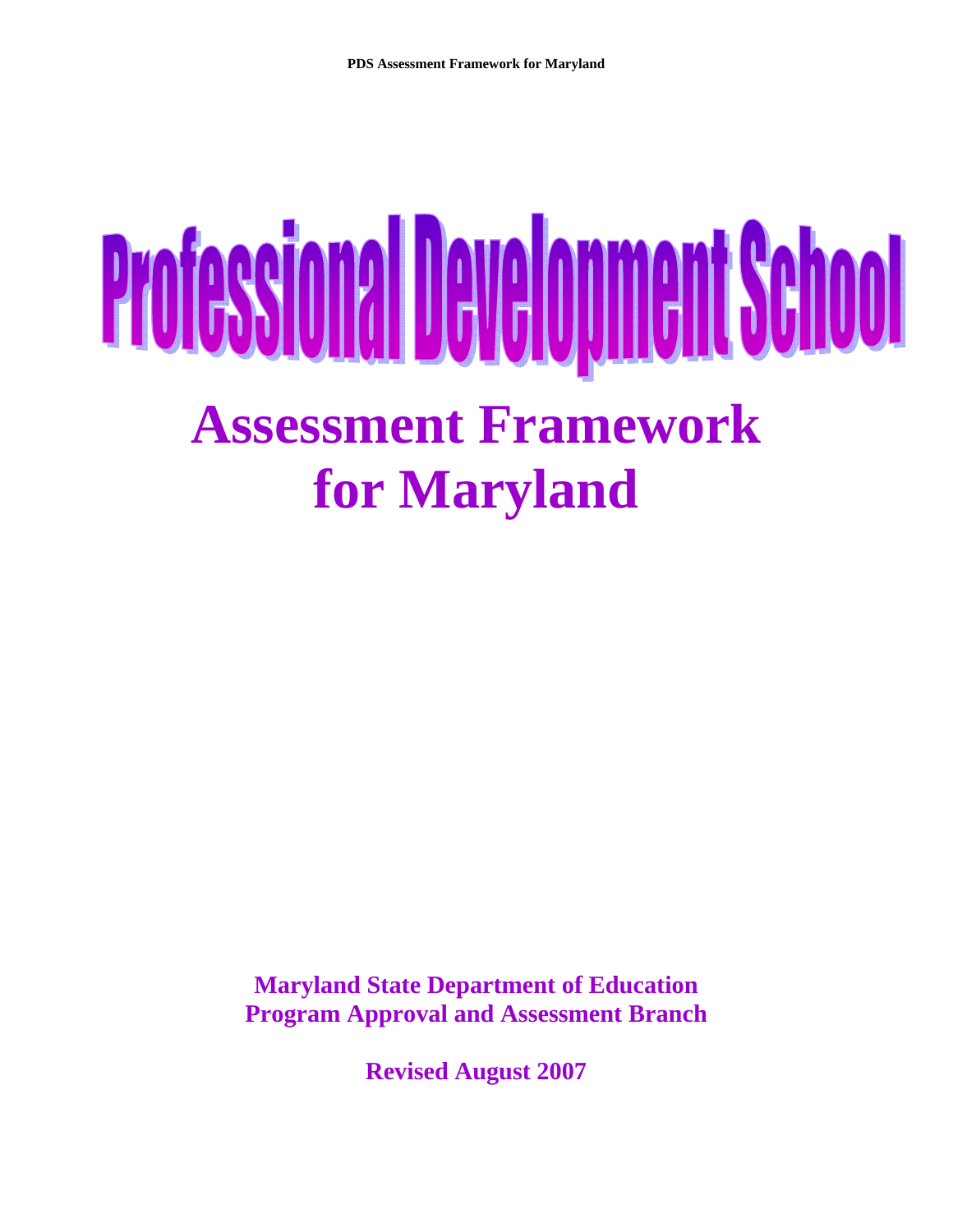# Professional Development School

# Assessment Framework for Maryland

**Maryland State Department of Education**
**Program Approval and Assessment Branch**

**Revised August 2007**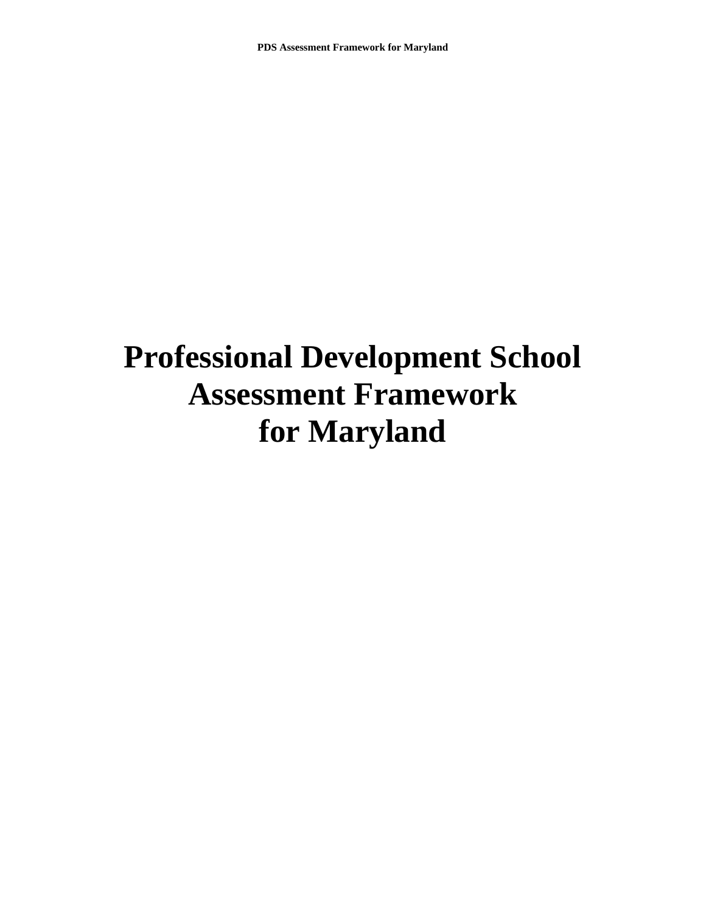# Professional Development School Assessment Framework for Maryland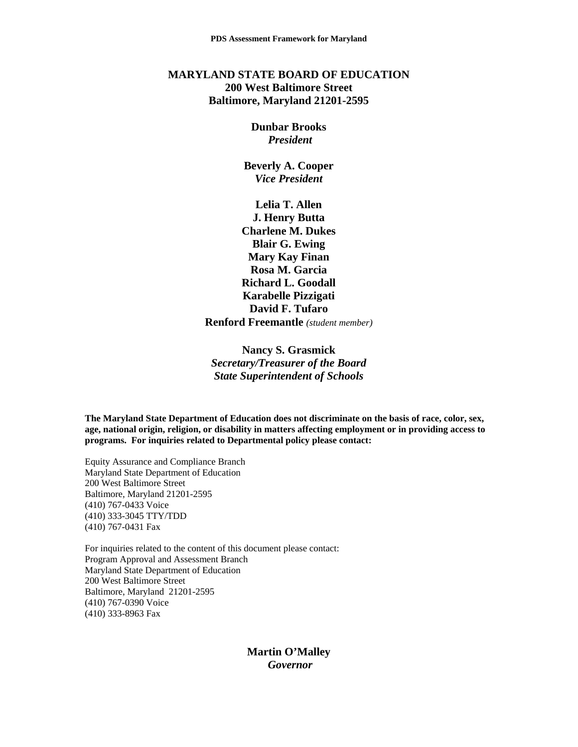**MARYLAND STATE BOARD OF EDUCATION**
**200 West Baltimore Street**
**Baltimore, Maryland 21201-2595**

**Dunbar Brooks**
***President***

**Beverly A. Cooper**
***Vice President***

**Lelia T. Allen**
**J. Henry Butta**
**Charlene M. Dukes**
**Blair G. Ewing**
**Mary Kay Finan**
**Rosa M. Garcia**
**Richard L. Goodall**
**Karabelle Pizzigati**
**David F. Tufaro**
**Renford Freemantle** *(student member)*

**Nancy S. Grasmick**
***Secretary/Treasurer of the Board***
***State Superintendent of Schools***

**The Maryland State Department of Education does not discriminate on the basis of race, color, sex, age, national origin, religion, or disability in matters affecting employment or in providing access to programs. For inquiries related to Departmental policy please contact:**

Equity Assurance and Compliance Branch
Maryland State Department of Education
200 West Baltimore Street
Baltimore, Maryland 21201-2595
(410) 767-0433 Voice
(410) 333-3045 TTY/TDD
(410) 767-0431 Fax

For inquiries related to the content of this document please contact:
Program Approval and Assessment Branch
Maryland State Department of Education
200 West Baltimore Street
Baltimore, Maryland 21201-2595
(410) 767-0390 Voice
(410) 333-8963 Fax

**Martin O'Malley**
***Governor***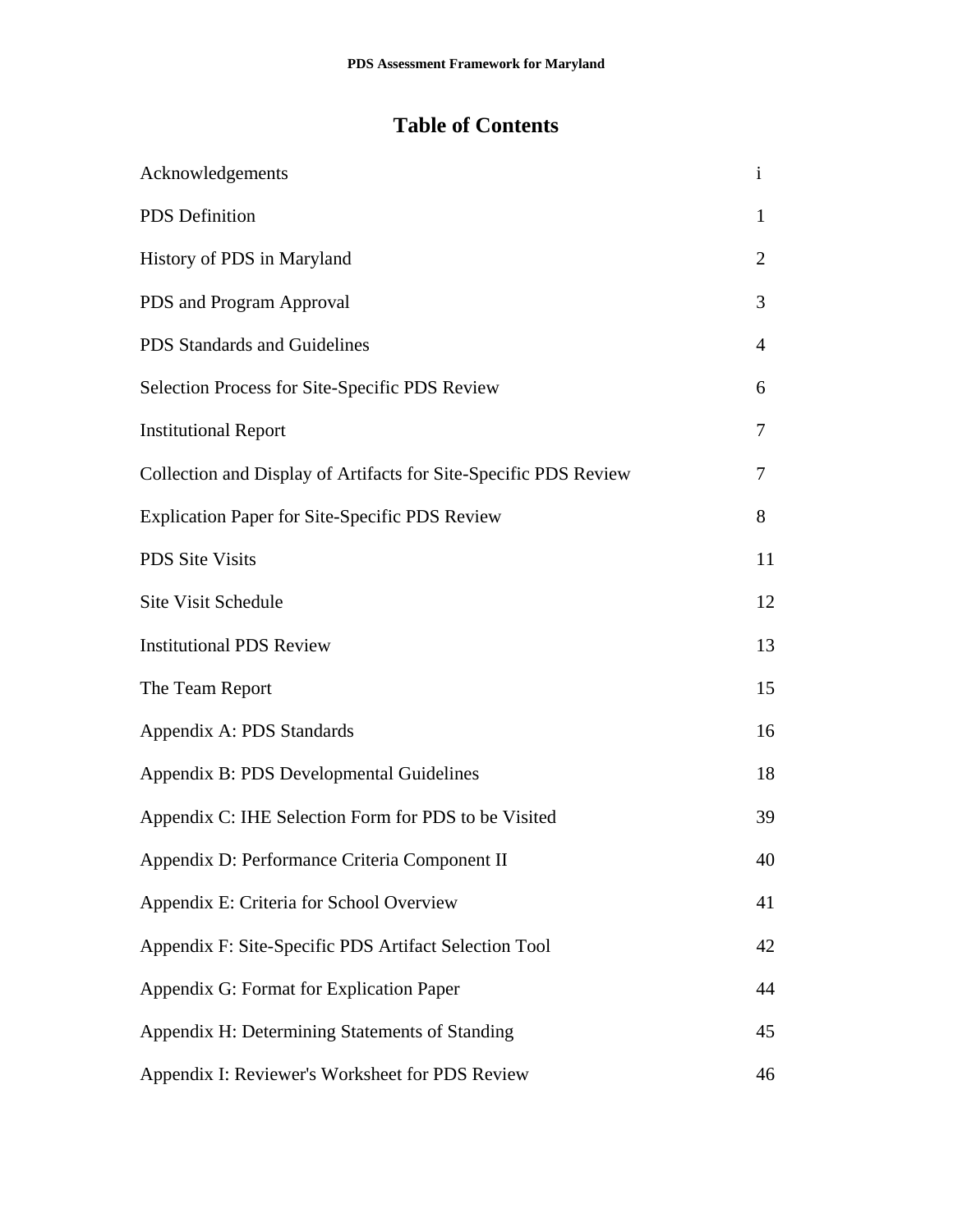# Table of Contents

| | |
|---|---|
| Acknowledgements | i |
| PDS Definition | 1 |
| History of PDS in Maryland | 2 |
| PDS and Program Approval | 3 |
| PDS Standards and Guidelines | 4 |
| Selection Process for Site-Specific PDS Review | 6 |
| Institutional Report | 7 |
| Collection and Display of Artifacts for Site-Specific PDS Review | 7 |
| Explication Paper for Site-Specific PDS Review | 8 |
| PDS Site Visits | 11 |
| Site Visit Schedule | 12 |
| Institutional PDS Review | 13 |
| The Team Report | 15 |
| Appendix A: PDS Standards | 16 |
| Appendix B: PDS Developmental Guidelines | 18 |
| Appendix C: IHE Selection Form for PDS to be Visited | 39 |
| Appendix D: Performance Criteria Component II | 40 |
| Appendix E: Criteria for School Overview | 41 |
| Appendix F: Site-Specific PDS Artifact Selection Tool | 42 |
| Appendix G: Format for Explication Paper | 44 |
| Appendix H: Determining Statements of Standing | 45 |
| Appendix I: Reviewer's Worksheet for PDS Review | 46 |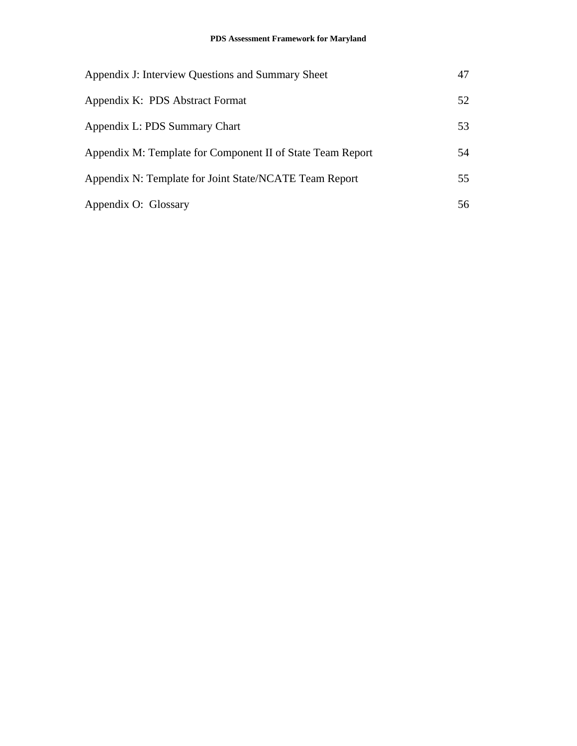| | |
|---|---|
| Appendix J: Interview Questions and Summary Sheet | 47 |
| Appendix K:  PDS Abstract Format | 52 |
| Appendix L: PDS Summary Chart | 53 |
| Appendix M: Template for Component II of State Team Report | 54 |
| Appendix N: Template for Joint State/NCATE Team Report | 55 |
| Appendix O:  Glossary | 56 |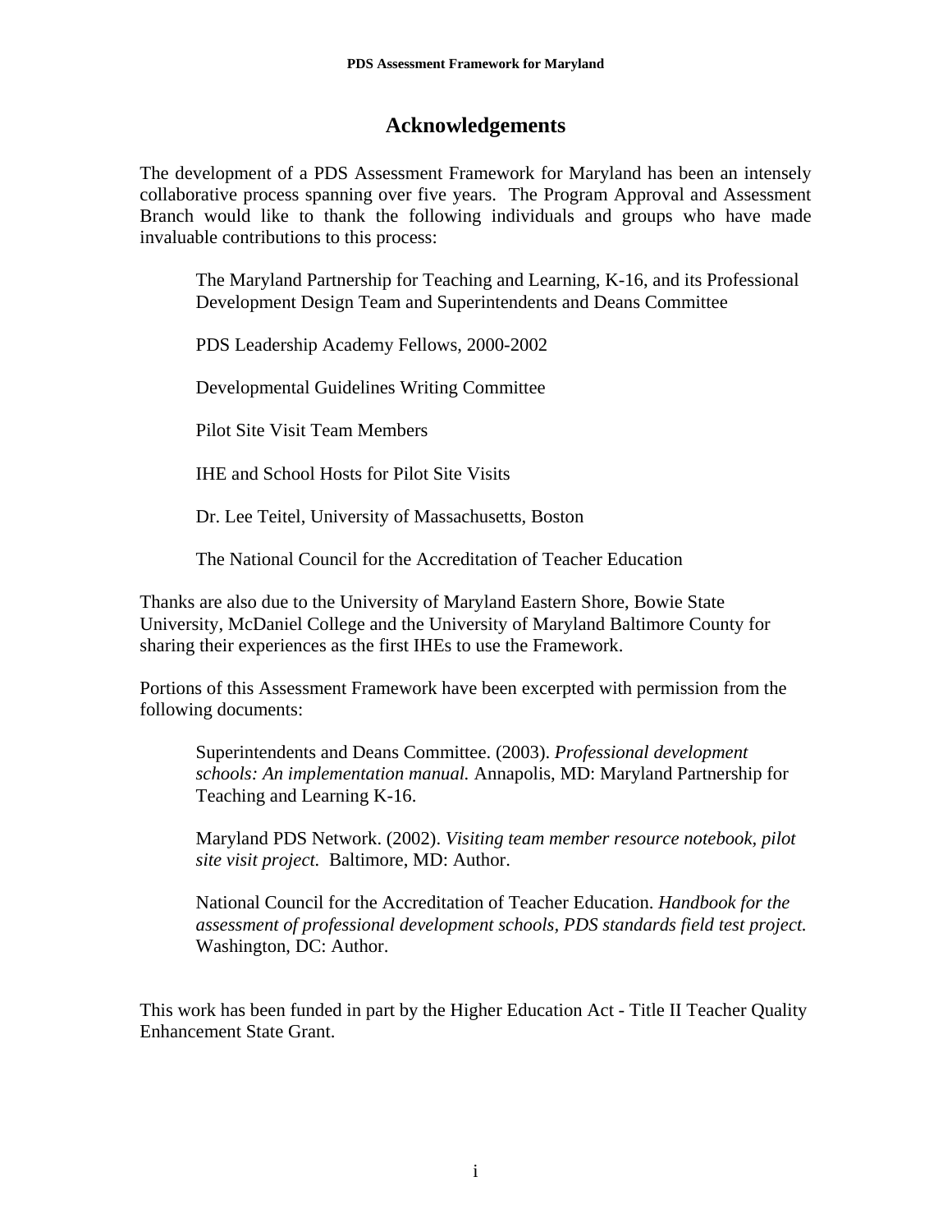# Acknowledgements

The development of a PDS Assessment Framework for Maryland has been an intensely collaborative process spanning over five years. The Program Approval and Assessment Branch would like to thank the following individuals and groups who have made invaluable contributions to this process:

> The Maryland Partnership for Teaching and Learning, K-16, and its Professional Development Design Team and Superintendents and Deans Committee
>
> PDS Leadership Academy Fellows, 2000-2002
>
> Developmental Guidelines Writing Committee
>
> Pilot Site Visit Team Members
>
> IHE and School Hosts for Pilot Site Visits
>
> Dr. Lee Teitel, University of Massachusetts, Boston
>
> The National Council for the Accreditation of Teacher Education

Thanks are also due to the University of Maryland Eastern Shore, Bowie State University, McDaniel College and the University of Maryland Baltimore County for sharing their experiences as the first IHEs to use the Framework.

Portions of this Assessment Framework have been excerpted with permission from the following documents:

> Superintendents and Deans Committee. (2003). *Professional development schools: An implementation manual.* Annapolis, MD: Maryland Partnership for Teaching and Learning K-16.
>
> Maryland PDS Network. (2002). *Visiting team member resource notebook, pilot site visit project.* Baltimore, MD: Author.
>
> National Council for the Accreditation of Teacher Education. *Handbook for the assessment of professional development schools, PDS standards field test project.* Washington, DC: Author.

This work has been funded in part by the Higher Education Act - Title II Teacher Quality Enhancement State Grant.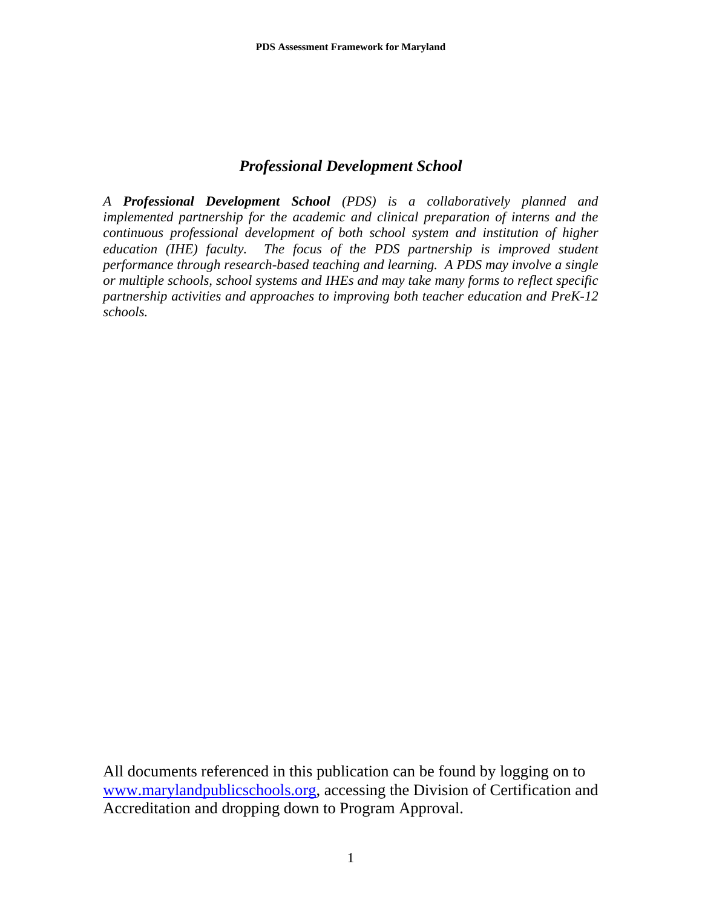## *Professional Development School*

*A **Professional Development School** (PDS) is a collaboratively planned and implemented partnership for the academic and clinical preparation of interns and the continuous professional development of both school system and institution of higher education (IHE) faculty. The focus of the PDS partnership is improved student performance through research-based teaching and learning. A PDS may involve a single or multiple schools, school systems and IHEs and may take many forms to reflect specific partnership activities and approaches to improving both teacher education and PreK-12 schools.*

All documents referenced in this publication can be found by logging on to www.marylandpublicschools.org, accessing the Division of Certification and Accreditation and dropping down to Program Approval.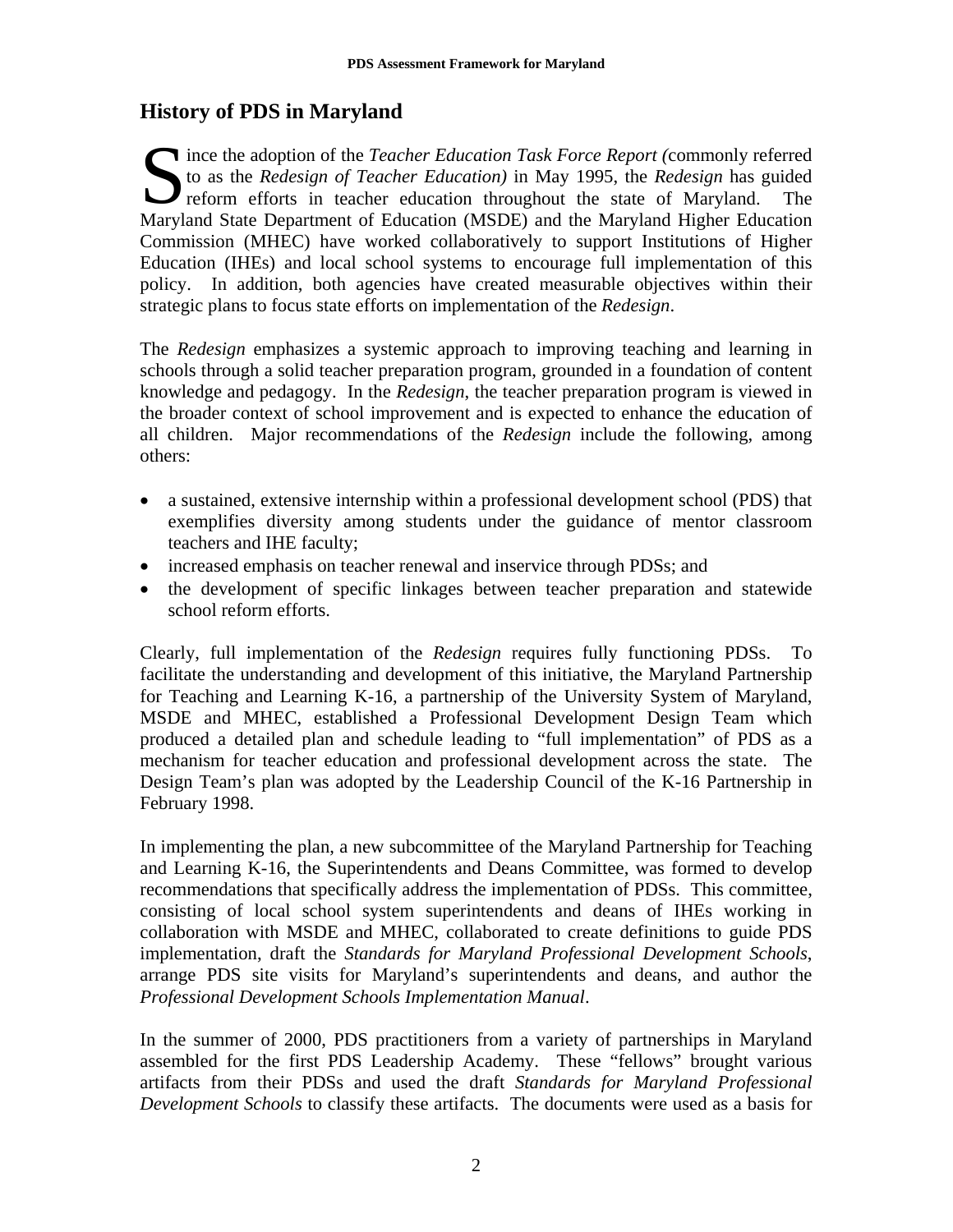## History of PDS in Maryland

Since the adoption of the *Teacher Education Task Force Report (*commonly referred to as the *Redesign of Teacher Education)* in May 1995, the *Redesign* has guided reform efforts in teacher education throughout the state of Maryland. The Maryland State Department of Education (MSDE) and the Maryland Higher Education Commission (MHEC) have worked collaboratively to support Institutions of Higher Education (IHEs) and local school systems to encourage full implementation of this policy. In addition, both agencies have created measurable objectives within their strategic plans to focus state efforts on implementation of the *Redesign*.

The *Redesign* emphasizes a systemic approach to improving teaching and learning in schools through a solid teacher preparation program, grounded in a foundation of content knowledge and pedagogy. In the *Redesign*, the teacher preparation program is viewed in the broader context of school improvement and is expected to enhance the education of all children. Major recommendations of the *Redesign* include the following, among others:

- a sustained, extensive internship within a professional development school (PDS) that exemplifies diversity among students under the guidance of mentor classroom teachers and IHE faculty;
- increased emphasis on teacher renewal and inservice through PDSs; and
- the development of specific linkages between teacher preparation and statewide school reform efforts.

Clearly, full implementation of the *Redesign* requires fully functioning PDSs. To facilitate the understanding and development of this initiative, the Maryland Partnership for Teaching and Learning K-16, a partnership of the University System of Maryland, MSDE and MHEC, established a Professional Development Design Team which produced a detailed plan and schedule leading to "full implementation" of PDS as a mechanism for teacher education and professional development across the state. The Design Team's plan was adopted by the Leadership Council of the K-16 Partnership in February 1998.

In implementing the plan, a new subcommittee of the Maryland Partnership for Teaching and Learning K-16, the Superintendents and Deans Committee, was formed to develop recommendations that specifically address the implementation of PDSs. This committee, consisting of local school system superintendents and deans of IHEs working in collaboration with MSDE and MHEC, collaborated to create definitions to guide PDS implementation, draft the *Standards for Maryland Professional Development Schools*, arrange PDS site visits for Maryland's superintendents and deans, and author the *Professional Development Schools Implementation Manual*.

In the summer of 2000, PDS practitioners from a variety of partnerships in Maryland assembled for the first PDS Leadership Academy. These "fellows" brought various artifacts from their PDSs and used the draft *Standards for Maryland Professional Development Schools* to classify these artifacts. The documents were used as a basis for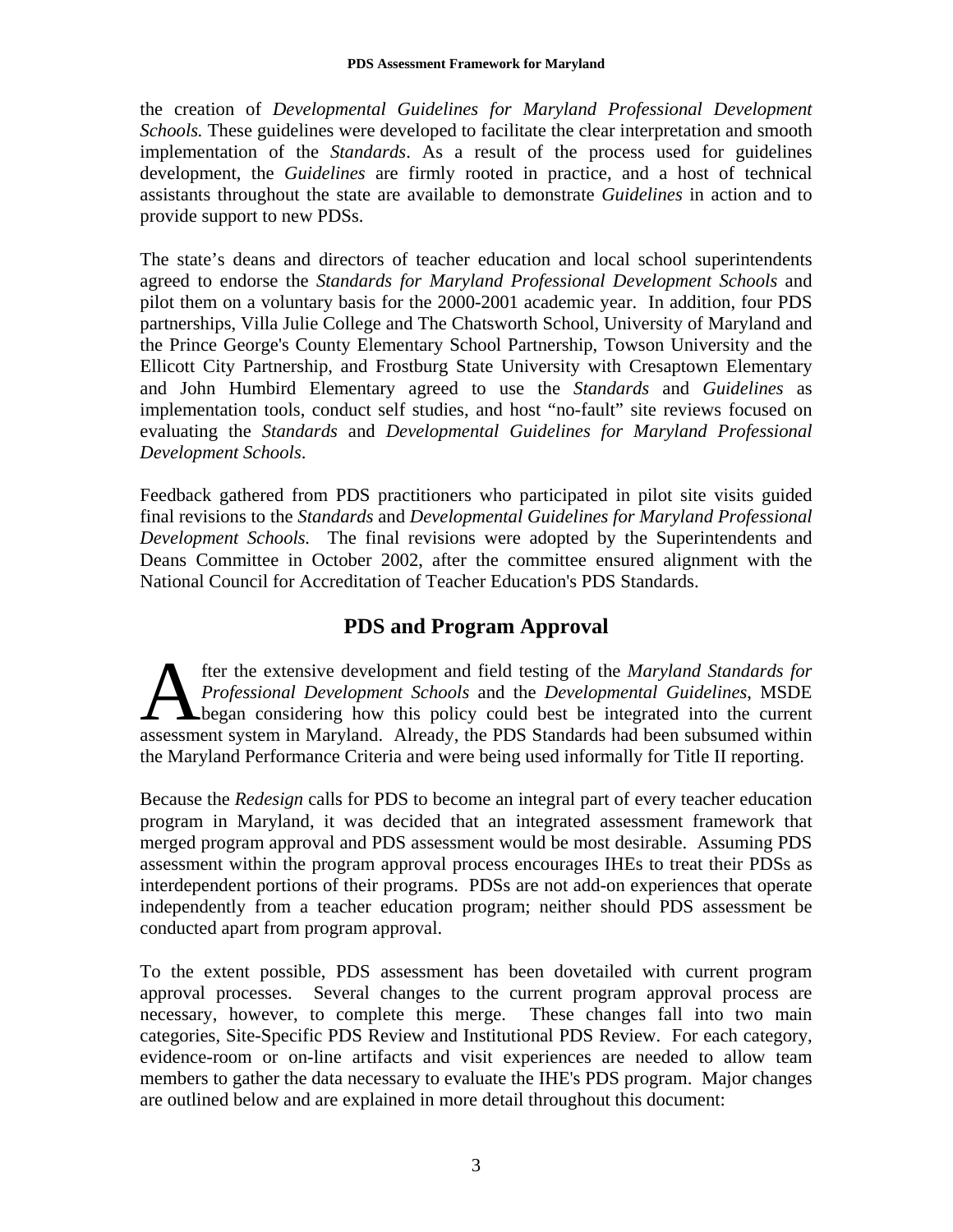the creation of *Developmental Guidelines for Maryland Professional Development Schools.* These guidelines were developed to facilitate the clear interpretation and smooth implementation of the *Standards*. As a result of the process used for guidelines development, the *Guidelines* are firmly rooted in practice, and a host of technical assistants throughout the state are available to demonstrate *Guidelines* in action and to provide support to new PDSs.

The state's deans and directors of teacher education and local school superintendents agreed to endorse the *Standards for Maryland Professional Development Schools* and pilot them on a voluntary basis for the 2000-2001 academic year. In addition, four PDS partnerships, Villa Julie College and The Chatsworth School, University of Maryland and the Prince George's County Elementary School Partnership, Towson University and the Ellicott City Partnership, and Frostburg State University with Cresaptown Elementary and John Humbird Elementary agreed to use the *Standards* and *Guidelines* as implementation tools, conduct self studies, and host "no-fault" site reviews focused on evaluating the *Standards* and *Developmental Guidelines for Maryland Professional Development Schools*.

Feedback gathered from PDS practitioners who participated in pilot site visits guided final revisions to the *Standards* and *Developmental Guidelines for Maryland Professional Development Schools.* The final revisions were adopted by the Superintendents and Deans Committee in October 2002, after the committee ensured alignment with the National Council for Accreditation of Teacher Education's PDS Standards.

## PDS and Program Approval

After the extensive development and field testing of the *Maryland Standards for Professional Development Schools* and the *Developmental Guidelines*, MSDE began considering how this policy could best be integrated into the current assessment system in Maryland. Already, the PDS Standards had been subsumed within the Maryland Performance Criteria and were being used informally for Title II reporting.

Because the *Redesign* calls for PDS to become an integral part of every teacher education program in Maryland, it was decided that an integrated assessment framework that merged program approval and PDS assessment would be most desirable. Assuming PDS assessment within the program approval process encourages IHEs to treat their PDSs as interdependent portions of their programs. PDSs are not add-on experiences that operate independently from a teacher education program; neither should PDS assessment be conducted apart from program approval.

To the extent possible, PDS assessment has been dovetailed with current program approval processes. Several changes to the current program approval process are necessary, however, to complete this merge. These changes fall into two main categories, Site-Specific PDS Review and Institutional PDS Review. For each category, evidence-room or on-line artifacts and visit experiences are needed to allow team members to gather the data necessary to evaluate the IHE's PDS program. Major changes are outlined below and are explained in more detail throughout this document: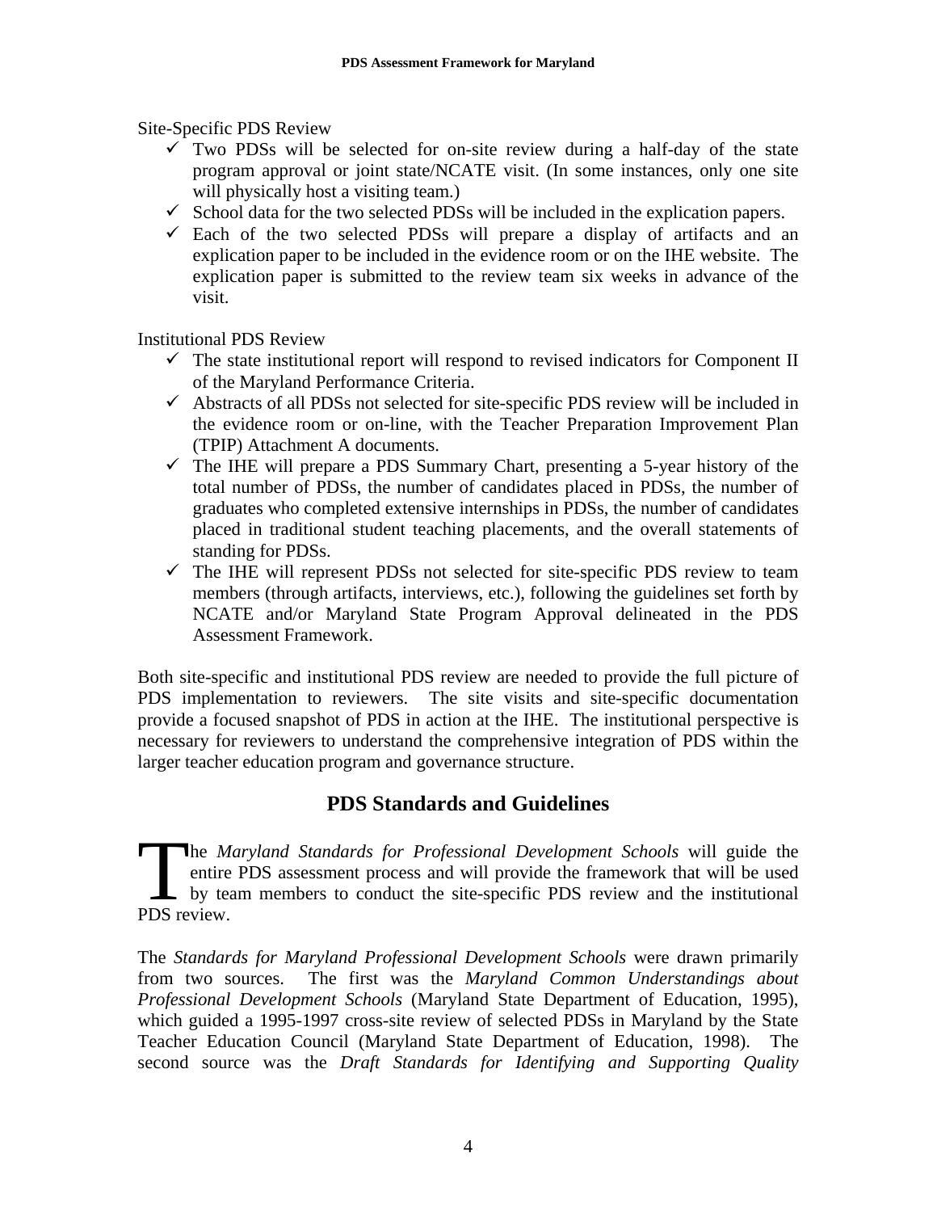Site-Specific PDS Review

- ✓ Two PDSs will be selected for on-site review during a half-day of the state program approval or joint state/NCATE visit. (In some instances, only one site will physically host a visiting team.)
- ✓ School data for the two selected PDSs will be included in the explication papers.
- ✓ Each of the two selected PDSs will prepare a display of artifacts and an explication paper to be included in the evidence room or on the IHE website. The explication paper is submitted to the review team six weeks in advance of the visit.

Institutional PDS Review

- ✓ The state institutional report will respond to revised indicators for Component II of the Maryland Performance Criteria.
- ✓ Abstracts of all PDSs not selected for site-specific PDS review will be included in the evidence room or on-line, with the Teacher Preparation Improvement Plan (TPIP) Attachment A documents.
- ✓ The IHE will prepare a PDS Summary Chart, presenting a 5-year history of the total number of PDSs, the number of candidates placed in PDSs, the number of graduates who completed extensive internships in PDSs, the number of candidates placed in traditional student teaching placements, and the overall statements of standing for PDSs.
- ✓ The IHE will represent PDSs not selected for site-specific PDS review to team members (through artifacts, interviews, etc.), following the guidelines set forth by NCATE and/or Maryland State Program Approval delineated in the PDS Assessment Framework.

Both site-specific and institutional PDS review are needed to provide the full picture of PDS implementation to reviewers. The site visits and site-specific documentation provide a focused snapshot of PDS in action at the IHE. The institutional perspective is necessary for reviewers to understand the comprehensive integration of PDS within the larger teacher education program and governance structure.

## PDS Standards and Guidelines

The *Maryland Standards for Professional Development Schools* will guide the entire PDS assessment process and will provide the framework that will be used by team members to conduct the site-specific PDS review and the institutional PDS review.

The *Standards for Maryland Professional Development Schools* were drawn primarily from two sources. The first was the *Maryland Common Understandings about Professional Development Schools* (Maryland State Department of Education, 1995), which guided a 1995-1997 cross-site review of selected PDSs in Maryland by the State Teacher Education Council (Maryland State Department of Education, 1998). The second source was the *Draft Standards for Identifying and Supporting Quality*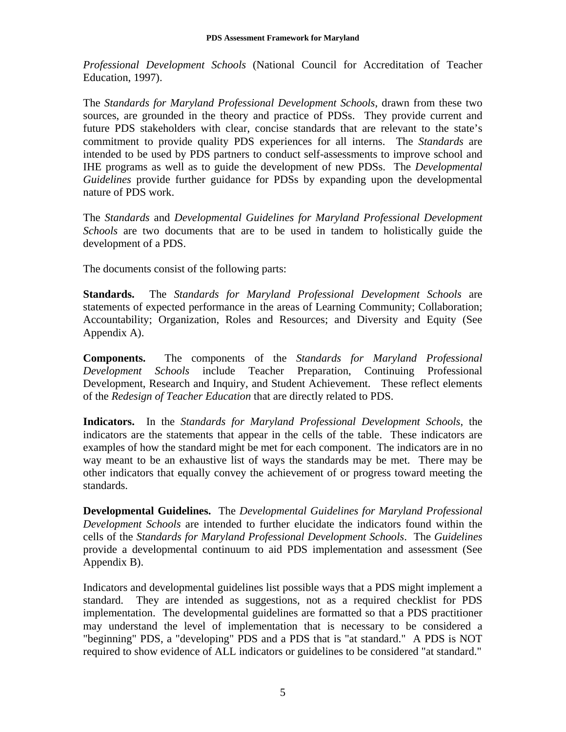*Professional Development Schools* (National Council for Accreditation of Teacher Education, 1997).

The *Standards for Maryland Professional Development Schools*, drawn from these two sources, are grounded in the theory and practice of PDSs. They provide current and future PDS stakeholders with clear, concise standards that are relevant to the state's commitment to provide quality PDS experiences for all interns. The *Standards* are intended to be used by PDS partners to conduct self-assessments to improve school and IHE programs as well as to guide the development of new PDSs. The *Developmental Guidelines* provide further guidance for PDSs by expanding upon the developmental nature of PDS work.

The *Standards* and *Developmental Guidelines for Maryland Professional Development Schools* are two documents that are to be used in tandem to holistically guide the development of a PDS.

The documents consist of the following parts:

**Standards.** The *Standards for Maryland Professional Development Schools* are statements of expected performance in the areas of Learning Community; Collaboration; Accountability; Organization, Roles and Resources; and Diversity and Equity (See Appendix A).

**Components.** The components of the *Standards for Maryland Professional Development Schools* include Teacher Preparation, Continuing Professional Development, Research and Inquiry, and Student Achievement. These reflect elements of the *Redesign of Teacher Education* that are directly related to PDS.

**Indicators.** In the *Standards for Maryland Professional Development Schools*, the indicators are the statements that appear in the cells of the table. These indicators are examples of how the standard might be met for each component. The indicators are in no way meant to be an exhaustive list of ways the standards may be met. There may be other indicators that equally convey the achievement of or progress toward meeting the standards.

**Developmental Guidelines.** The *Developmental Guidelines for Maryland Professional Development Schools* are intended to further elucidate the indicators found within the cells of the *Standards for Maryland Professional Development Schools*. The *Guidelines* provide a developmental continuum to aid PDS implementation and assessment (See Appendix B).

Indicators and developmental guidelines list possible ways that a PDS might implement a standard. They are intended as suggestions, not as a required checklist for PDS implementation. The developmental guidelines are formatted so that a PDS practitioner may understand the level of implementation that is necessary to be considered a "beginning" PDS, a "developing" PDS and a PDS that is "at standard." A PDS is NOT required to show evidence of ALL indicators or guidelines to be considered "at standard."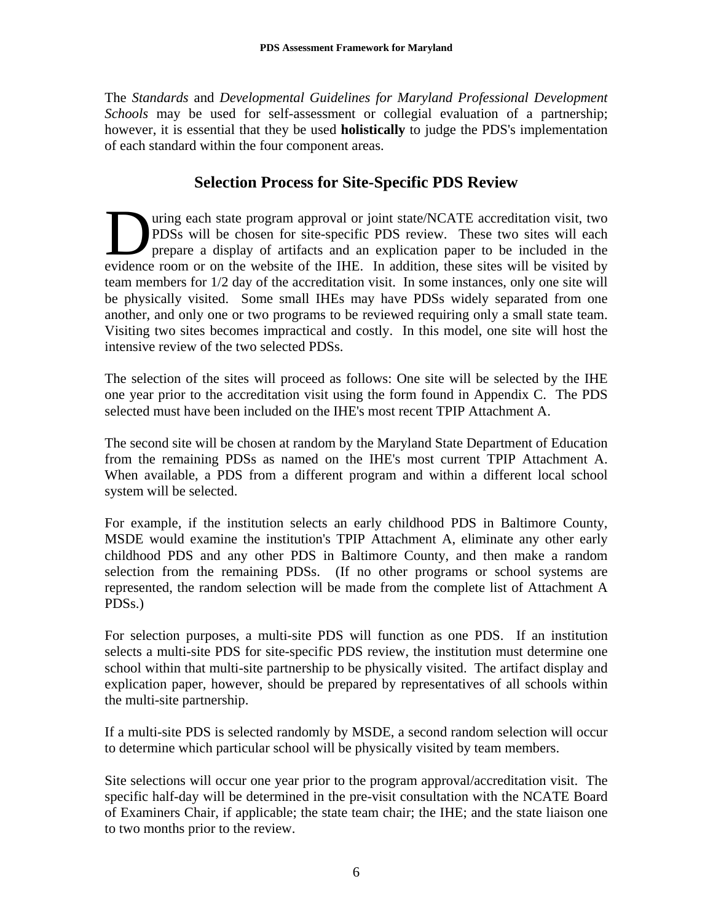The *Standards* and *Developmental Guidelines for Maryland Professional Development Schools* may be used for self-assessment or collegial evaluation of a partnership; however, it is essential that they be used **holistically** to judge the PDS's implementation of each standard within the four component areas.

## Selection Process for Site-Specific PDS Review

During each state program approval or joint state/NCATE accreditation visit, two PDSs will be chosen for site-specific PDS review. These two sites will each prepare a display of artifacts and an explication paper to be included in the evidence room or on the website of the IHE. In addition, these sites will be visited by team members for 1/2 day of the accreditation visit. In some instances, only one site will be physically visited. Some small IHEs may have PDSs widely separated from one another, and only one or two programs to be reviewed requiring only a small state team. Visiting two sites becomes impractical and costly. In this model, one site will host the intensive review of the two selected PDSs.

The selection of the sites will proceed as follows: One site will be selected by the IHE one year prior to the accreditation visit using the form found in Appendix C. The PDS selected must have been included on the IHE's most recent TPIP Attachment A.

The second site will be chosen at random by the Maryland State Department of Education from the remaining PDSs as named on the IHE's most current TPIP Attachment A. When available, a PDS from a different program and within a different local school system will be selected.

For example, if the institution selects an early childhood PDS in Baltimore County, MSDE would examine the institution's TPIP Attachment A, eliminate any other early childhood PDS and any other PDS in Baltimore County, and then make a random selection from the remaining PDSs. (If no other programs or school systems are represented, the random selection will be made from the complete list of Attachment A PDSs.)

For selection purposes, a multi-site PDS will function as one PDS. If an institution selects a multi-site PDS for site-specific PDS review, the institution must determine one school within that multi-site partnership to be physically visited. The artifact display and explication paper, however, should be prepared by representatives of all schools within the multi-site partnership.

If a multi-site PDS is selected randomly by MSDE, a second random selection will occur to determine which particular school will be physically visited by team members.

Site selections will occur one year prior to the program approval/accreditation visit. The specific half-day will be determined in the pre-visit consultation with the NCATE Board of Examiners Chair, if applicable; the state team chair; the IHE; and the state liaison one to two months prior to the review.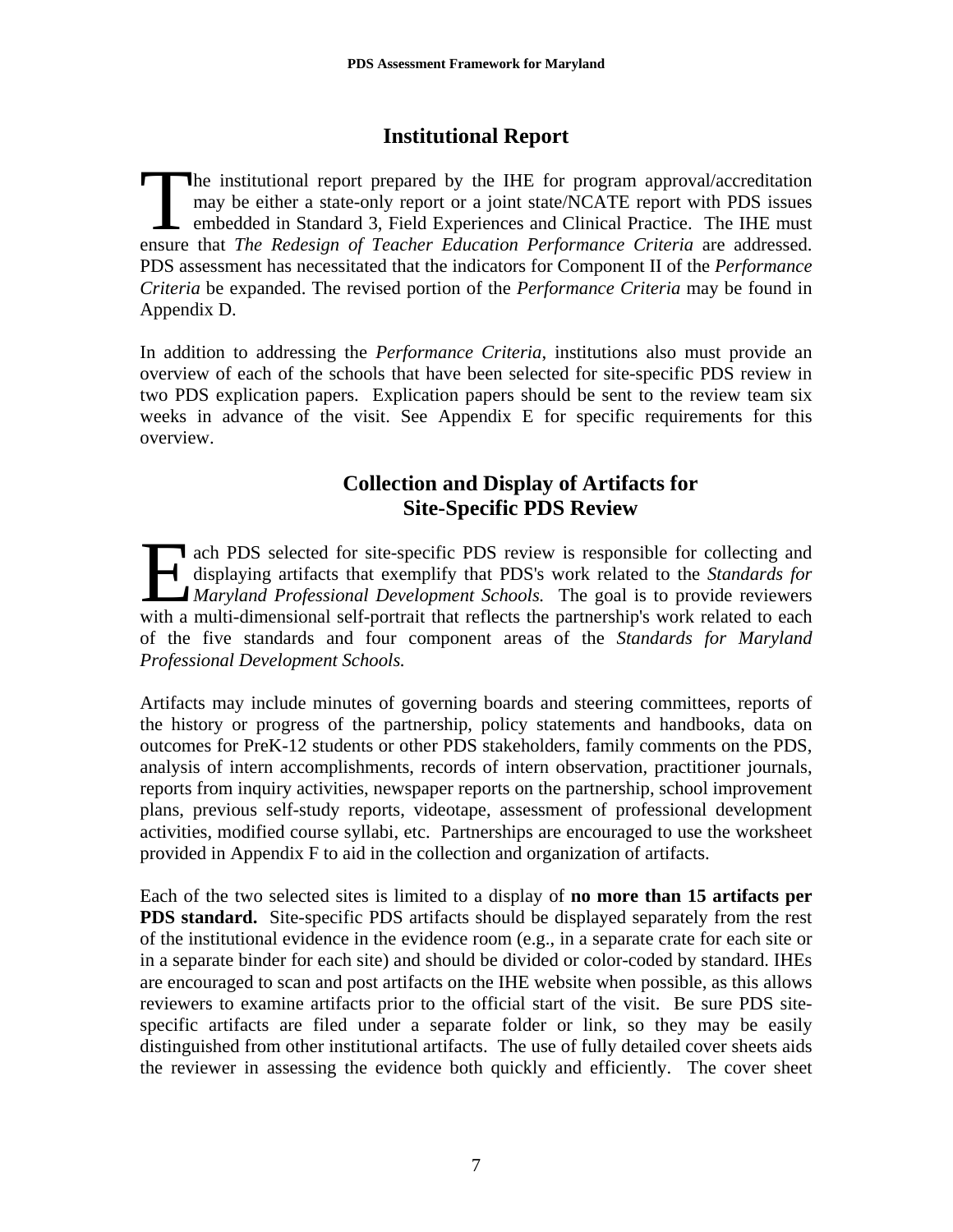## Institutional Report

The institutional report prepared by the IHE for program approval/accreditation may be either a state-only report or a joint state/NCATE report with PDS issues embedded in Standard 3, Field Experiences and Clinical Practice. The IHE must ensure that *The Redesign of Teacher Education Performance Criteria* are addressed. PDS assessment has necessitated that the indicators for Component II of the *Performance Criteria* be expanded. The revised portion of the *Performance Criteria* may be found in Appendix D.

In addition to addressing the *Performance Criteria*, institutions also must provide an overview of each of the schools that have been selected for site-specific PDS review in two PDS explication papers. Explication papers should be sent to the review team six weeks in advance of the visit. See Appendix E for specific requirements for this overview.

## Collection and Display of Artifacts for Site-Specific PDS Review

Each PDS selected for site-specific PDS review is responsible for collecting and displaying artifacts that exemplify that PDS's work related to the *Standards for Maryland Professional Development Schools.* The goal is to provide reviewers with a multi-dimensional self-portrait that reflects the partnership's work related to each of the five standards and four component areas of the *Standards for Maryland Professional Development Schools.*

Artifacts may include minutes of governing boards and steering committees, reports of the history or progress of the partnership, policy statements and handbooks, data on outcomes for PreK-12 students or other PDS stakeholders, family comments on the PDS, analysis of intern accomplishments, records of intern observation, practitioner journals, reports from inquiry activities, newspaper reports on the partnership, school improvement plans, previous self-study reports, videotape, assessment of professional development activities, modified course syllabi, etc. Partnerships are encouraged to use the worksheet provided in Appendix F to aid in the collection and organization of artifacts.

Each of the two selected sites is limited to a display of **no more than 15 artifacts per PDS standard.** Site-specific PDS artifacts should be displayed separately from the rest of the institutional evidence in the evidence room (e.g., in a separate crate for each site or in a separate binder for each site) and should be divided or color-coded by standard. IHEs are encouraged to scan and post artifacts on the IHE website when possible, as this allows reviewers to examine artifacts prior to the official start of the visit. Be sure PDS site-specific artifacts are filed under a separate folder or link, so they may be easily distinguished from other institutional artifacts. The use of fully detailed cover sheets aids the reviewer in assessing the evidence both quickly and efficiently. The cover sheet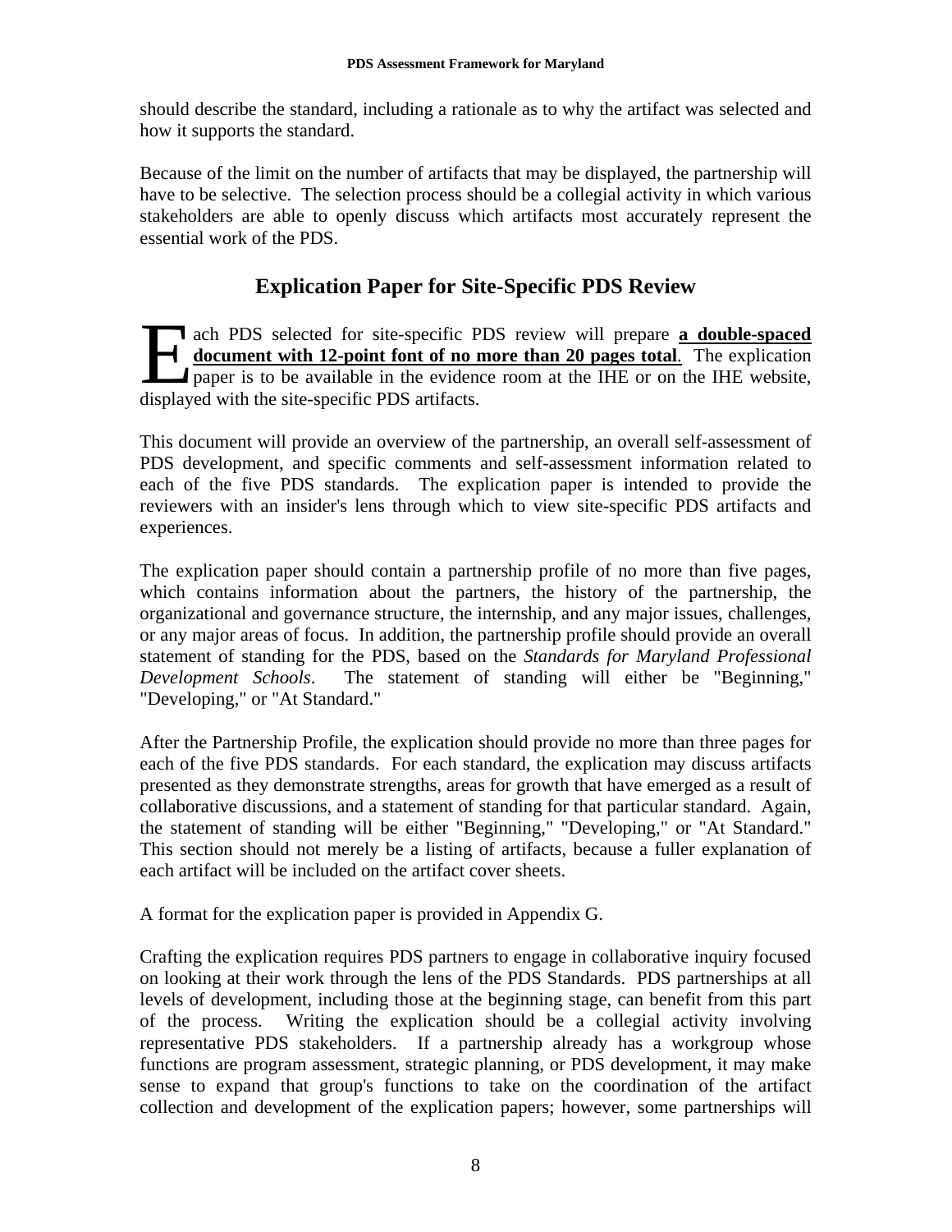should describe the standard, including a rationale as to why the artifact was selected and how it supports the standard.

Because of the limit on the number of artifacts that may be displayed, the partnership will have to be selective. The selection process should be a collegial activity in which various stakeholders are able to openly discuss which artifacts most accurately represent the essential work of the PDS.

## Explication Paper for Site-Specific PDS Review

Each PDS selected for site-specific PDS review will prepare **a double-spaced document with 12-point font of no more than 20 pages total**. The explication paper is to be available in the evidence room at the IHE or on the IHE website, displayed with the site-specific PDS artifacts.

This document will provide an overview of the partnership, an overall self-assessment of PDS development, and specific comments and self-assessment information related to each of the five PDS standards. The explication paper is intended to provide the reviewers with an insider's lens through which to view site-specific PDS artifacts and experiences.

The explication paper should contain a partnership profile of no more than five pages, which contains information about the partners, the history of the partnership, the organizational and governance structure, the internship, and any major issues, challenges, or any major areas of focus. In addition, the partnership profile should provide an overall statement of standing for the PDS, based on the *Standards for Maryland Professional Development Schools*. The statement of standing will either be "Beginning," "Developing," or "At Standard."

After the Partnership Profile, the explication should provide no more than three pages for each of the five PDS standards. For each standard, the explication may discuss artifacts presented as they demonstrate strengths, areas for growth that have emerged as a result of collaborative discussions, and a statement of standing for that particular standard. Again, the statement of standing will be either "Beginning," "Developing," or "At Standard." This section should not merely be a listing of artifacts, because a fuller explanation of each artifact will be included on the artifact cover sheets.

A format for the explication paper is provided in Appendix G.

Crafting the explication requires PDS partners to engage in collaborative inquiry focused on looking at their work through the lens of the PDS Standards. PDS partnerships at all levels of development, including those at the beginning stage, can benefit from this part of the process. Writing the explication should be a collegial activity involving representative PDS stakeholders. If a partnership already has a workgroup whose functions are program assessment, strategic planning, or PDS development, it may make sense to expand that group's functions to take on the coordination of the artifact collection and development of the explication papers; however, some partnerships will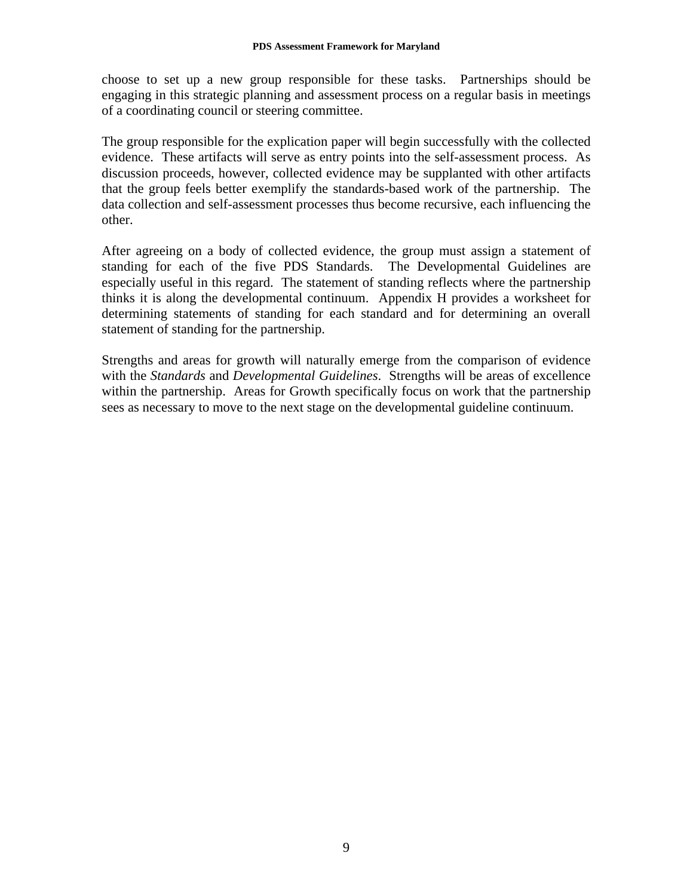choose to set up a new group responsible for these tasks. Partnerships should be engaging in this strategic planning and assessment process on a regular basis in meetings of a coordinating council or steering committee.

The group responsible for the explication paper will begin successfully with the collected evidence. These artifacts will serve as entry points into the self-assessment process. As discussion proceeds, however, collected evidence may be supplanted with other artifacts that the group feels better exemplify the standards-based work of the partnership. The data collection and self-assessment processes thus become recursive, each influencing the other.

After agreeing on a body of collected evidence, the group must assign a statement of standing for each of the five PDS Standards. The Developmental Guidelines are especially useful in this regard. The statement of standing reflects where the partnership thinks it is along the developmental continuum. Appendix H provides a worksheet for determining statements of standing for each standard and for determining an overall statement of standing for the partnership.

Strengths and areas for growth will naturally emerge from the comparison of evidence with the *Standards* and *Developmental Guidelines*. Strengths will be areas of excellence within the partnership. Areas for Growth specifically focus on work that the partnership sees as necessary to move to the next stage on the developmental guideline continuum.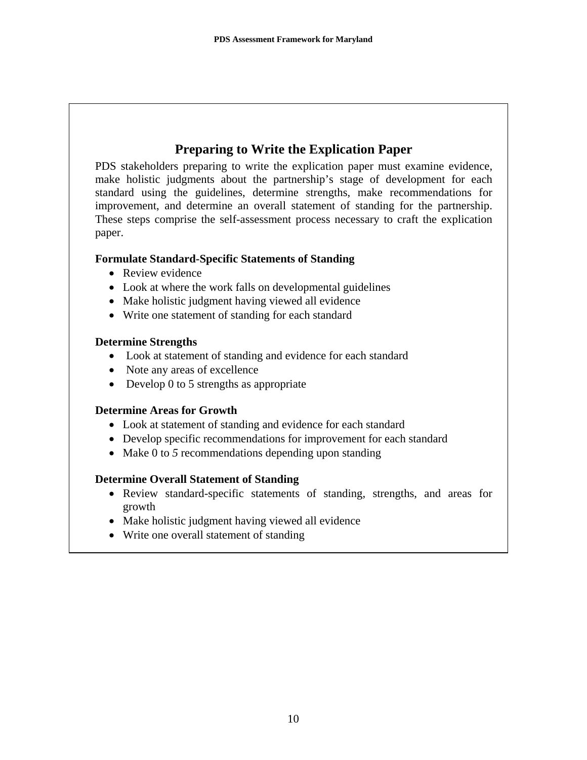## Preparing to Write the Explication Paper

PDS stakeholders preparing to write the explication paper must examine evidence, make holistic judgments about the partnership's stage of development for each standard using the guidelines, determine strengths, make recommendations for improvement, and determine an overall statement of standing for the partnership. These steps comprise the self-assessment process necessary to craft the explication paper.

**Formulate Standard-Specific Statements of Standing**

- Review evidence
- Look at where the work falls on developmental guidelines
- Make holistic judgment having viewed all evidence
- Write one statement of standing for each standard

**Determine Strengths**

- Look at statement of standing and evidence for each standard
- Note any areas of excellence
- Develop 0 to 5 strengths as appropriate

**Determine Areas for Growth**

- Look at statement of standing and evidence for each standard
- Develop specific recommendations for improvement for each standard
- Make 0 to *5* recommendations depending upon standing

**Determine Overall Statement of Standing**

- Review standard-specific statements of standing, strengths, and areas for growth
- Make holistic judgment having viewed all evidence
- Write one overall statement of standing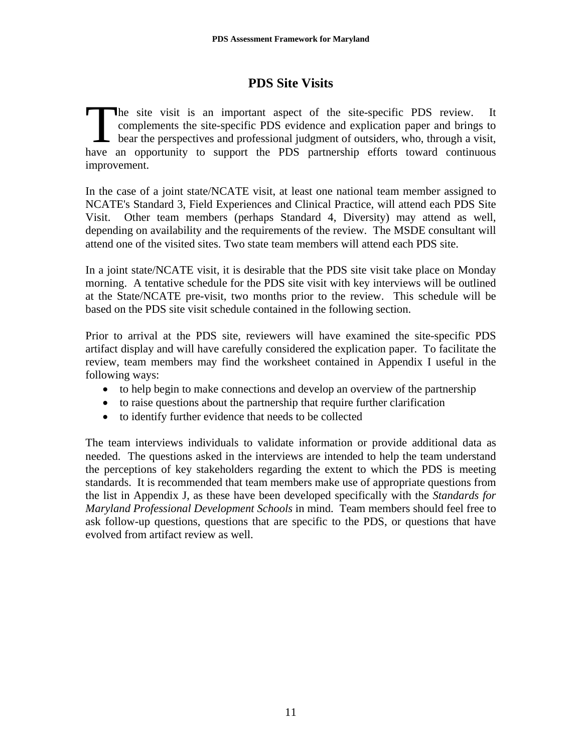# PDS Site Visits

The site visit is an important aspect of the site-specific PDS review. It complements the site-specific PDS evidence and explication paper and brings to bear the perspectives and professional judgment of outsiders, who, through a visit, have an opportunity to support the PDS partnership efforts toward continuous improvement.

In the case of a joint state/NCATE visit, at least one national team member assigned to NCATE's Standard 3, Field Experiences and Clinical Practice, will attend each PDS Site Visit. Other team members (perhaps Standard 4, Diversity) may attend as well, depending on availability and the requirements of the review. The MSDE consultant will attend one of the visited sites. Two state team members will attend each PDS site.

In a joint state/NCATE visit, it is desirable that the PDS site visit take place on Monday morning. A tentative schedule for the PDS site visit with key interviews will be outlined at the State/NCATE pre-visit, two months prior to the review. This schedule will be based on the PDS site visit schedule contained in the following section.

Prior to arrival at the PDS site, reviewers will have examined the site-specific PDS artifact display and will have carefully considered the explication paper. To facilitate the review, team members may find the worksheet contained in Appendix I useful in the following ways:

- to help begin to make connections and develop an overview of the partnership
- to raise questions about the partnership that require further clarification
- to identify further evidence that needs to be collected

The team interviews individuals to validate information or provide additional data as needed. The questions asked in the interviews are intended to help the team understand the perceptions of key stakeholders regarding the extent to which the PDS is meeting standards. It is recommended that team members make use of appropriate questions from the list in Appendix J, as these have been developed specifically with the *Standards for Maryland Professional Development Schools* in mind. Team members should feel free to ask follow-up questions, questions that are specific to the PDS, or questions that have evolved from artifact review as well.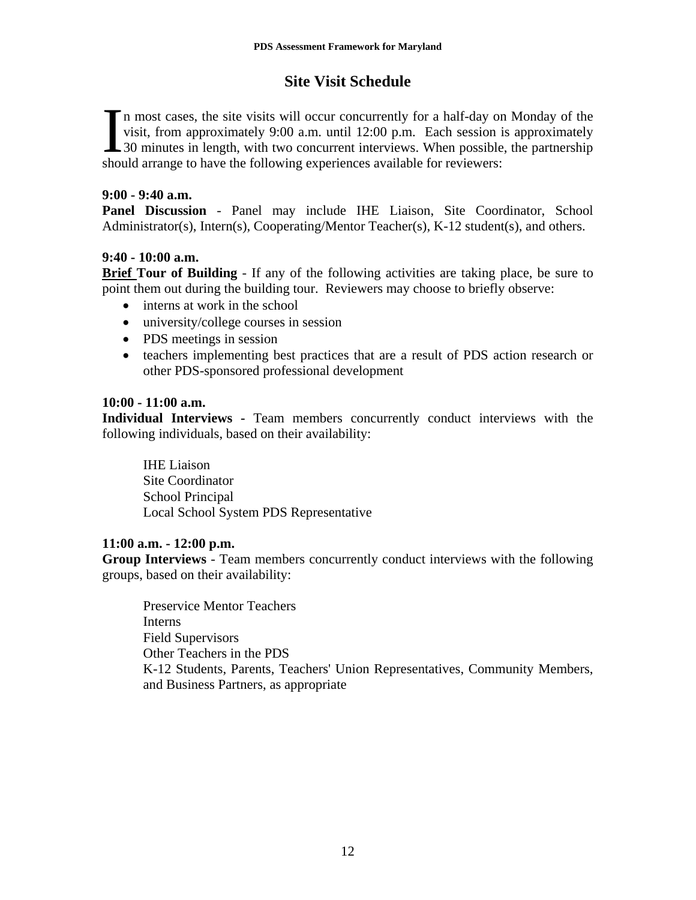## Site Visit Schedule

In most cases, the site visits will occur concurrently for a half-day on Monday of the visit, from approximately 9:00 a.m. until 12:00 p.m. Each session is approximately 30 minutes in length, with two concurrent interviews. When possible, the partnership should arrange to have the following experiences available for reviewers:

**9:00 - 9:40 a.m.**
**Panel Discussion** - Panel may include IHE Liaison, Site Coordinator, School Administrator(s), Intern(s), Cooperating/Mentor Teacher(s), K-12 student(s), and others.

**9:40 - 10:00 a.m.**
**Brief Tour of Building** - If any of the following activities are taking place, be sure to point them out during the building tour. Reviewers may choose to briefly observe:

- interns at work in the school
- university/college courses in session
- PDS meetings in session
- teachers implementing best practices that are a result of PDS action research or other PDS-sponsored professional development

**10:00 - 11:00 a.m.**
**Individual Interviews -** Team members concurrently conduct interviews with the following individuals, based on their availability:

IHE Liaison
Site Coordinator
School Principal
Local School System PDS Representative

**11:00 a.m. - 12:00 p.m.**
**Group Interviews** - Team members concurrently conduct interviews with the following groups, based on their availability:

Preservice Mentor Teachers
Interns
Field Supervisors
Other Teachers in the PDS
K-12 Students, Parents, Teachers' Union Representatives, Community Members, and Business Partners, as appropriate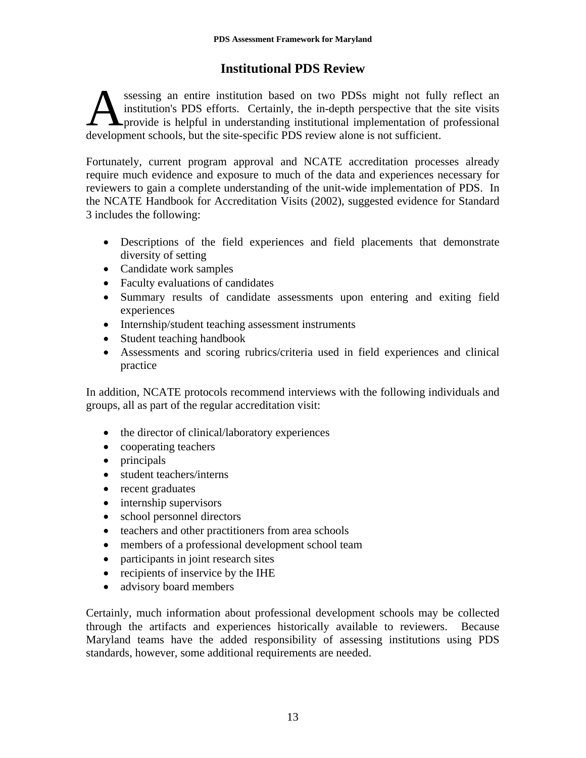# Institutional PDS Review

Assessing an entire institution based on two PDSs might not fully reflect an institution's PDS efforts. Certainly, the in-depth perspective that the site visits provide is helpful in understanding institutional implementation of professional development schools, but the site-specific PDS review alone is not sufficient.

Fortunately, current program approval and NCATE accreditation processes already require much evidence and exposure to much of the data and experiences necessary for reviewers to gain a complete understanding of the unit-wide implementation of PDS. In the NCATE Handbook for Accreditation Visits (2002), suggested evidence for Standard 3 includes the following:

- Descriptions of the field experiences and field placements that demonstrate diversity of setting
- Candidate work samples
- Faculty evaluations of candidates
- Summary results of candidate assessments upon entering and exiting field experiences
- Internship/student teaching assessment instruments
- Student teaching handbook
- Assessments and scoring rubrics/criteria used in field experiences and clinical practice

In addition, NCATE protocols recommend interviews with the following individuals and groups, all as part of the regular accreditation visit:

- the director of clinical/laboratory experiences
- cooperating teachers
- principals
- student teachers/interns
- recent graduates
- internship supervisors
- school personnel directors
- teachers and other practitioners from area schools
- members of a professional development school team
- participants in joint research sites
- recipients of inservice by the IHE
- advisory board members

Certainly, much information about professional development schools may be collected through the artifacts and experiences historically available to reviewers. Because Maryland teams have the added responsibility of assessing institutions using PDS standards, however, some additional requirements are needed.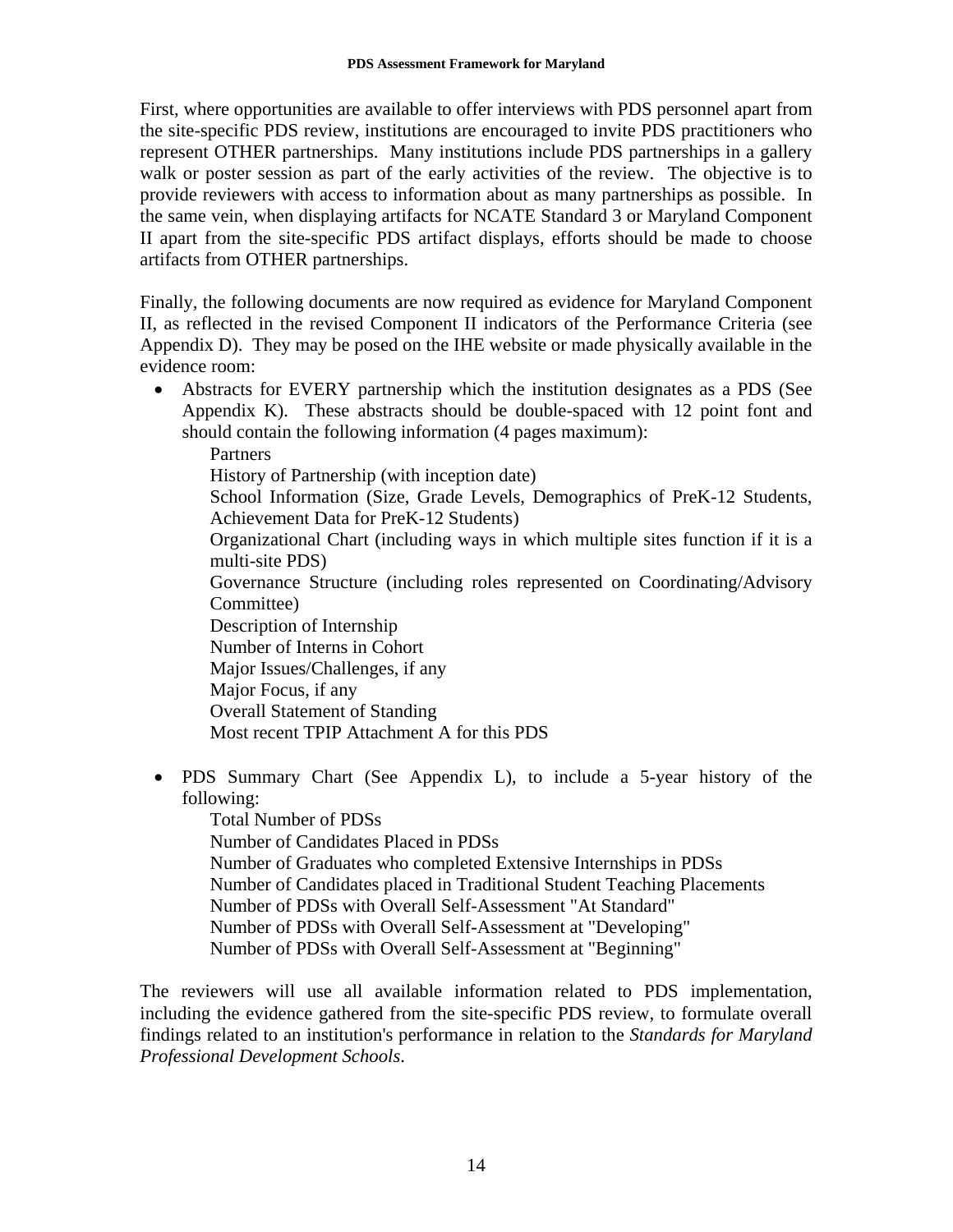First, where opportunities are available to offer interviews with PDS personnel apart from the site-specific PDS review, institutions are encouraged to invite PDS practitioners who represent OTHER partnerships. Many institutions include PDS partnerships in a gallery walk or poster session as part of the early activities of the review. The objective is to provide reviewers with access to information about as many partnerships as possible. In the same vein, when displaying artifacts for NCATE Standard 3 or Maryland Component II apart from the site-specific PDS artifact displays, efforts should be made to choose artifacts from OTHER partnerships.

Finally, the following documents are now required as evidence for Maryland Component II, as reflected in the revised Component II indicators of the Performance Criteria (see Appendix D). They may be posed on the IHE website or made physically available in the evidence room:

- Abstracts for EVERY partnership which the institution designates as a PDS (See Appendix K). These abstracts should be double-spaced with 12 point font and should contain the following information (4 pages maximum):
  - Partners
  - History of Partnership (with inception date)
  - School Information (Size, Grade Levels, Demographics of PreK-12 Students, Achievement Data for PreK-12 Students)
  - Organizational Chart (including ways in which multiple sites function if it is a multi-site PDS)
  - Governance Structure (including roles represented on Coordinating/Advisory Committee)
  - Description of Internship
  - Number of Interns in Cohort
  - Major Issues/Challenges, if any
  - Major Focus, if any
  - Overall Statement of Standing
  - Most recent TPIP Attachment A for this PDS

- PDS Summary Chart (See Appendix L), to include a 5-year history of the following:
  - Total Number of PDSs
  - Number of Candidates Placed in PDSs
  - Number of Graduates who completed Extensive Internships in PDSs
  - Number of Candidates placed in Traditional Student Teaching Placements
  - Number of PDSs with Overall Self-Assessment "At Standard"
  - Number of PDSs with Overall Self-Assessment at "Developing"
  - Number of PDSs with Overall Self-Assessment at "Beginning"

The reviewers will use all available information related to PDS implementation, including the evidence gathered from the site-specific PDS review, to formulate overall findings related to an institution's performance in relation to the *Standards for Maryland Professional Development Schools*.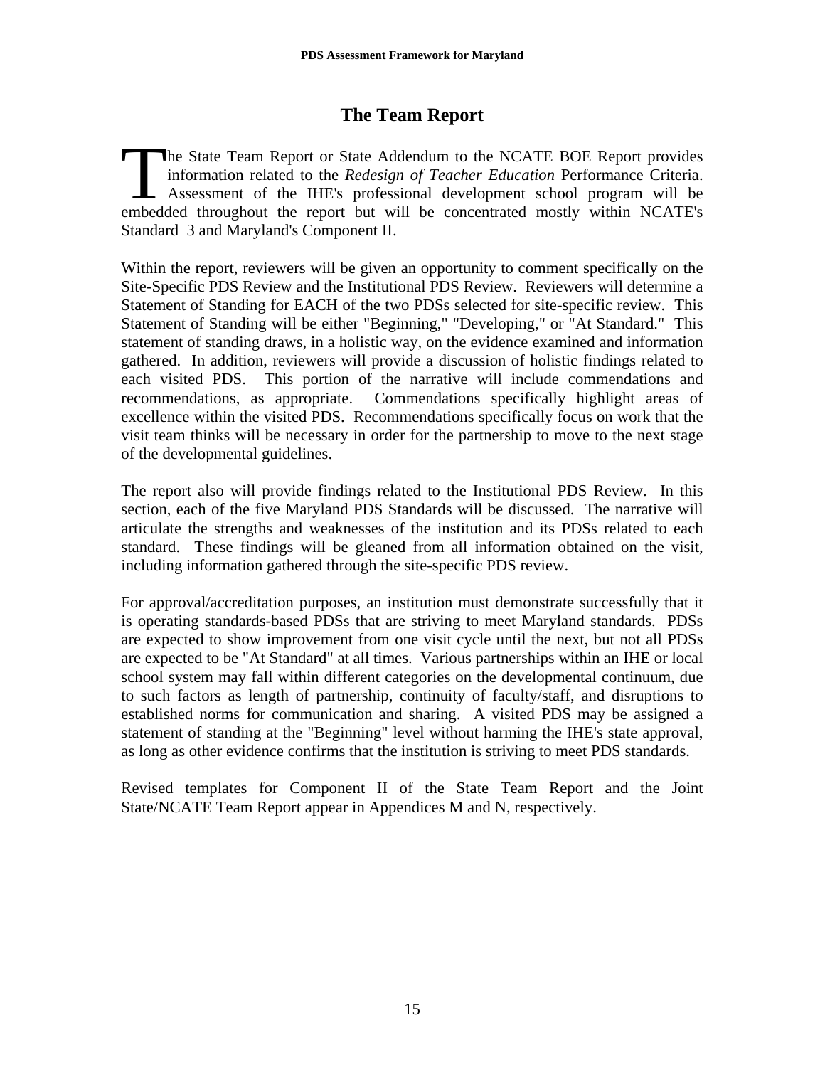# The Team Report

The State Team Report or State Addendum to the NCATE BOE Report provides information related to the *Redesign of Teacher Education* Performance Criteria. Assessment of the IHE's professional development school program will be embedded throughout the report but will be concentrated mostly within NCATE's Standard 3 and Maryland's Component II.

Within the report, reviewers will be given an opportunity to comment specifically on the Site-Specific PDS Review and the Institutional PDS Review. Reviewers will determine a Statement of Standing for EACH of the two PDSs selected for site-specific review. This Statement of Standing will be either "Beginning," "Developing," or "At Standard." This statement of standing draws, in a holistic way, on the evidence examined and information gathered. In addition, reviewers will provide a discussion of holistic findings related to each visited PDS. This portion of the narrative will include commendations and recommendations, as appropriate. Commendations specifically highlight areas of excellence within the visited PDS. Recommendations specifically focus on work that the visit team thinks will be necessary in order for the partnership to move to the next stage of the developmental guidelines.

The report also will provide findings related to the Institutional PDS Review. In this section, each of the five Maryland PDS Standards will be discussed. The narrative will articulate the strengths and weaknesses of the institution and its PDSs related to each standard. These findings will be gleaned from all information obtained on the visit, including information gathered through the site-specific PDS review.

For approval/accreditation purposes, an institution must demonstrate successfully that it is operating standards-based PDSs that are striving to meet Maryland standards. PDSs are expected to show improvement from one visit cycle until the next, but not all PDSs are expected to be "At Standard" at all times. Various partnerships within an IHE or local school system may fall within different categories on the developmental continuum, due to such factors as length of partnership, continuity of faculty/staff, and disruptions to established norms for communication and sharing. A visited PDS may be assigned a statement of standing at the "Beginning" level without harming the IHE's state approval, as long as other evidence confirms that the institution is striving to meet PDS standards.

Revised templates for Component II of the State Team Report and the Joint State/NCATE Team Report appear in Appendices M and N, respectively.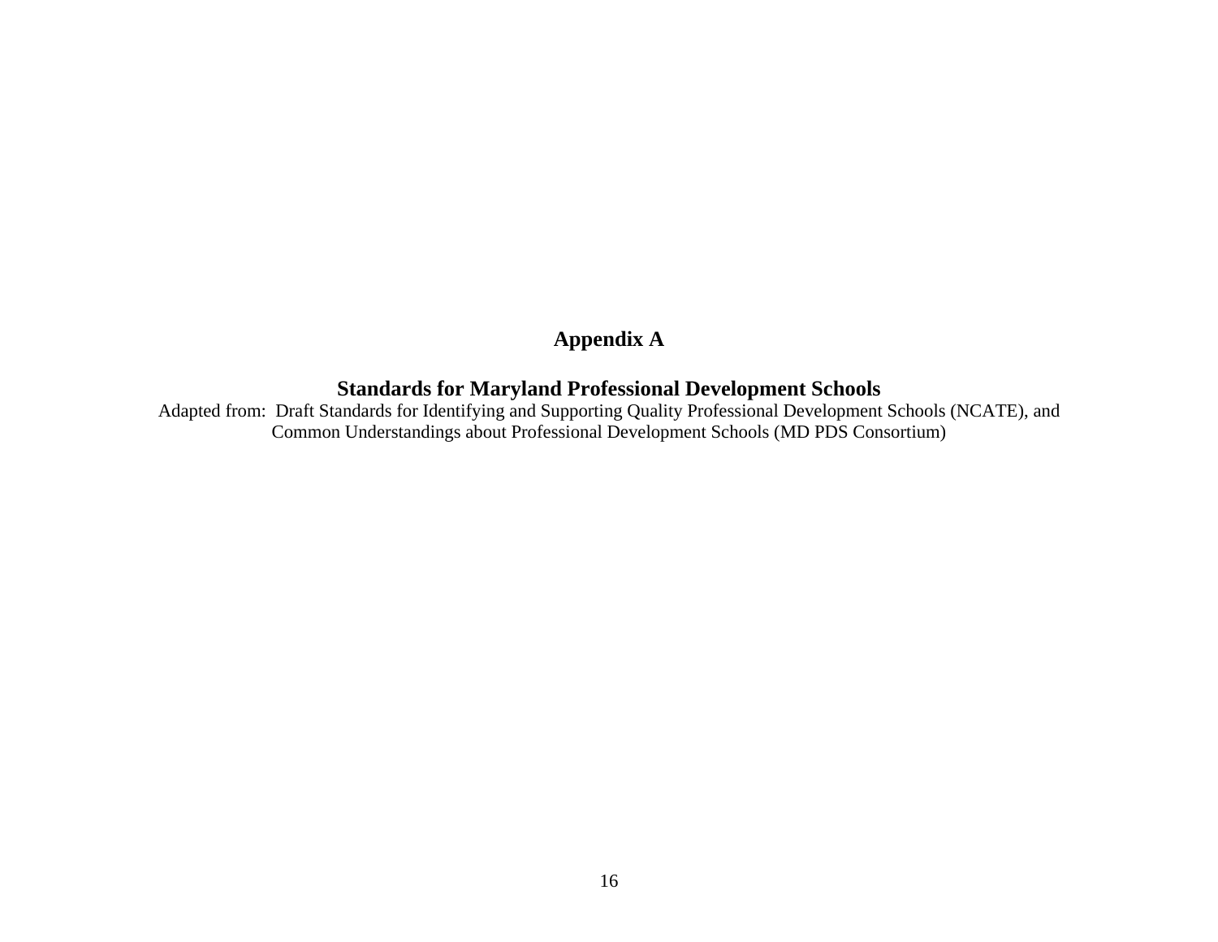# Appendix A

## Standards for Maryland Professional Development Schools

Adapted from: Draft Standards for Identifying and Supporting Quality Professional Development Schools (NCATE), and Common Understandings about Professional Development Schools (MD PDS Consortium)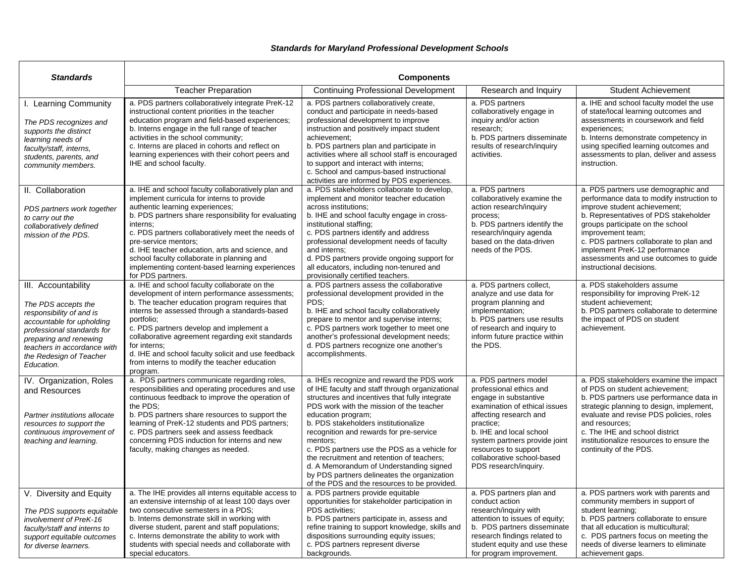## *Standards for Maryland Professional Development Schools*

| ***Standards*** | **Components** | | | |
|---|---|---|---|---|
| | Teacher Preparation | Continuing Professional Development | Research and Inquiry | Student Achievement |
| I. Learning Community<br><br>*The PDS recognizes and supports the distinct learning needs of faculty/staff, interns, students, parents, and community members.* | a. PDS partners collaboratively integrate PreK-12 instructional content priorities in the teacher education program and field-based experiences;<br>b. Interns engage in the full range of teacher activities in the school community;<br>c. Interns are placed in cohorts and reflect on learning experiences with their cohort peers and IHE and school faculty. | a. PDS partners collaboratively create, conduct and participate in needs-based professional development to improve instruction and positively impact student achievement;<br>b. PDS partners plan and participate in activities where all school staff is encouraged to support and interact with interns;<br>c. School and campus-based instructional activities are informed by PDS experiences. | a. PDS partners collaboratively engage in inquiry and/or action research;<br>b. PDS partners disseminate results of research/inquiry activities. | a. IHE and school faculty model the use of state/local learning outcomes and assessments in coursework and field experiences;<br>b. Interns demonstrate competency in using specified learning outcomes and assessments to plan, deliver and assess instruction. |
| II. Collaboration<br><br>*PDS partners work together to carry out the collaboratively defined mission of the PDS.* | a. IHE and school faculty collaboratively plan and implement curricula for interns to provide authentic learning experiences;<br>b. PDS partners share responsibility for evaluating interns;<br>c. PDS partners collaboratively meet the needs of pre-service mentors;<br>d. IHE teacher education, arts and science, and school faculty collaborate in planning and implementing content-based learning experiences for PDS partners. | a. PDS stakeholders collaborate to develop, implement and monitor teacher education across institutions;<br>b. IHE and school faculty engage in cross-institutional staffing;<br>c. PDS partners identify and address professional development needs of faculty and interns;<br>d. PDS partners provide ongoing support for all educators, including non-tenured and provisionally certified teachers. | a. PDS partners collaboratively examine the action research/inquiry process;<br>b. PDS partners identify the research/inquiry agenda based on the data-driven needs of the PDS. | a. PDS partners use demographic and performance data to modify instruction to improve student achievement;<br>b. Representatives of PDS stakeholder groups participate on the school improvement team;<br>c. PDS partners collaborate to plan and implement PreK-12 performance assessments and use outcomes to guide instructional decisions. |
| III. Accountability<br><br>*The PDS accepts the responsibility of and is accountable for upholding professional standards for preparing and renewing teachers in accordance with the Redesign of Teacher Education.* | a. IHE and school faculty collaborate on the development of intern performance assessments;<br>b. The teacher education program requires that interns be assessed through a standards-based portfolio;<br>c. PDS partners develop and implement a collaborative agreement regarding exit standards for interns;<br>d. IHE and school faculty solicit and use feedback from interns to modify the teacher education program. | a. PDS partners assess the collaborative professional development provided in the PDS;<br>b. IHE and school faculty collaboratively prepare to mentor and supervise interns;<br>c. PDS partners work together to meet one another's professional development needs;<br>d. PDS partners recognize one another's accomplishments. | a. PDS partners collect, analyze and use data for program planning and implementation;<br>b. PDS partners use results of research and inquiry to inform future practice within the PDS. | a. PDS stakeholders assume responsibility for improving PreK-12 student achievement;<br>b. PDS partners collaborate to determine the impact of PDS on student achievement. |
| IV. Organization, Roles and Resources<br><br>*Partner institutions allocate resources to support the continuous improvement of teaching and learning.* | a. PDS partners communicate regarding roles, responsibilities and operating procedures and use continuous feedback to improve the operation of the PDS;<br>b. PDS partners share resources to support the learning of PreK-12 students and PDS partners;<br>c. PDS partners seek and assess feedback concerning PDS induction for interns and new faculty, making changes as needed. | a. IHEs recognize and reward the PDS work of IHE faculty and staff through organizational structures and incentives that fully integrate PDS work with the mission of the teacher education program;<br>b. PDS stakeholders institutionalize recognition and rewards for pre-service mentors;<br>c. PDS partners use the PDS as a vehicle for the recruitment and retention of teachers;<br>d. A Memorandum of Understanding signed by PDS partners delineates the organization of the PDS and the resources to be provided. | a. PDS partners model professional ethics and engage in substantive examination of ethical issues affecting research and practice;<br>b. IHE and local school system partners provide joint resources to support collaborative school-based PDS research/inquiry. | a. PDS stakeholders examine the impact of PDS on student achievement;<br>b. PDS partners use performance data in strategic planning to design, implement, evaluate and revise PDS policies, roles and resources;<br>c. The IHE and school district institutionalize resources to ensure the continuity of the PDS. |
| V. Diversity and Equity<br><br>*The PDS supports equitable involvement of PreK-16 faculty/staff and interns to support equitable outcomes for diverse learners.* | a. The IHE provides all interns equitable access to an extensive internship of at least 100 days over two consecutive semesters in a PDS;<br>b. Interns demonstrate skill in working with diverse student, parent and staff populations;<br>c. Interns demonstrate the ability to work with students with special needs and collaborate with special educators. | a. PDS partners provide equitable opportunities for stakeholder participation in PDS activities;<br>b. PDS partners participate in, assess and refine training to support knowledge, skills and dispositions surrounding equity issues;<br>c. PDS partners represent diverse backgrounds. | a. PDS partners plan and conduct action research/inquiry with attention to issues of equity;<br>b. PDS partners disseminate research findings related to student equity and use these for program improvement. | a. PDS partners work with parents and community members in support of student learning;<br>b. PDS partners collaborate to ensure that all education is multicultural;<br>c. PDS partners focus on meeting the needs of diverse learners to eliminate achievement gaps. |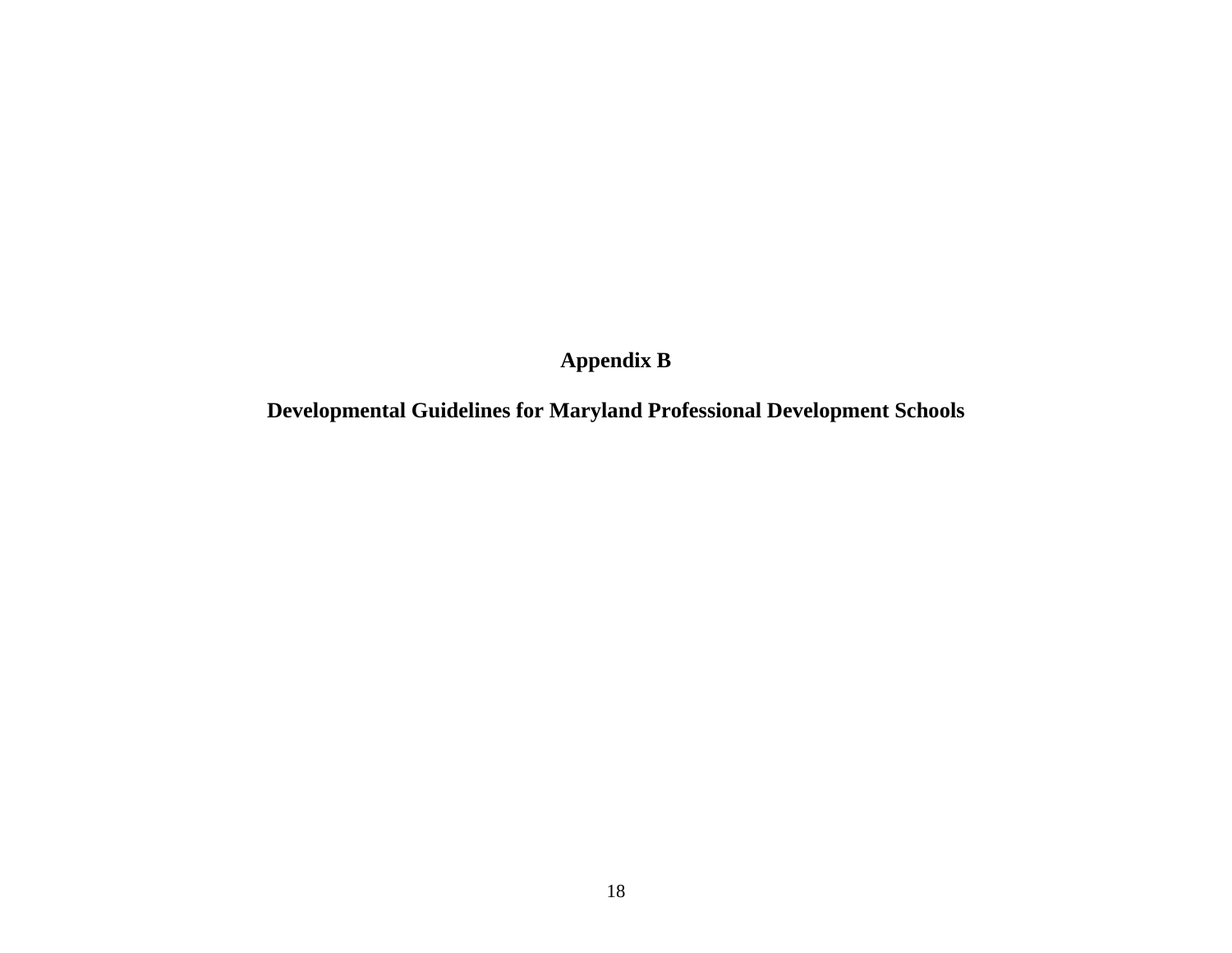# Appendix B

## Developmental Guidelines for Maryland Professional Development Schools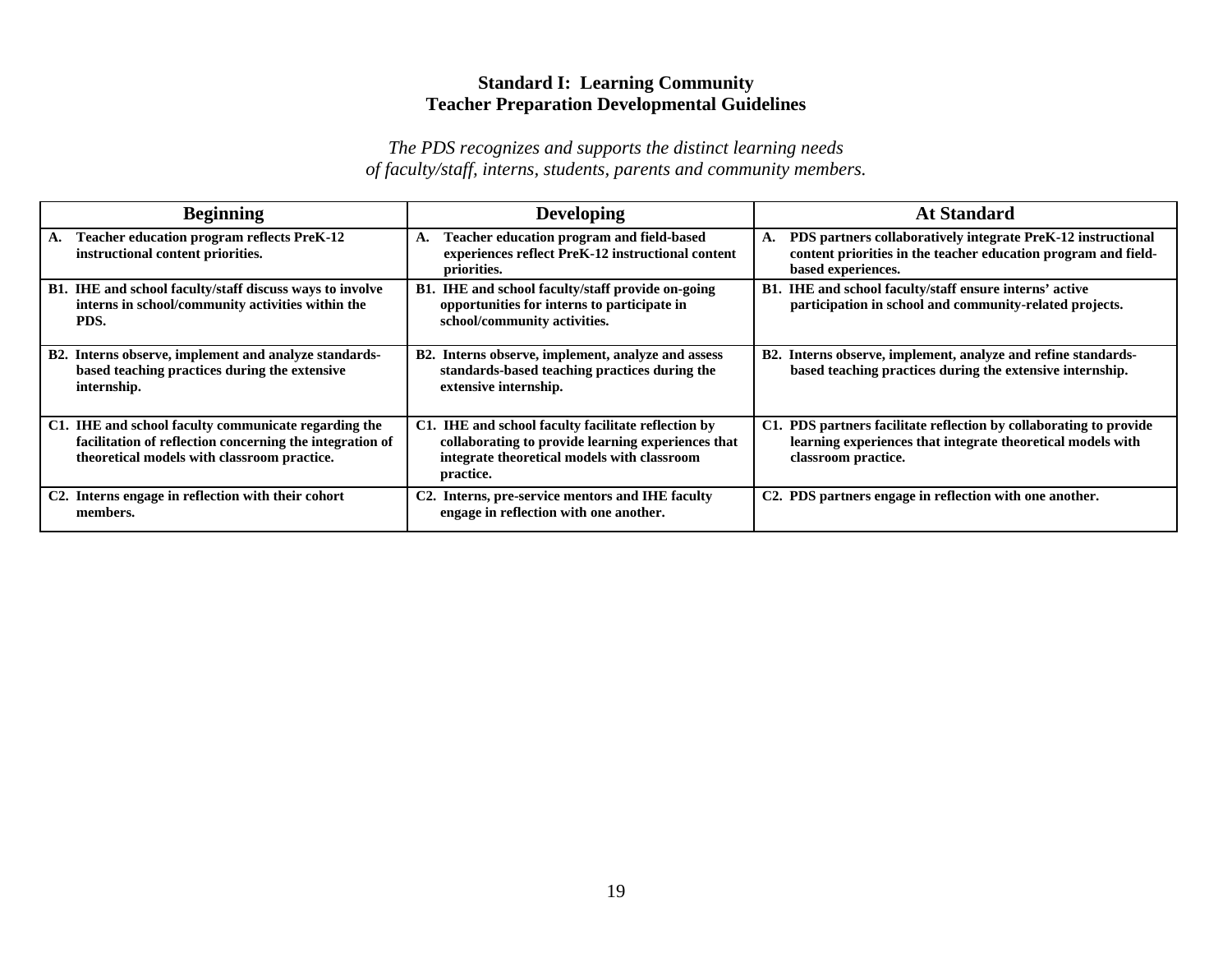## Standard I: Learning Community
## Teacher Preparation Developmental Guidelines

*The PDS recognizes and supports the distinct learning needs of faculty/staff, interns, students, parents and community members.*

| Beginning | Developing | At Standard |
|---|---|---|
| **A. Teacher education program reflects PreK-12 instructional content priorities.** | **A. Teacher education program and field-based experiences reflect PreK-12 instructional content priorities.** | **A. PDS partners collaboratively integrate PreK-12 instructional content priorities in the teacher education program and field-based experiences.** |
| **B1. IHE and school faculty/staff discuss ways to involve interns in school/community activities within the PDS.** | **B1. IHE and school faculty/staff provide on-going opportunities for interns to participate in school/community activities.** | **B1. IHE and school faculty/staff ensure interns' active participation in school and community-related projects.** |
| **B2. Interns observe, implement and analyze standards-based teaching practices during the extensive internship.** | **B2. Interns observe, implement, analyze and assess standards-based teaching practices during the extensive internship.** | **B2. Interns observe, implement, analyze and refine standards-based teaching practices during the extensive internship.** |
| **C1. IHE and school faculty communicate regarding the facilitation of reflection concerning the integration of theoretical models with classroom practice.** | **C1. IHE and school faculty facilitate reflection by collaborating to provide learning experiences that integrate theoretical models with classroom practice.** | **C1. PDS partners facilitate reflection by collaborating to provide learning experiences that integrate theoretical models with classroom practice.** |
| **C2. Interns engage in reflection with their cohort members.** | **C2. Interns, pre-service mentors and IHE faculty engage in reflection with one another.** | **C2. PDS partners engage in reflection with one another.** |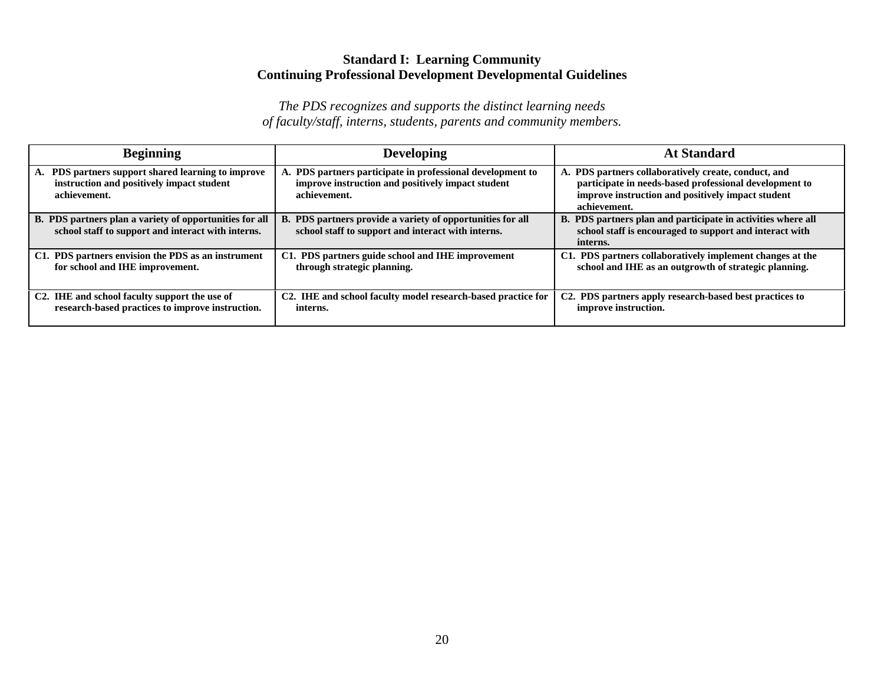### Standard I: Learning Community
### Continuing Professional Development Developmental Guidelines

*The PDS recognizes and supports the distinct learning needs of faculty/staff, interns, students, parents and community members.*

| Beginning | Developing | At Standard |
|---|---|---|
| **A. PDS partners support shared learning to improve instruction and positively impact student achievement.** | **A. PDS partners participate in professional development to improve instruction and positively impact student achievement.** | **A. PDS partners collaboratively create, conduct, and participate in needs-based professional development to improve instruction and positively impact student achievement.** |
| **B. PDS partners plan a variety of opportunities for all school staff to support and interact with interns.** | **B. PDS partners provide a variety of opportunities for all school staff to support and interact with interns.** | **B. PDS partners plan and participate in activities where all school staff is encouraged to support and interact with interns.** |
| **C1. PDS partners envision the PDS as an instrument for school and IHE improvement.** | **C1. PDS partners guide school and IHE improvement through strategic planning.** | **C1. PDS partners collaboratively implement changes at the school and IHE as an outgrowth of strategic planning.** |
| **C2. IHE and school faculty support the use of research-based practices to improve instruction.** | **C2. IHE and school faculty model research-based practice for interns.** | **C2. PDS partners apply research-based best practices to improve instruction.** |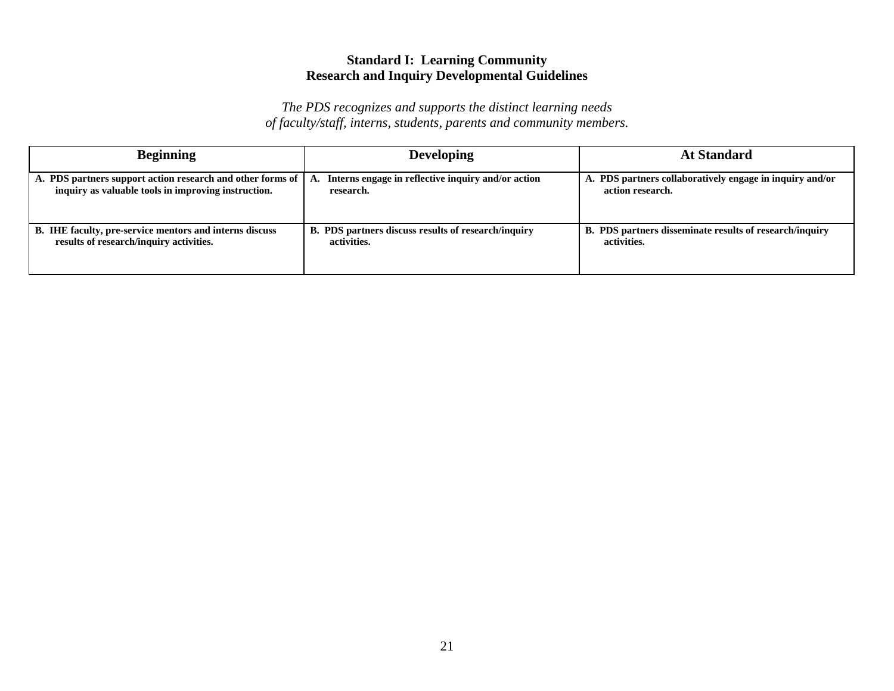**Standard I: Learning Community**
**Research and Inquiry Developmental Guidelines**

*The PDS recognizes and supports the distinct learning needs of faculty/staff, interns, students, parents and community members.*

| Beginning | Developing | At Standard |
|---|---|---|
| **A. PDS partners support action research and other forms of inquiry as valuable tools in improving instruction.** | **A. Interns engage in reflective inquiry and/or action research.** | **A. PDS partners collaboratively engage in inquiry and/or action research.** |
| **B. IHE faculty, pre-service mentors and interns discuss results of research/inquiry activities.** | **B. PDS partners discuss results of research/inquiry activities.** | **B. PDS partners disseminate results of research/inquiry activities.** |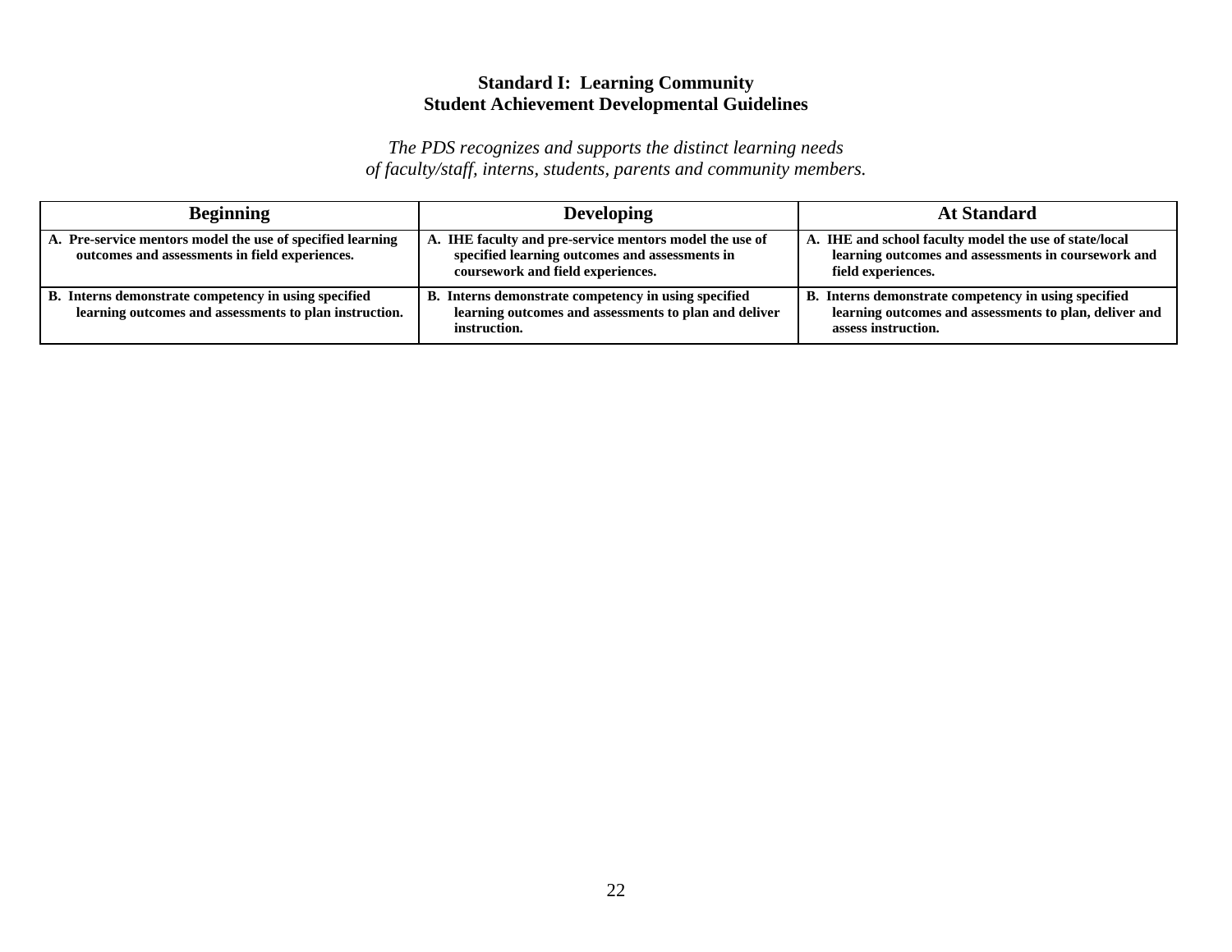**Standard I: Learning Community**
**Student Achievement Developmental Guidelines**

*The PDS recognizes and supports the distinct learning needs of faculty/staff, interns, students, parents and community members.*

| Beginning | Developing | At Standard |
|---|---|---|
| **A. Pre-service mentors model the use of specified learning outcomes and assessments in field experiences.** | **A. IHE faculty and pre-service mentors model the use of specified learning outcomes and assessments in coursework and field experiences.** | **A. IHE and school faculty model the use of state/local learning outcomes and assessments in coursework and field experiences.** |
| **B. Interns demonstrate competency in using specified learning outcomes and assessments to plan instruction.** | **B. Interns demonstrate competency in using specified learning outcomes and assessments to plan and deliver instruction.** | **B. Interns demonstrate competency in using specified learning outcomes and assessments to plan, deliver and assess instruction.** |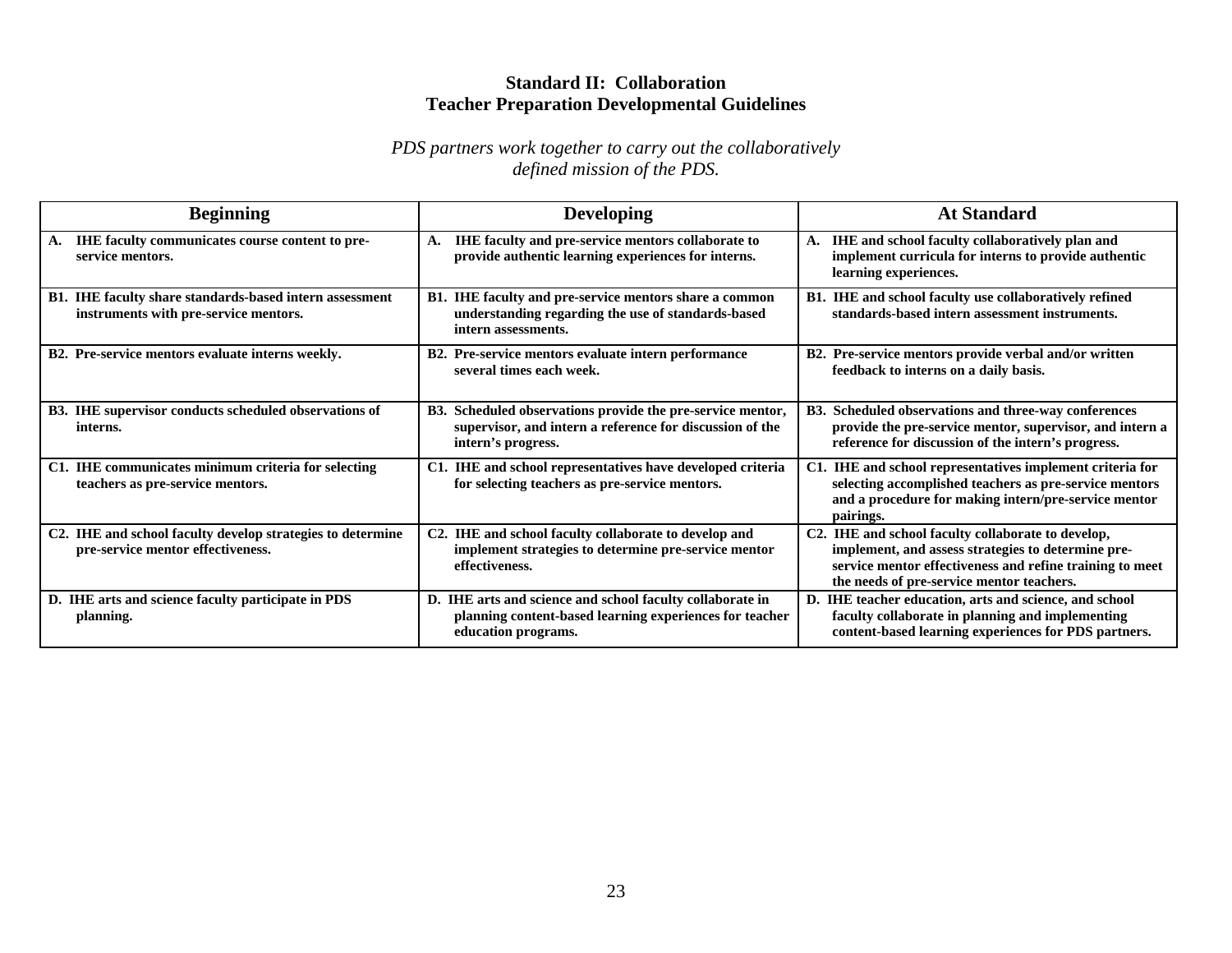## Standard II: Collaboration
## Teacher Preparation Developmental Guidelines

*PDS partners work together to carry out the collaboratively defined mission of the PDS.*

| Beginning | Developing | At Standard |
|---|---|---|
| **A. IHE faculty communicates course content to pre-service mentors.** | **A. IHE faculty and pre-service mentors collaborate to provide authentic learning experiences for interns.** | **A. IHE and school faculty collaboratively plan and implement curricula for interns to provide authentic learning experiences.** |
| **B1. IHE faculty share standards-based intern assessment instruments with pre-service mentors.** | **B1. IHE faculty and pre-service mentors share a common understanding regarding the use of standards-based intern assessments.** | **B1. IHE and school faculty use collaboratively refined standards-based intern assessment instruments.** |
| **B2. Pre-service mentors evaluate interns weekly.** | **B2. Pre-service mentors evaluate intern performance several times each week.** | **B2. Pre-service mentors provide verbal and/or written feedback to interns on a daily basis.** |
| **B3. IHE supervisor conducts scheduled observations of interns.** | **B3. Scheduled observations provide the pre-service mentor, supervisor, and intern a reference for discussion of the intern's progress.** | **B3. Scheduled observations and three-way conferences provide the pre-service mentor, supervisor, and intern a reference for discussion of the intern's progress.** |
| **C1. IHE communicates minimum criteria for selecting teachers as pre-service mentors.** | **C1. IHE and school representatives have developed criteria for selecting teachers as pre-service mentors.** | **C1. IHE and school representatives implement criteria for selecting accomplished teachers as pre-service mentors and a procedure for making intern/pre-service mentor pairings.** |
| **C2. IHE and school faculty develop strategies to determine pre-service mentor effectiveness.** | **C2. IHE and school faculty collaborate to develop and implement strategies to determine pre-service mentor effectiveness.** | **C2. IHE and school faculty collaborate to develop, implement, and assess strategies to determine pre-service mentor effectiveness and refine training to meet the needs of pre-service mentor teachers.** |
| **D. IHE arts and science faculty participate in PDS planning.** | **D. IHE arts and science and school faculty collaborate in planning content-based learning experiences for teacher education programs.** | **D. IHE teacher education, arts and science, and school faculty collaborate in planning and implementing content-based learning experiences for PDS partners.** |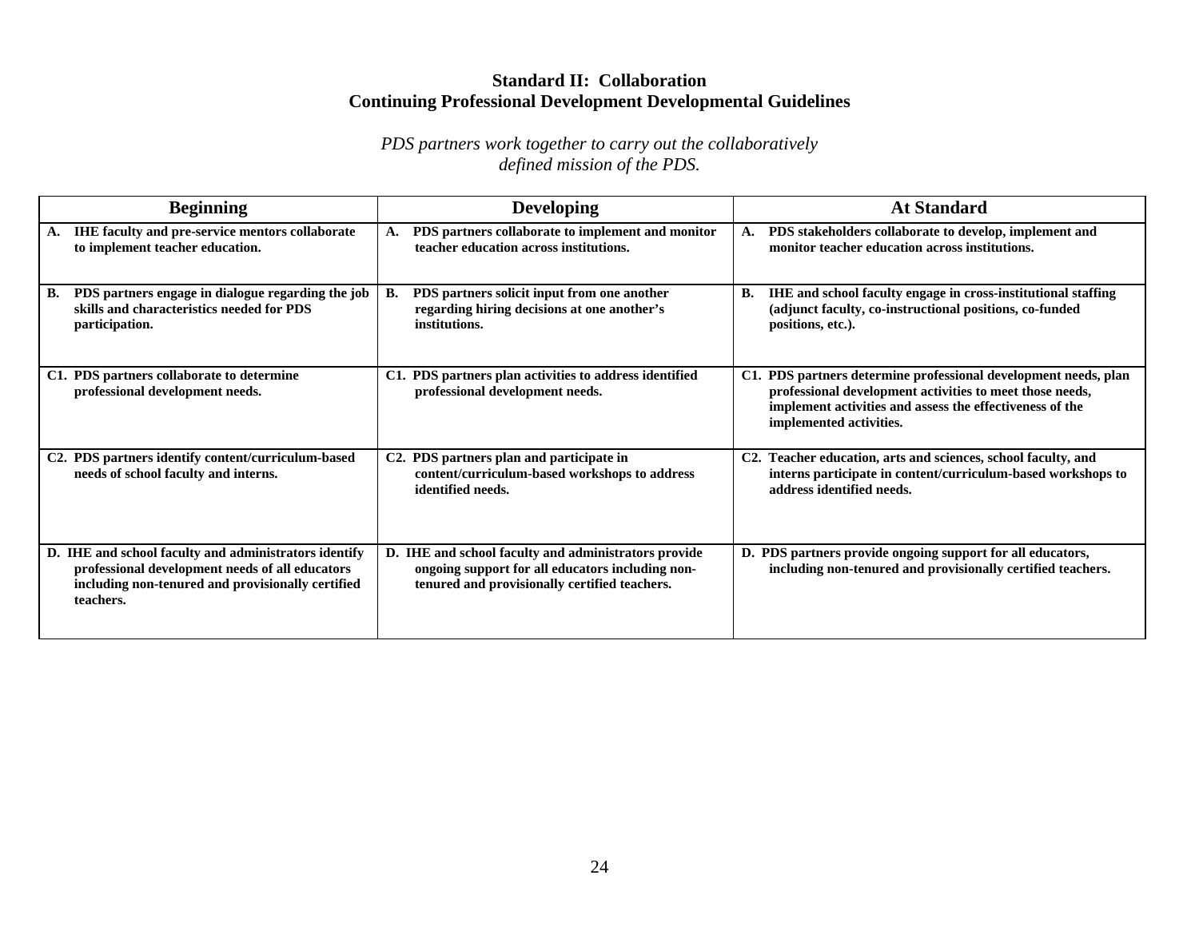## Standard II: Collaboration
## Continuing Professional Development Developmental Guidelines

*PDS partners work together to carry out the collaboratively defined mission of the PDS.*

| Beginning | Developing | At Standard |
|---|---|---|
| **A. IHE faculty and pre-service mentors collaborate to implement teacher education.** | **A. PDS partners collaborate to implement and monitor teacher education across institutions.** | **A. PDS stakeholders collaborate to develop, implement and monitor teacher education across institutions.** |
| **B. PDS partners engage in dialogue regarding the job skills and characteristics needed for PDS participation.** | **B. PDS partners solicit input from one another regarding hiring decisions at one another's institutions.** | **B. IHE and school faculty engage in cross-institutional staffing (adjunct faculty, co-instructional positions, co-funded positions, etc.).** |
| **C1. PDS partners collaborate to determine professional development needs.** | **C1. PDS partners plan activities to address identified professional development needs.** | **C1. PDS partners determine professional development needs, plan professional development activities to meet those needs, implement activities and assess the effectiveness of the implemented activities.** |
| **C2. PDS partners identify content/curriculum-based needs of school faculty and interns.** | **C2. PDS partners plan and participate in content/curriculum-based workshops to address identified needs.** | **C2. Teacher education, arts and sciences, school faculty, and interns participate in content/curriculum-based workshops to address identified needs.** |
| **D. IHE and school faculty and administrators identify professional development needs of all educators including non-tenured and provisionally certified teachers.** | **D. IHE and school faculty and administrators provide ongoing support for all educators including non-tenured and provisionally certified teachers.** | **D. PDS partners provide ongoing support for all educators, including non-tenured and provisionally certified teachers.** |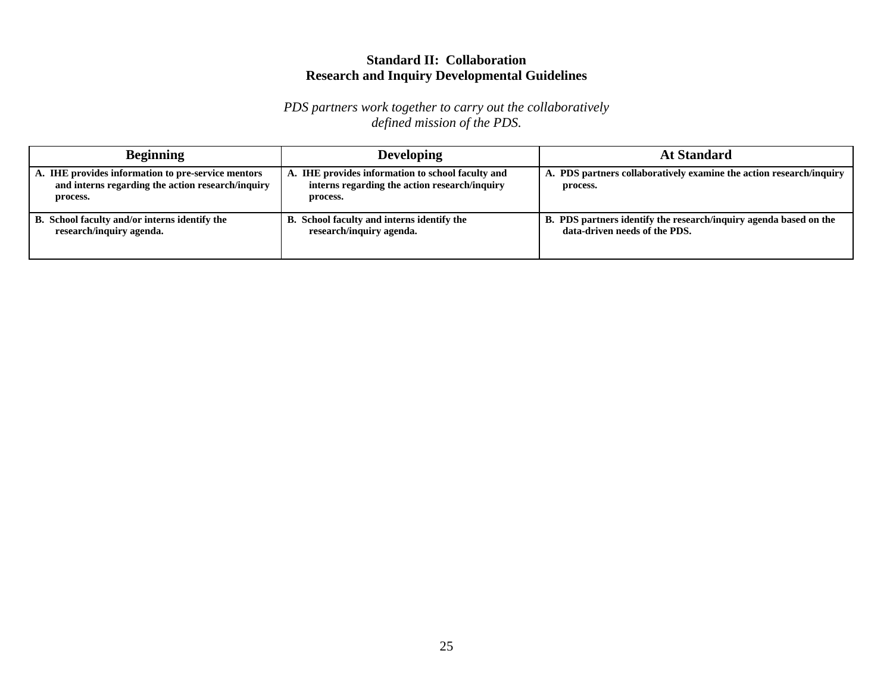# Standard II: Collaboration
## Research and Inquiry Developmental Guidelines

*PDS partners work together to carry out the collaboratively defined mission of the PDS.*

| Beginning | Developing | At Standard |
|---|---|---|
| **A. IHE provides information to pre-service mentors and interns regarding the action research/inquiry process.** | **A. IHE provides information to school faculty and interns regarding the action research/inquiry process.** | **A. PDS partners collaboratively examine the action research/inquiry process.** |
| **B. School faculty and/or interns identify the research/inquiry agenda.** | **B. School faculty and interns identify the research/inquiry agenda.** | **B. PDS partners identify the research/inquiry agenda based on the data-driven needs of the PDS.** |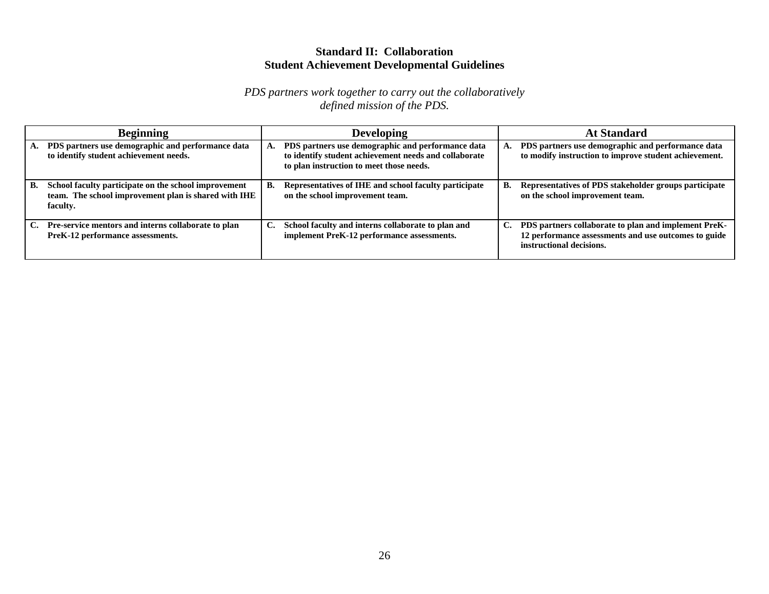## Standard II: Collaboration
## Student Achievement Developmental Guidelines

*PDS partners work together to carry out the collaboratively defined mission of the PDS.*

| Beginning | Developing | At Standard |
|---|---|---|
| **A. PDS partners use demographic and performance data to identify student achievement needs.** | **A. PDS partners use demographic and performance data to identify student achievement needs and collaborate to plan instruction to meet those needs.** | **A. PDS partners use demographic and performance data to modify instruction to improve student achievement.** |
| **B. School faculty participate on the school improvement team. The school improvement plan is shared with IHE faculty.** | **B. Representatives of IHE and school faculty participate on the school improvement team.** | **B. Representatives of PDS stakeholder groups participate on the school improvement team.** |
| **C. Pre-service mentors and interns collaborate to plan PreK-12 performance assessments.** | **C. School faculty and interns collaborate to plan and implement PreK-12 performance assessments.** | **C. PDS partners collaborate to plan and implement PreK-12 performance assessments and use outcomes to guide instructional decisions.** |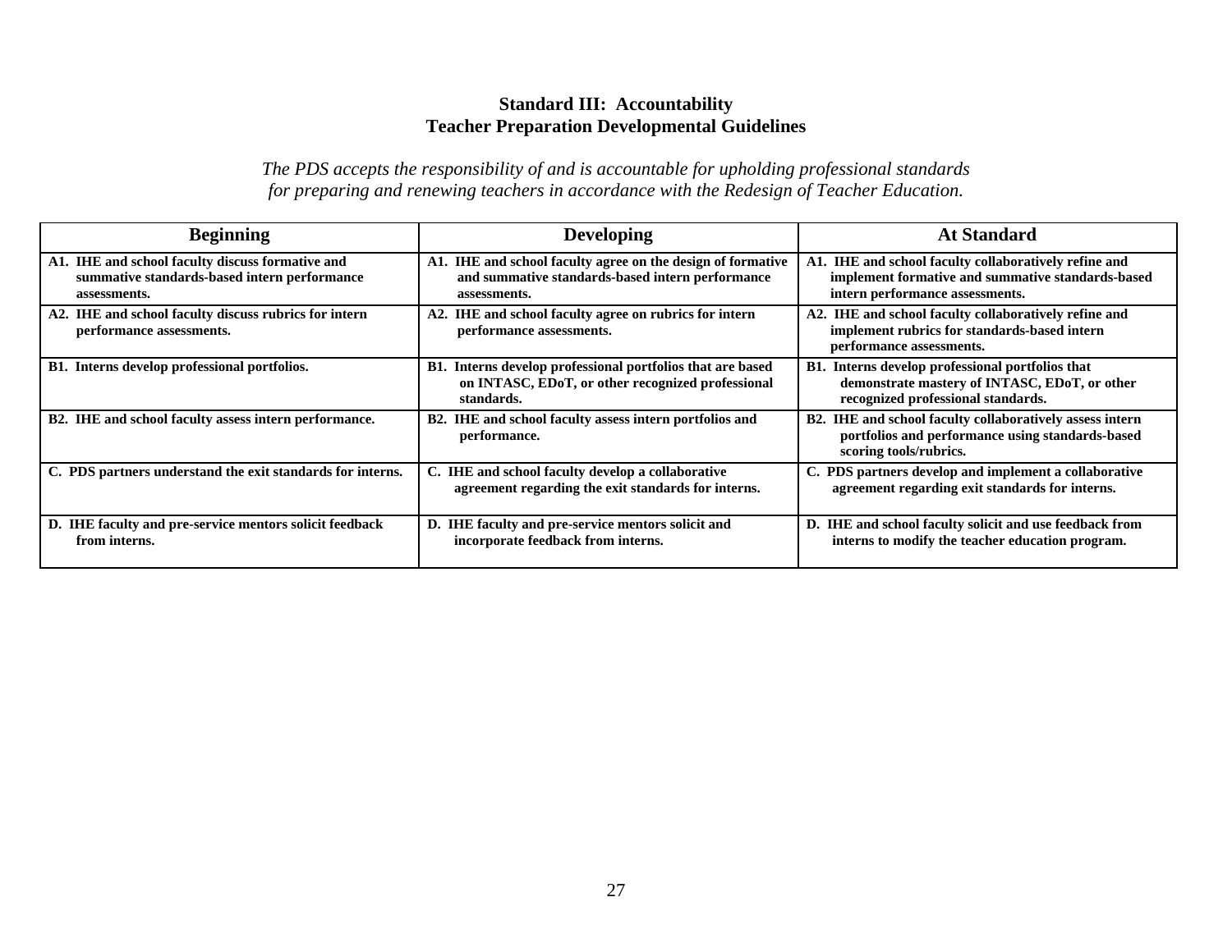## Standard III: Accountability
## Teacher Preparation Developmental Guidelines

*The PDS accepts the responsibility of and is accountable for upholding professional standards for preparing and renewing teachers in accordance with the Redesign of Teacher Education.*

| Beginning | Developing | At Standard |
|---|---|---|
| **A1. IHE and school faculty discuss formative and summative standards-based intern performance assessments.** | **A1. IHE and school faculty agree on the design of formative and summative standards-based intern performance assessments.** | **A1. IHE and school faculty collaboratively refine and implement formative and summative standards-based intern performance assessments.** |
| **A2. IHE and school faculty discuss rubrics for intern performance assessments.** | **A2. IHE and school faculty agree on rubrics for intern performance assessments.** | **A2. IHE and school faculty collaboratively refine and implement rubrics for standards-based intern performance assessments.** |
| **B1. Interns develop professional portfolios.** | **B1. Interns develop professional portfolios that are based on INTASC, EDoT, or other recognized professional standards.** | **B1. Interns develop professional portfolios that demonstrate mastery of INTASC, EDoT, or other recognized professional standards.** |
| **B2. IHE and school faculty assess intern performance.** | **B2. IHE and school faculty assess intern portfolios and performance.** | **B2. IHE and school faculty collaboratively assess intern portfolios and performance using standards-based scoring tools/rubrics.** |
| **C. PDS partners understand the exit standards for interns.** | **C. IHE and school faculty develop a collaborative agreement regarding the exit standards for interns.** | **C. PDS partners develop and implement a collaborative agreement regarding exit standards for interns.** |
| **D. IHE faculty and pre-service mentors solicit feedback from interns.** | **D. IHE faculty and pre-service mentors solicit and incorporate feedback from interns.** | **D. IHE and school faculty solicit and use feedback from interns to modify the teacher education program.** |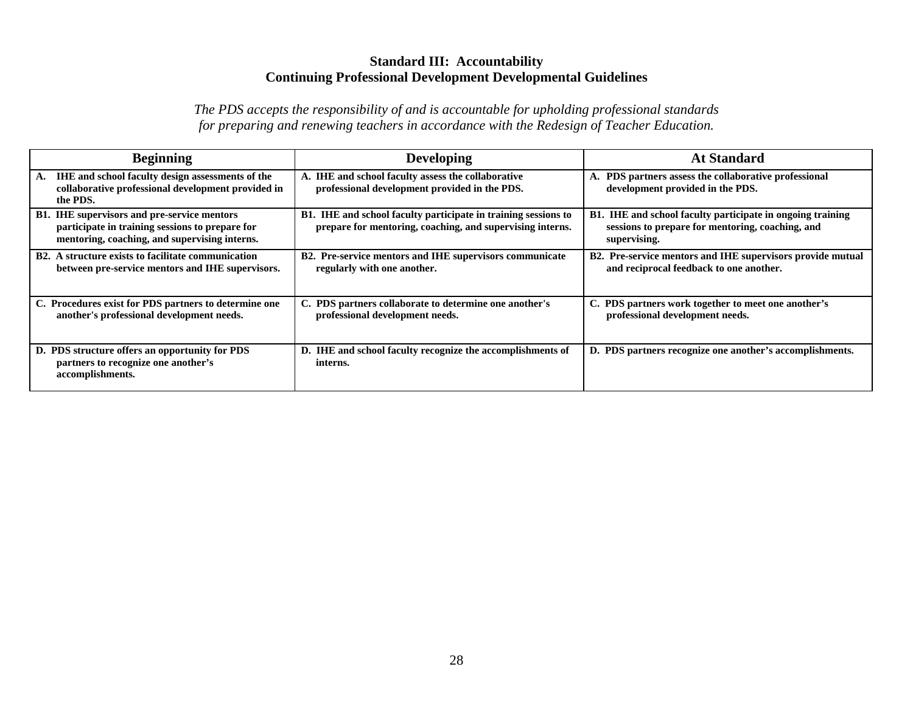## Standard III: Accountability
## Continuing Professional Development Developmental Guidelines

*The PDS accepts the responsibility of and is accountable for upholding professional standards for preparing and renewing teachers in accordance with the Redesign of Teacher Education.*

| Beginning | Developing | At Standard |
|---|---|---|
| **A. IHE and school faculty design assessments of the collaborative professional development provided in the PDS.** | **A. IHE and school faculty assess the collaborative professional development provided in the PDS.** | **A. PDS partners assess the collaborative professional development provided in the PDS.** |
| **B1. IHE supervisors and pre-service mentors participate in training sessions to prepare for mentoring, coaching, and supervising interns.** | **B1. IHE and school faculty participate in training sessions to prepare for mentoring, coaching, and supervising interns.** | **B1. IHE and school faculty participate in ongoing training sessions to prepare for mentoring, coaching, and supervising.** |
| **B2. A structure exists to facilitate communication between pre-service mentors and IHE supervisors.** | **B2. Pre-service mentors and IHE supervisors communicate regularly with one another.** | **B2. Pre-service mentors and IHE supervisors provide mutual and reciprocal feedback to one another.** |
| **C. Procedures exist for PDS partners to determine one another's professional development needs.** | **C. PDS partners collaborate to determine one another's professional development needs.** | **C. PDS partners work together to meet one another's professional development needs.** |
| **D. PDS structure offers an opportunity for PDS partners to recognize one another's accomplishments.** | **D. IHE and school faculty recognize the accomplishments of interns.** | **D. PDS partners recognize one another's accomplishments.** |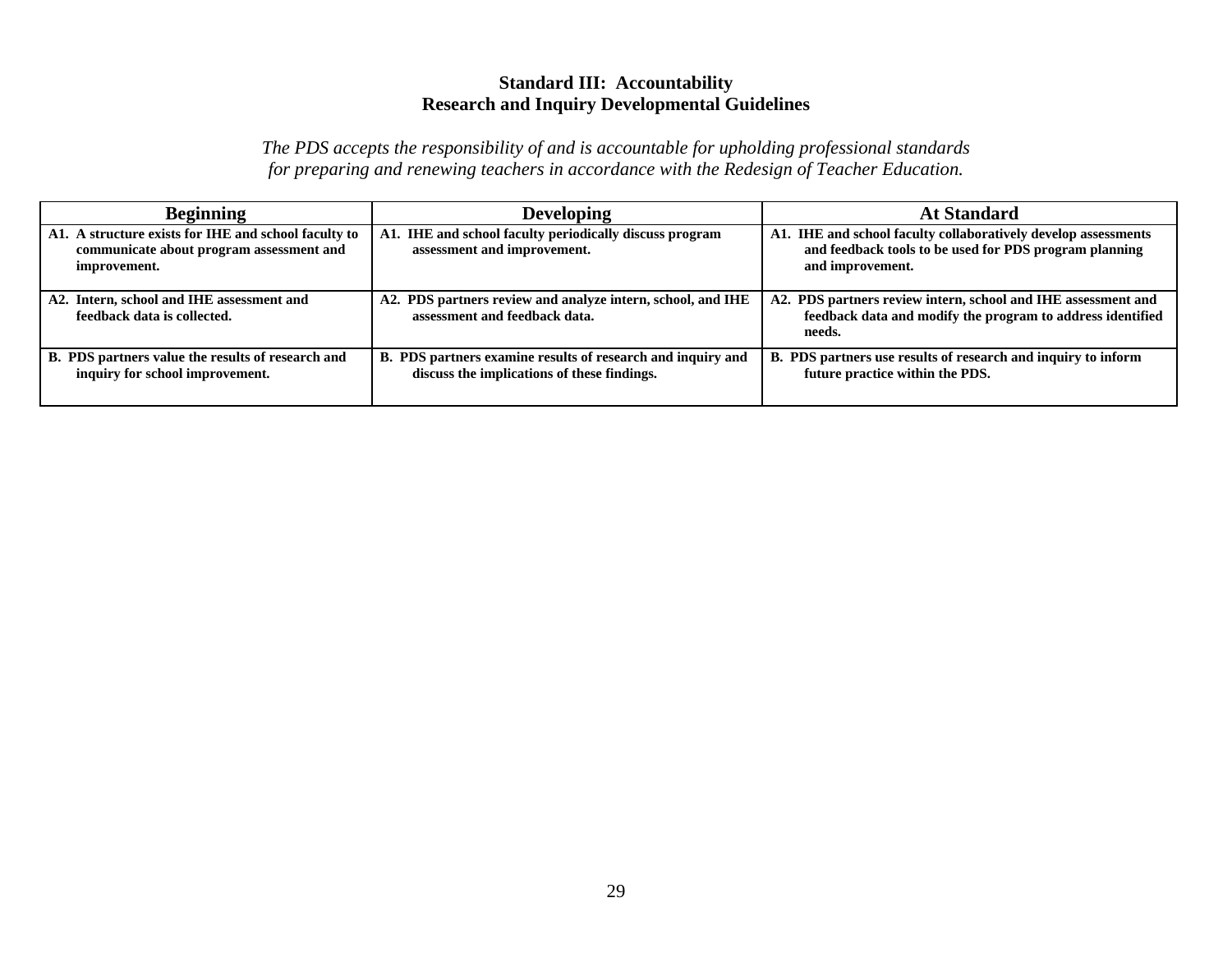## Standard III: Accountability
## Research and Inquiry Developmental Guidelines

*The PDS accepts the responsibility of and is accountable for upholding professional standards for preparing and renewing teachers in accordance with the Redesign of Teacher Education.*

| Beginning | Developing | At Standard |
|---|---|---|
| **A1. A structure exists for IHE and school faculty to communicate about program assessment and improvement.** | **A1. IHE and school faculty periodically discuss program assessment and improvement.** | **A1. IHE and school faculty collaboratively develop assessments and feedback tools to be used for PDS program planning and improvement.** |
| **A2. Intern, school and IHE assessment and feedback data is collected.** | **A2. PDS partners review and analyze intern, school, and IHE assessment and feedback data.** | **A2. PDS partners review intern, school and IHE assessment and feedback data and modify the program to address identified needs.** |
| **B. PDS partners value the results of research and inquiry for school improvement.** | **B. PDS partners examine results of research and inquiry and discuss the implications of these findings.** | **B. PDS partners use results of research and inquiry to inform future practice within the PDS.** |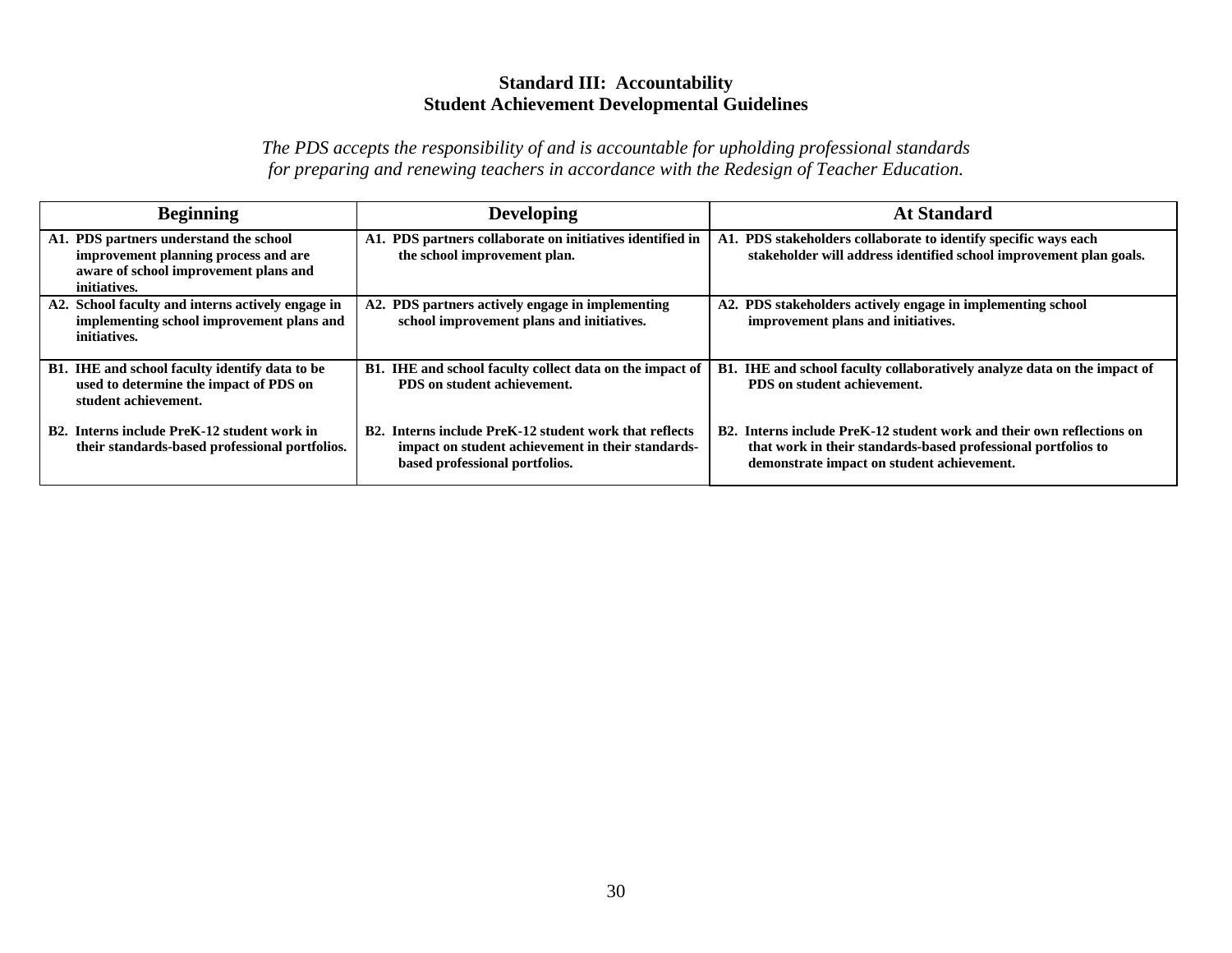## Standard III: Accountability
## Student Achievement Developmental Guidelines

*The PDS accepts the responsibility of and is accountable for upholding professional standards for preparing and renewing teachers in accordance with the Redesign of Teacher Education.*

| Beginning | Developing | At Standard |
|---|---|---|
| **A1. PDS partners understand the school improvement planning process and are aware of school improvement plans and initiatives.** | **A1. PDS partners collaborate on initiatives identified in the school improvement plan.** | **A1. PDS stakeholders collaborate to identify specific ways each stakeholder will address identified school improvement plan goals.** |
| **A2. School faculty and interns actively engage in implementing school improvement plans and initiatives.** | **A2. PDS partners actively engage in implementing school improvement plans and initiatives.** | **A2. PDS stakeholders actively engage in implementing school improvement plans and initiatives.** |
| **B1. IHE and school faculty identify data to be used to determine the impact of PDS on student achievement.**<br><br>**B2. Interns include PreK-12 student work in their standards-based professional portfolios.** | **B1. IHE and school faculty collect data on the impact of PDS on student achievement.**<br><br>**B2. Interns include PreK-12 student work that reflects impact on student achievement in their standards-based professional portfolios.** | **B1. IHE and school faculty collaboratively analyze data on the impact of PDS on student achievement.**<br><br>**B2. Interns include PreK-12 student work and their own reflections on that work in their standards-based professional portfolios to demonstrate impact on student achievement.** |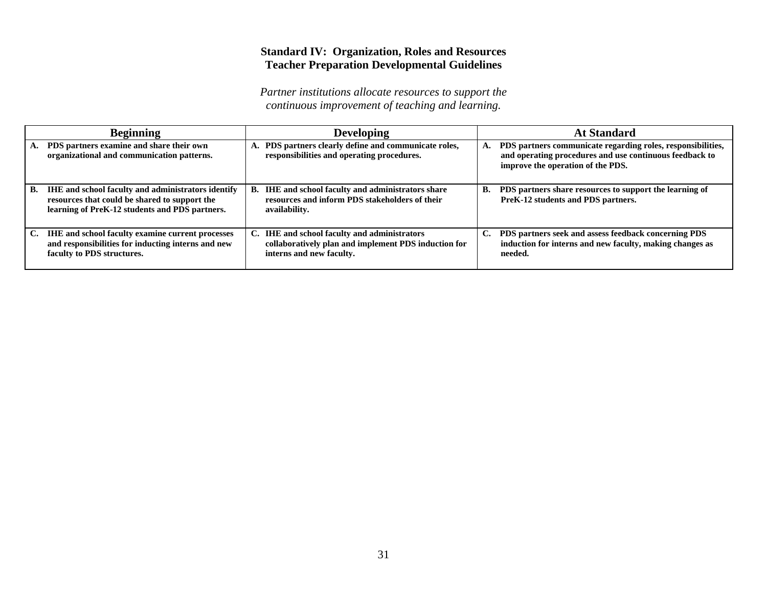## Standard IV: Organization, Roles and Resources
## Teacher Preparation Developmental Guidelines

*Partner institutions allocate resources to support the continuous improvement of teaching and learning.*

| Beginning | Developing | At Standard |
|---|---|---|
| **A. PDS partners examine and share their own organizational and communication patterns.** | **A. PDS partners clearly define and communicate roles, responsibilities and operating procedures.** | **A. PDS partners communicate regarding roles, responsibilities, and operating procedures and use continuous feedback to improve the operation of the PDS.** |
| **B. IHE and school faculty and administrators identify resources that could be shared to support the learning of PreK-12 students and PDS partners.** | **B. IHE and school faculty and administrators share resources and inform PDS stakeholders of their availability.** | **B. PDS partners share resources to support the learning of PreK-12 students and PDS partners.** |
| **C. IHE and school faculty examine current processes and responsibilities for inducting interns and new faculty to PDS structures.** | **C. IHE and school faculty and administrators collaboratively plan and implement PDS induction for interns and new faculty.** | **C. PDS partners seek and assess feedback concerning PDS induction for interns and new faculty, making changes as needed.** |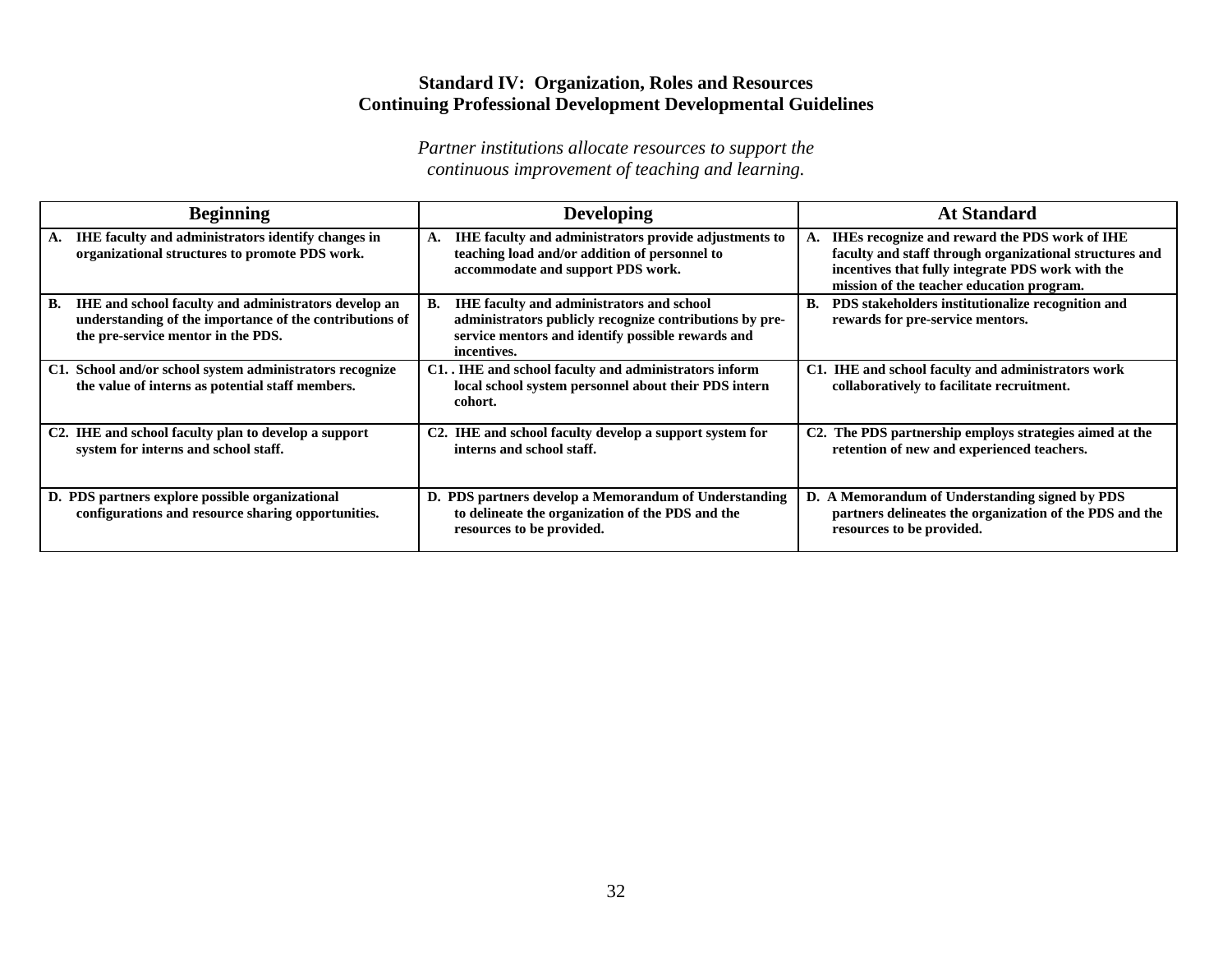**Standard IV: Organization, Roles and Resources**
**Continuing Professional Development Developmental Guidelines**

*Partner institutions allocate resources to support the continuous improvement of teaching and learning.*

| Beginning | Developing | At Standard |
|---|---|---|
| **A. IHE faculty and administrators identify changes in organizational structures to promote PDS work.** | **A. IHE faculty and administrators provide adjustments to teaching load and/or addition of personnel to accommodate and support PDS work.** | **A. IHEs recognize and reward the PDS work of IHE faculty and staff through organizational structures and incentives that fully integrate PDS work with the mission of the teacher education program.** |
| **B. IHE and school faculty and administrators develop an understanding of the importance of the contributions of the pre-service mentor in the PDS.** | **B. IHE faculty and administrators and school administrators publicly recognize contributions by pre-service mentors and identify possible rewards and incentives.** | **B. PDS stakeholders institutionalize recognition and rewards for pre-service mentors.** |
| **C1. School and/or school system administrators recognize the value of interns as potential staff members.** | **C1. . IHE and school faculty and administrators inform local school system personnel about their PDS intern cohort.** | **C1. IHE and school faculty and administrators work collaboratively to facilitate recruitment.** |
| **C2. IHE and school faculty plan to develop a support system for interns and school staff.** | **C2. IHE and school faculty develop a support system for interns and school staff.** | **C2. The PDS partnership employs strategies aimed at the retention of new and experienced teachers.** |
| **D. PDS partners explore possible organizational configurations and resource sharing opportunities.** | **D. PDS partners develop a Memorandum of Understanding to delineate the organization of the PDS and the resources to be provided.** | **D. A Memorandum of Understanding signed by PDS partners delineates the organization of the PDS and the resources to be provided.** |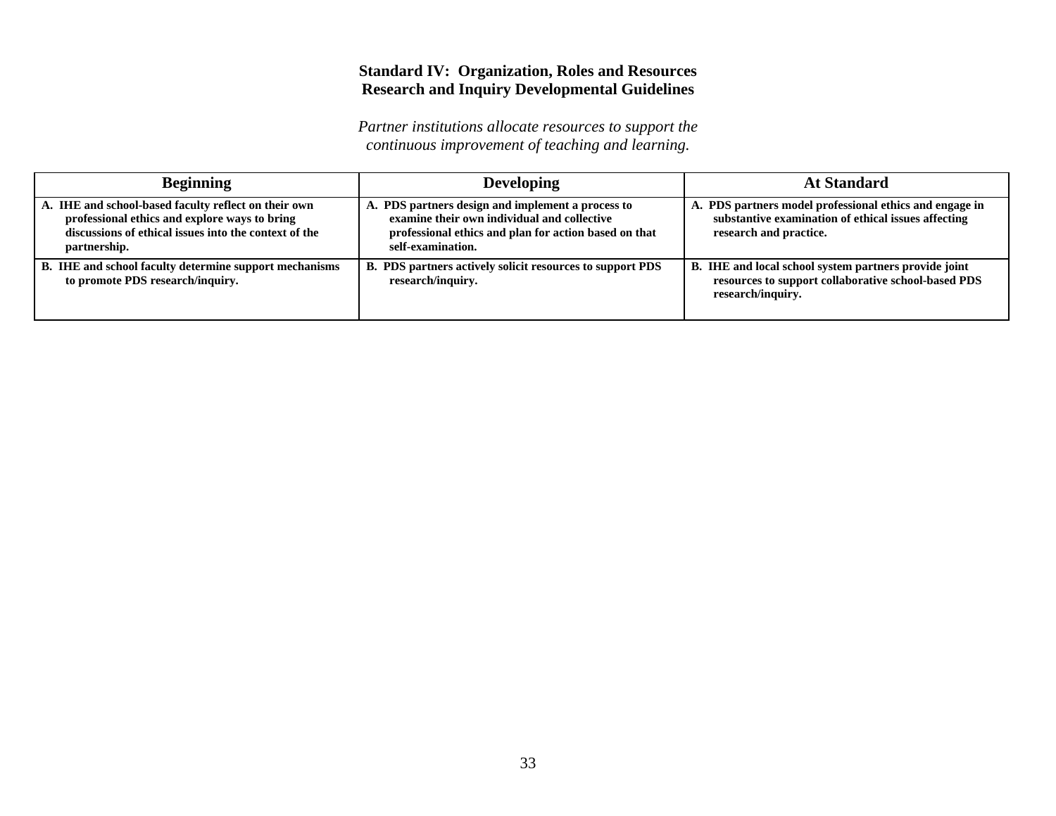**Standard IV: Organization, Roles and Resources**
**Research and Inquiry Developmental Guidelines**

*Partner institutions allocate resources to support the continuous improvement of teaching and learning.*

| Beginning | Developing | At Standard |
|---|---|---|
| **A. IHE and school-based faculty reflect on their own professional ethics and explore ways to bring discussions of ethical issues into the context of the partnership.** | **A. PDS partners design and implement a process to examine their own individual and collective professional ethics and plan for action based on that self-examination.** | **A. PDS partners model professional ethics and engage in substantive examination of ethical issues affecting research and practice.** |
| **B. IHE and school faculty determine support mechanisms to promote PDS research/inquiry.** | **B. PDS partners actively solicit resources to support PDS research/inquiry.** | **B. IHE and local school system partners provide joint resources to support collaborative school-based PDS research/inquiry.** |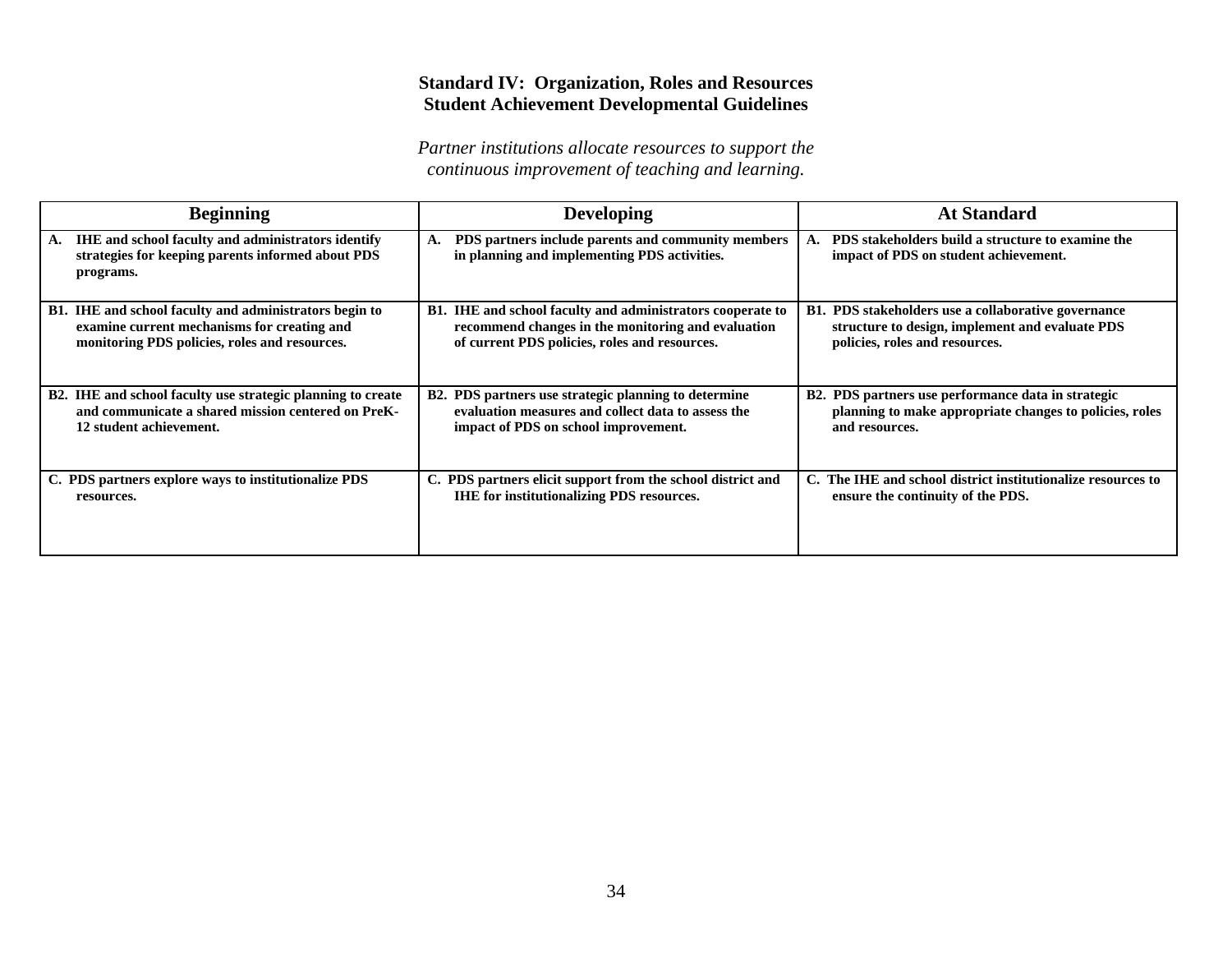**Standard IV: Organization, Roles and Resources**
**Student Achievement Developmental Guidelines**

*Partner institutions allocate resources to support the continuous improvement of teaching and learning.*

| Beginning | Developing | At Standard |
|---|---|---|
| **A. IHE and school faculty and administrators identify strategies for keeping parents informed about PDS programs.** | **A. PDS partners include parents and community members in planning and implementing PDS activities.** | **A. PDS stakeholders build a structure to examine the impact of PDS on student achievement.** |
| **B1. IHE and school faculty and administrators begin to examine current mechanisms for creating and monitoring PDS policies, roles and resources.** | **B1. IHE and school faculty and administrators cooperate to recommend changes in the monitoring and evaluation of current PDS policies, roles and resources.** | **B1. PDS stakeholders use a collaborative governance structure to design, implement and evaluate PDS policies, roles and resources.** |
| **B2. IHE and school faculty use strategic planning to create and communicate a shared mission centered on PreK-12 student achievement.** | **B2. PDS partners use strategic planning to determine evaluation measures and collect data to assess the impact of PDS on school improvement.** | **B2. PDS partners use performance data in strategic planning to make appropriate changes to policies, roles and resources.** |
| **C. PDS partners explore ways to institutionalize PDS resources.** | **C. PDS partners elicit support from the school district and IHE for institutionalizing PDS resources.** | **C. The IHE and school district institutionalize resources to ensure the continuity of the PDS.** |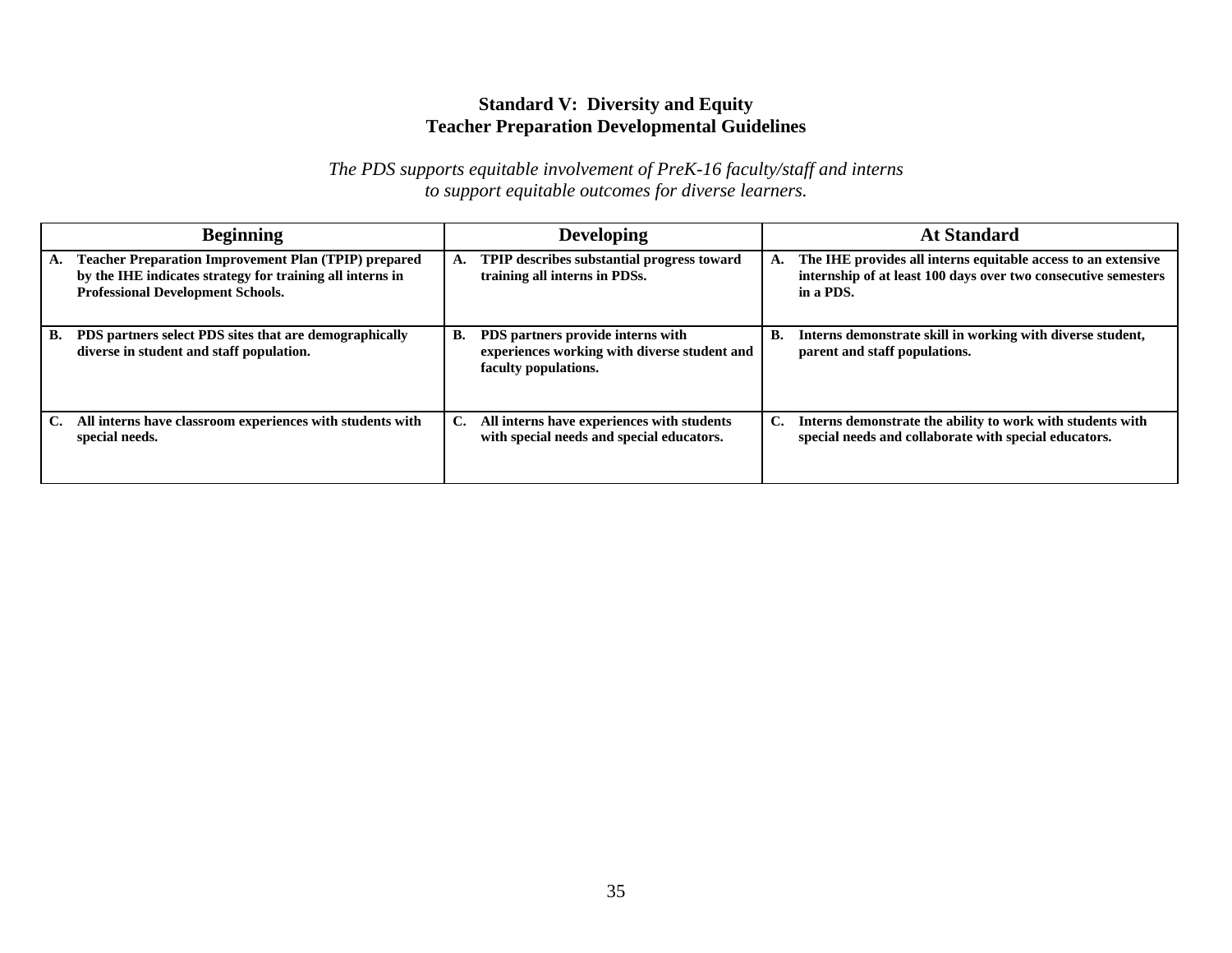## Standard V: Diversity and Equity
## Teacher Preparation Developmental Guidelines

*The PDS supports equitable involvement of PreK-16 faculty/staff and interns to support equitable outcomes for diverse learners.*

| Beginning | Developing | At Standard |
|---|---|---|
| **A. Teacher Preparation Improvement Plan (TPIP) prepared by the IHE indicates strategy for training all interns in Professional Development Schools.** | **A. TPIP describes substantial progress toward training all interns in PDSs.** | **A. The IHE provides all interns equitable access to an extensive internship of at least 100 days over two consecutive semesters in a PDS.** |
| **B. PDS partners select PDS sites that are demographically diverse in student and staff population.** | **B. PDS partners provide interns with experiences working with diverse student and faculty populations.** | **B. Interns demonstrate skill in working with diverse student, parent and staff populations.** |
| **C. All interns have classroom experiences with students with special needs.** | **C. All interns have experiences with students with special needs and special educators.** | **C. Interns demonstrate the ability to work with students with special needs and collaborate with special educators.** |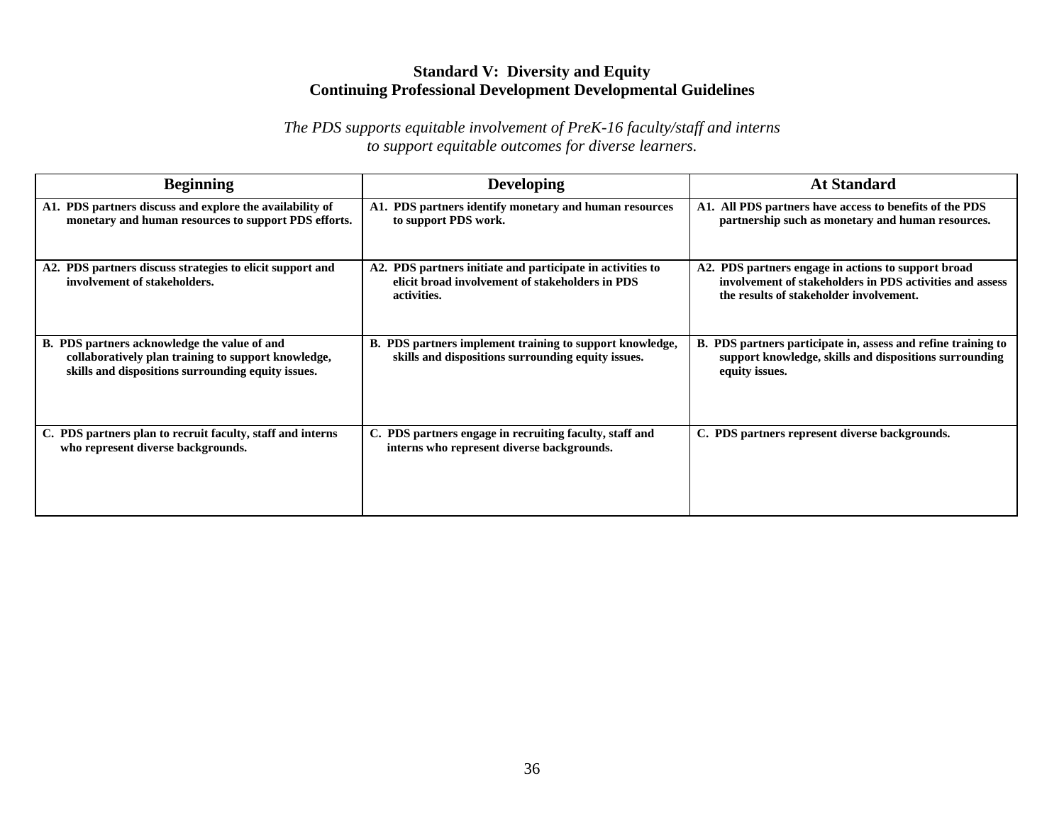## Standard V: Diversity and Equity
## Continuing Professional Development Developmental Guidelines

*The PDS supports equitable involvement of PreK-16 faculty/staff and interns to support equitable outcomes for diverse learners.*

| Beginning | Developing | At Standard |
|---|---|---|
| **A1. PDS partners discuss and explore the availability of monetary and human resources to support PDS efforts.** | **A1. PDS partners identify monetary and human resources to support PDS work.** | **A1. All PDS partners have access to benefits of the PDS partnership such as monetary and human resources.** |
| **A2. PDS partners discuss strategies to elicit support and involvement of stakeholders.** | **A2. PDS partners initiate and participate in activities to elicit broad involvement of stakeholders in PDS activities.** | **A2. PDS partners engage in actions to support broad involvement of stakeholders in PDS activities and assess the results of stakeholder involvement.** |
| **B. PDS partners acknowledge the value of and collaboratively plan training to support knowledge, skills and dispositions surrounding equity issues.** | **B. PDS partners implement training to support knowledge, skills and dispositions surrounding equity issues.** | **B. PDS partners participate in, assess and refine training to support knowledge, skills and dispositions surrounding equity issues.** |
| **C. PDS partners plan to recruit faculty, staff and interns who represent diverse backgrounds.** | **C. PDS partners engage in recruiting faculty, staff and interns who represent diverse backgrounds.** | **C. PDS partners represent diverse backgrounds.** |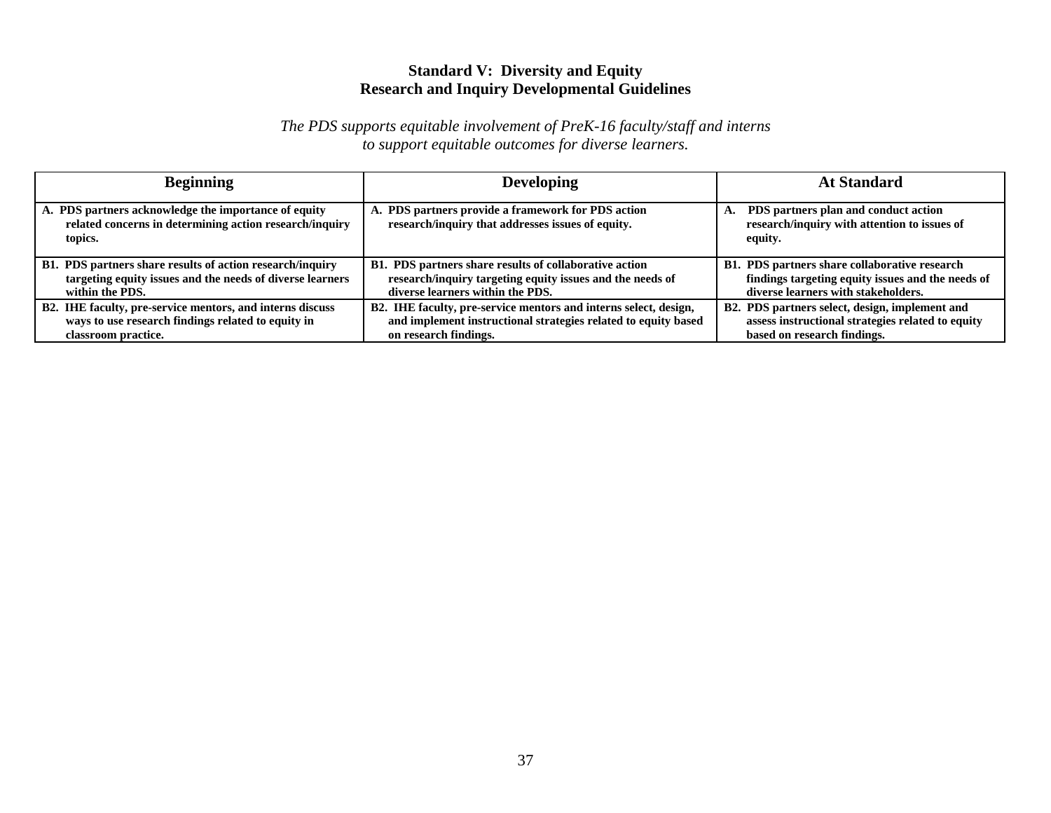**Standard V: Diversity and Equity**
**Research and Inquiry Developmental Guidelines**

*The PDS supports equitable involvement of PreK-16 faculty/staff and interns to support equitable outcomes for diverse learners.*

| Beginning | Developing | At Standard |
|---|---|---|
| **A. PDS partners acknowledge the importance of equity related concerns in determining action research/inquiry topics.** | **A. PDS partners provide a framework for PDS action research/inquiry that addresses issues of equity.** | **A. PDS partners plan and conduct action research/inquiry with attention to issues of equity.** |
| **B1. PDS partners share results of action research/inquiry targeting equity issues and the needs of diverse learners within the PDS.** | **B1. PDS partners share results of collaborative action research/inquiry targeting equity issues and the needs of diverse learners within the PDS.** | **B1. PDS partners share collaborative research findings targeting equity issues and the needs of diverse learners with stakeholders.** |
| **B2. IHE faculty, pre-service mentors, and interns discuss ways to use research findings related to equity in classroom practice.** | **B2. IHE faculty, pre-service mentors and interns select, design, and implement instructional strategies related to equity based on research findings.** | **B2. PDS partners select, design, implement and assess instructional strategies related to equity based on research findings.** |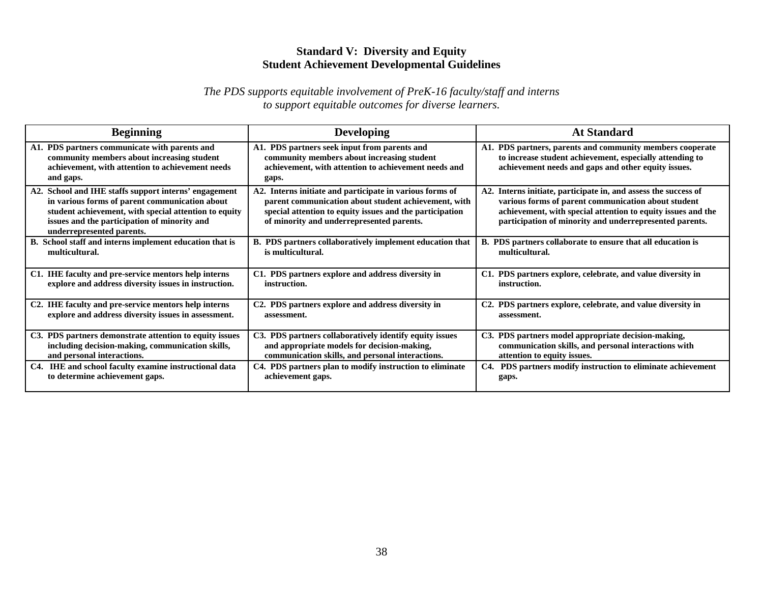## Standard V: Diversity and Equity
## Student Achievement Developmental Guidelines

*The PDS supports equitable involvement of PreK-16 faculty/staff and interns to support equitable outcomes for diverse learners.*

| Beginning | Developing | At Standard |
| --- | --- | --- |
| **A1. PDS partners communicate with parents and community members about increasing student achievement, with attention to achievement needs and gaps.** | **A1. PDS partners seek input from parents and community members about increasing student achievement, with attention to achievement needs and gaps.** | **A1. PDS partners, parents and community members cooperate to increase student achievement, especially attending to achievement needs and gaps and other equity issues.** |
| **A2. School and IHE staffs support interns' engagement in various forms of parent communication about student achievement, with special attention to equity issues and the participation of minority and underrepresented parents.** | **A2. Interns initiate and participate in various forms of parent communication about student achievement, with special attention to equity issues and the participation of minority and underrepresented parents.** | **A2. Interns initiate, participate in, and assess the success of various forms of parent communication about student achievement, with special attention to equity issues and the participation of minority and underrepresented parents.** |
| **B. School staff and interns implement education that is multicultural.** | **B. PDS partners collaboratively implement education that is multicultural.** | **B. PDS partners collaborate to ensure that all education is multicultural.** |
| **C1. IHE faculty and pre-service mentors help interns explore and address diversity issues in instruction.** | **C1. PDS partners explore and address diversity in instruction.** | **C1. PDS partners explore, celebrate, and value diversity in instruction.** |
| **C2. IHE faculty and pre-service mentors help interns explore and address diversity issues in assessment.** | **C2. PDS partners explore and address diversity in assessment.** | **C2. PDS partners explore, celebrate, and value diversity in assessment.** |
| **C3. PDS partners demonstrate attention to equity issues including decision-making, communication skills, and personal interactions.** | **C3. PDS partners collaboratively identify equity issues and appropriate models for decision-making, communication skills, and personal interactions.** | **C3. PDS partners model appropriate decision-making, communication skills, and personal interactions with attention to equity issues.** |
| **C4. IHE and school faculty examine instructional data to determine achievement gaps.** | **C4. PDS partners plan to modify instruction to eliminate achievement gaps.** | **C4. PDS partners modify instruction to eliminate achievement gaps.** |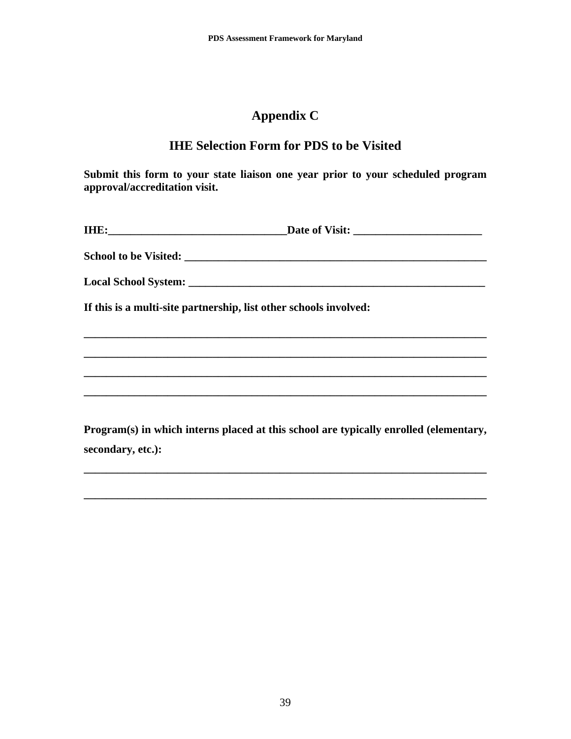# Appendix C

## IHE Selection Form for PDS to be Visited

**Submit this form to your state liaison one year prior to your scheduled program approval/accreditation visit.**

**IHE:________________________________Date of Visit: ______________________**

**School to be Visited: ____________________________________________________**

**Local School System: ___________________________________________________**

**If this is a multi-site partnership, list other schools involved:**

**________________________________________________________________________**

**________________________________________________________________________**

**________________________________________________________________________**

**________________________________________________________________________**

**Program(s) in which interns placed at this school are typically enrolled (elementary, secondary, etc.):**

**________________________________________________________________________**

**________________________________________________________________________**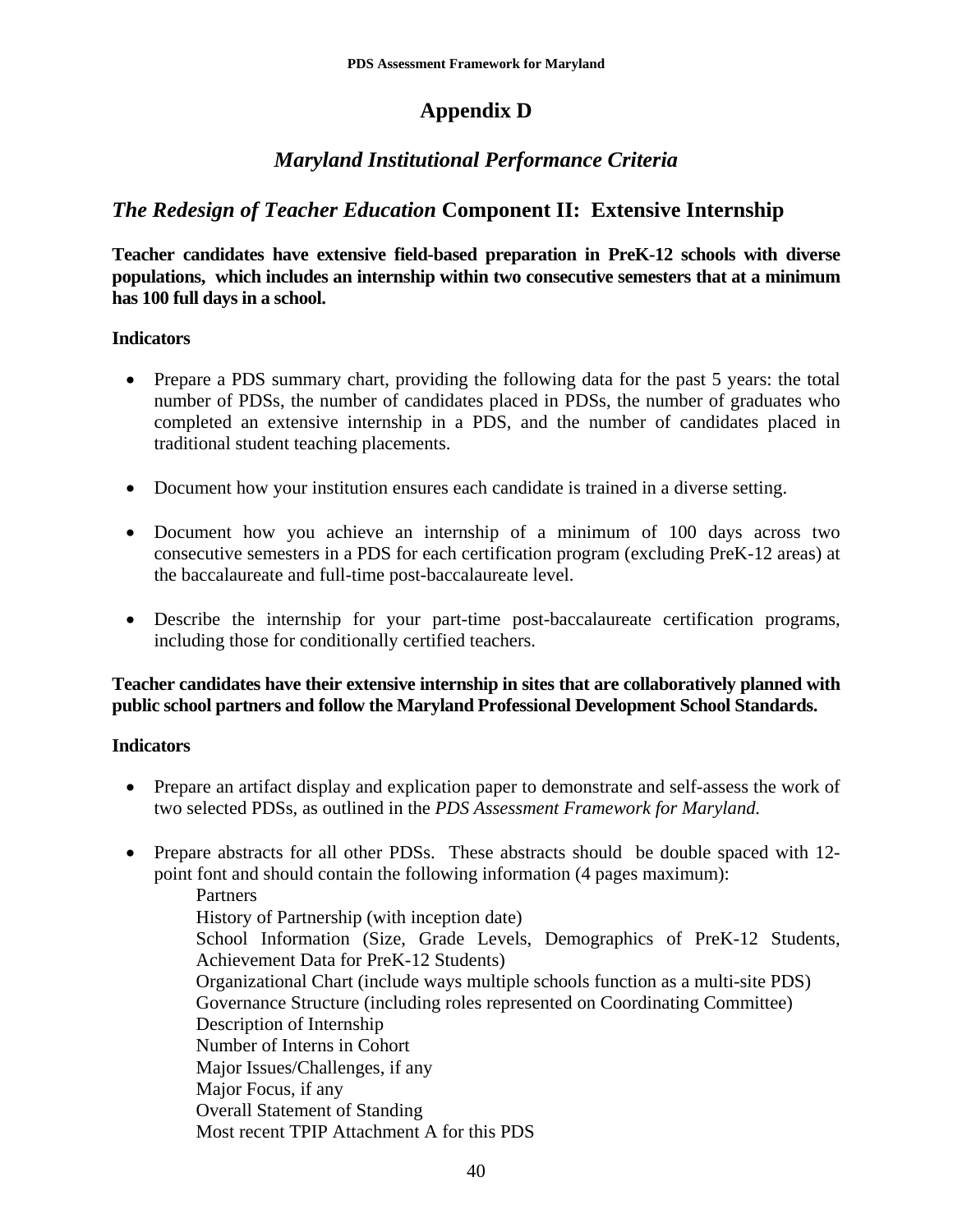# Appendix D

## *Maryland Institutional Performance Criteria*

## *The Redesign of Teacher Education* Component II: Extensive Internship

**Teacher candidates have extensive field-based preparation in PreK-12 schools with diverse populations, which includes an internship within two consecutive semesters that at a minimum has 100 full days in a school.**

**Indicators**

- Prepare a PDS summary chart, providing the following data for the past 5 years: the total number of PDSs, the number of candidates placed in PDSs, the number of graduates who completed an extensive internship in a PDS, and the number of candidates placed in traditional student teaching placements.
- Document how your institution ensures each candidate is trained in a diverse setting.
- Document how you achieve an internship of a minimum of 100 days across two consecutive semesters in a PDS for each certification program (excluding PreK-12 areas) at the baccalaureate and full-time post-baccalaureate level.
- Describe the internship for your part-time post-baccalaureate certification programs, including those for conditionally certified teachers.

**Teacher candidates have their extensive internship in sites that are collaboratively planned with public school partners and follow the Maryland Professional Development School Standards.**

**Indicators**

- Prepare an artifact display and explication paper to demonstrate and self-assess the work of two selected PDSs, as outlined in the *PDS Assessment Framework for Maryland.*
- Prepare abstracts for all other PDSs. These abstracts should be double spaced with 12-point font and should contain the following information (4 pages maximum):
  - Partners
  - History of Partnership (with inception date)
  - School Information (Size, Grade Levels, Demographics of PreK-12 Students, Achievement Data for PreK-12 Students)
  - Organizational Chart (include ways multiple schools function as a multi-site PDS)
  - Governance Structure (including roles represented on Coordinating Committee)
  - Description of Internship
  - Number of Interns in Cohort
  - Major Issues/Challenges, if any
  - Major Focus, if any
  - Overall Statement of Standing
  - Most recent TPIP Attachment A for this PDS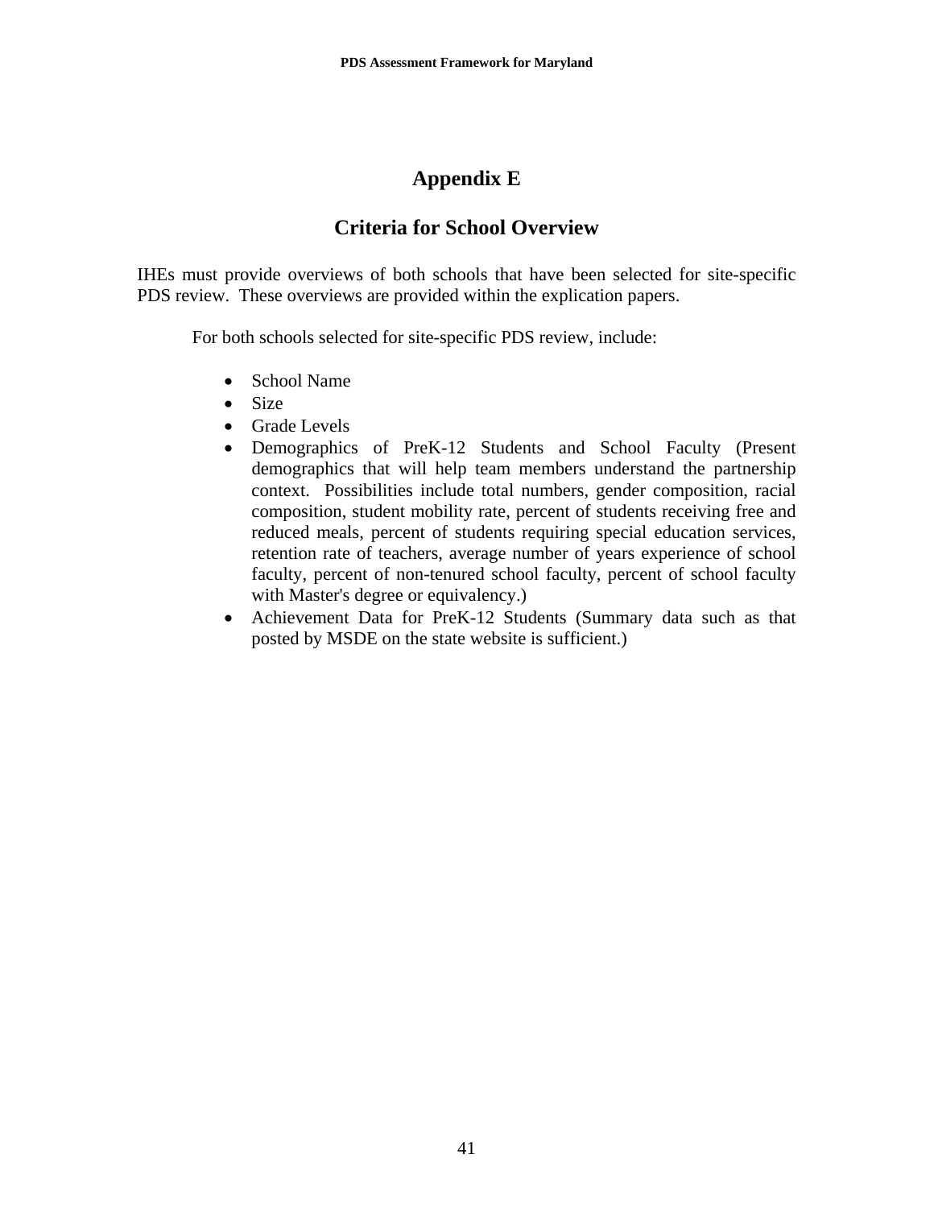# Appendix E

## Criteria for School Overview

IHEs must provide overviews of both schools that have been selected for site-specific PDS review. These overviews are provided within the explication papers.

For both schools selected for site-specific PDS review, include:

- School Name
- Size
- Grade Levels
- Demographics of PreK-12 Students and School Faculty (Present demographics that will help team members understand the partnership context. Possibilities include total numbers, gender composition, racial composition, student mobility rate, percent of students receiving free and reduced meals, percent of students requiring special education services, retention rate of teachers, average number of years experience of school faculty, percent of non-tenured school faculty, percent of school faculty with Master's degree or equivalency.)
- Achievement Data for PreK-12 Students (Summary data such as that posted by MSDE on the state website is sufficient.)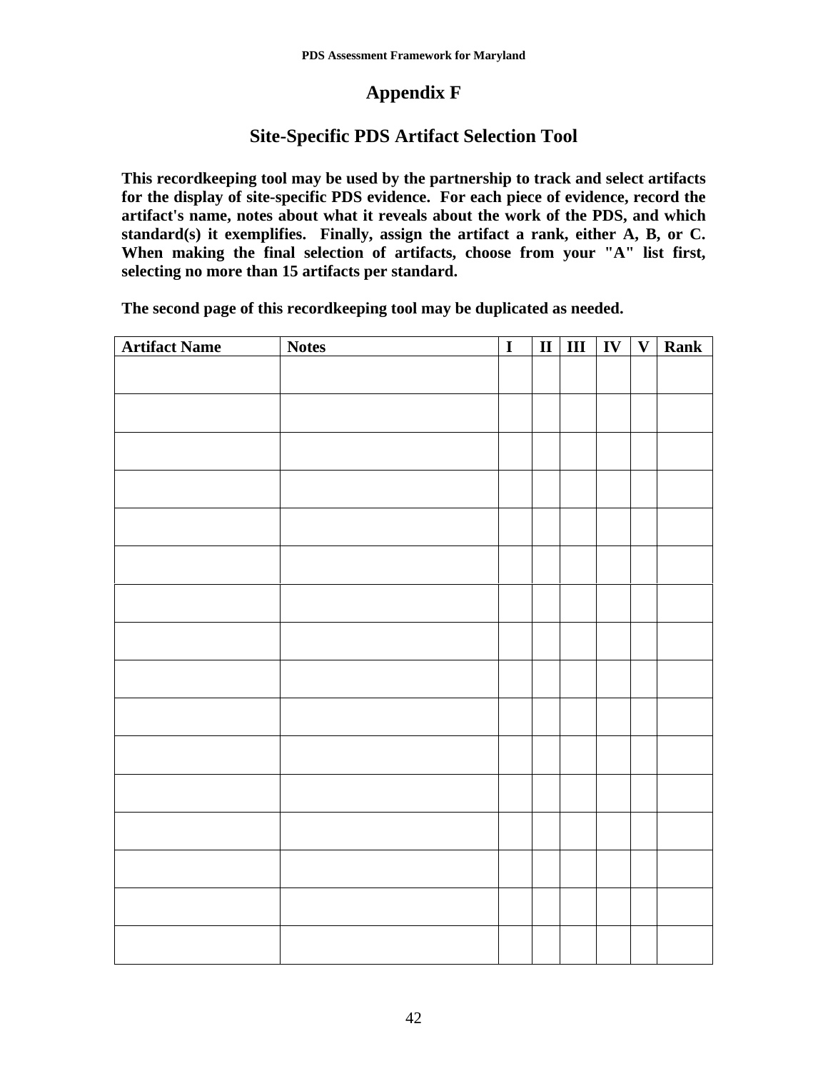# Appendix F

## Site-Specific PDS Artifact Selection Tool

**This recordkeeping tool may be used by the partnership to track and select artifacts for the display of site-specific PDS evidence. For each piece of evidence, record the artifact's name, notes about what it reveals about the work of the PDS, and which standard(s) it exemplifies. Finally, assign the artifact a rank, either A, B, or C. When making the final selection of artifacts, choose from your "A" list first, selecting no more than 15 artifacts per standard.**

**The second page of this recordkeeping tool may be duplicated as needed.**

| Artifact Name | Notes | I | II | III | IV | V | Rank |
|---|---|---|---|---|---|---|---|
| | | | | | | | |
| | | | | | | | |
| | | | | | | | |
| | | | | | | | |
| | | | | | | | |
| | | | | | | | |
| | | | | | | | |
| | | | | | | | |
| | | | | | | | |
| | | | | | | | |
| | | | | | | | |
| | | | | | | | |
| | | | | | | | |
| | | | | | | | |
| | | | | | | | |
| | | | | | | | |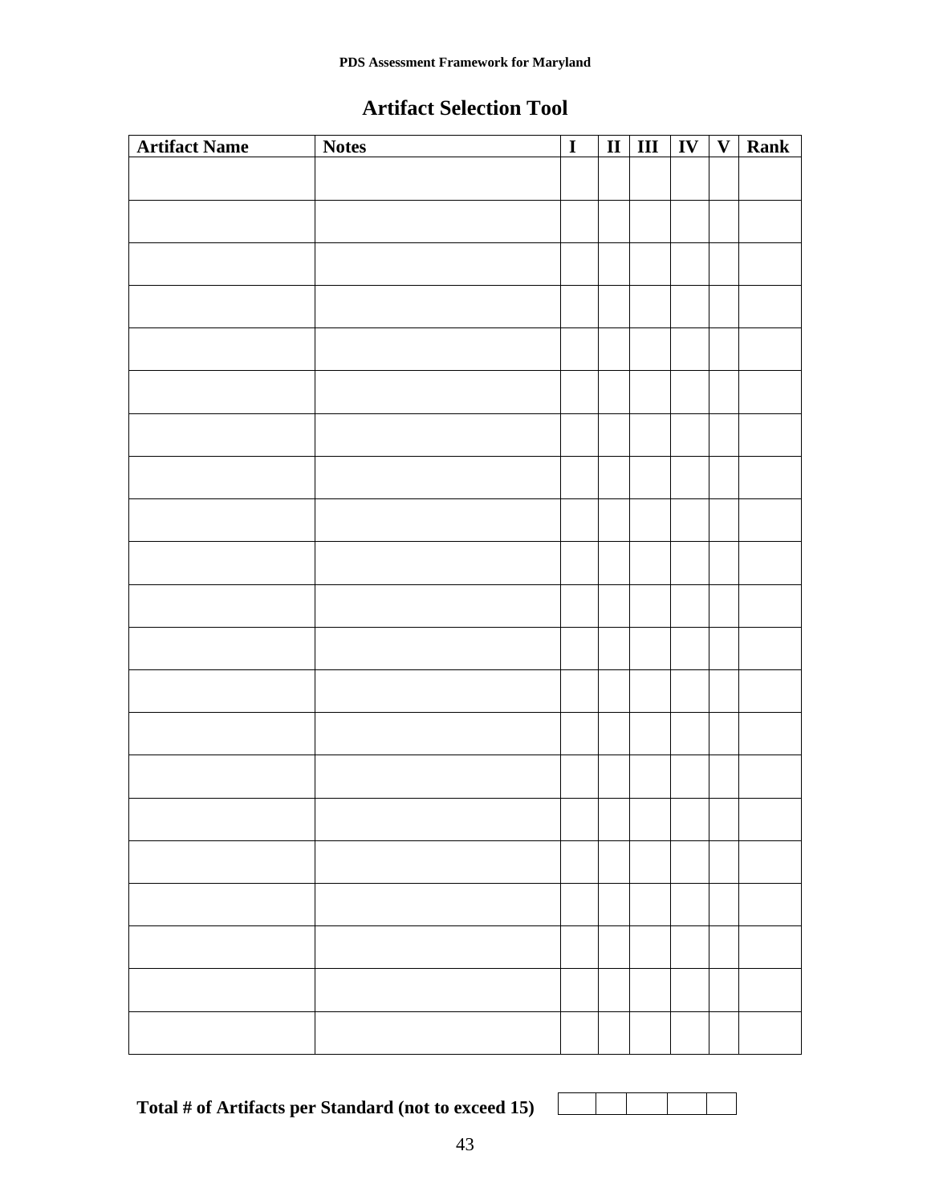# Artifact Selection Tool

| Artifact Name | Notes | I | II | III | IV | V | Rank |
|---|---|---|---|---|---|---|---|
| | | | | | | | |
| | | | | | | | |
| | | | | | | | |
| | | | | | | | |
| | | | | | | | |
| | | | | | | | |
| | | | | | | | |
| | | | | | | | |
| | | | | | | | |
| | | | | | | | |
| | | | | | | | |
| | | | | | | | |
| | | | | | | | |
| | | | | | | | |
| | | | | | | | |
| | | | | | | | |
| | | | | | | | |
| | | | | | | | |
| | | | | | | | |
| | | | | | | | |
| | | | | | | | |

**Total # of Artifacts per Standard (not to exceed 15)**

| | | | | |
|---|---|---|---|---|
| | | | | |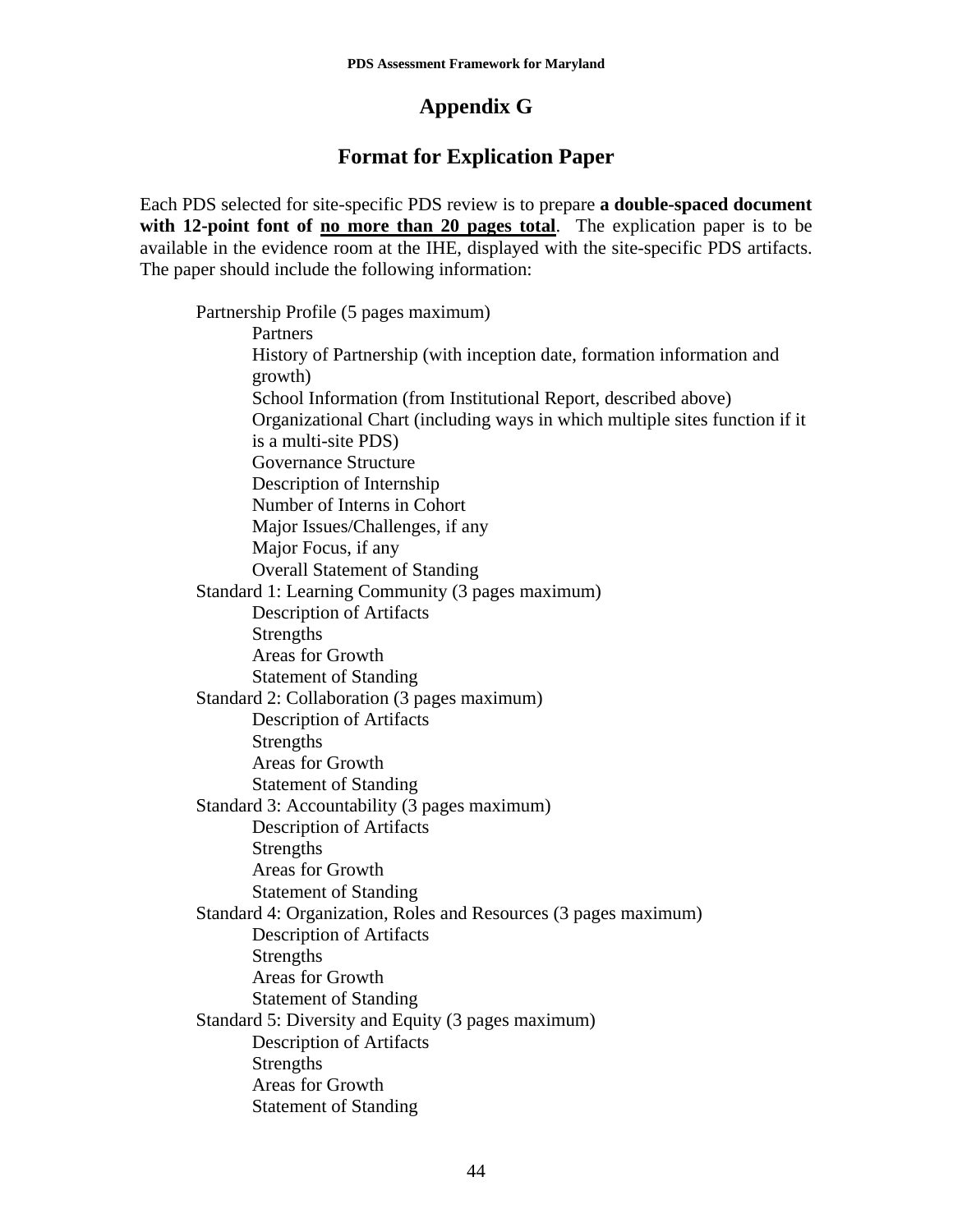# Appendix G

## Format for Explication Paper

Each PDS selected for site-specific PDS review is to prepare **a double-spaced document with 12-point font of <u>no more than 20 pages total</u>**. The explication paper is to be available in the evidence room at the IHE, displayed with the site-specific PDS artifacts. The paper should include the following information:

- Partnership Profile (5 pages maximum)
  - Partners
  - History of Partnership (with inception date, formation information and growth)
  - School Information (from Institutional Report, described above)
  - Organizational Chart (including ways in which multiple sites function if it is a multi-site PDS)
  - Governance Structure
  - Description of Internship
  - Number of Interns in Cohort
  - Major Issues/Challenges, if any
  - Major Focus, if any
  - Overall Statement of Standing
- Standard 1: Learning Community (3 pages maximum)
  - Description of Artifacts
  - Strengths
  - Areas for Growth
  - Statement of Standing
- Standard 2: Collaboration (3 pages maximum)
  - Description of Artifacts
  - Strengths
  - Areas for Growth
  - Statement of Standing
- Standard 3: Accountability (3 pages maximum)
  - Description of Artifacts
  - Strengths
  - Areas for Growth
  - Statement of Standing
- Standard 4: Organization, Roles and Resources (3 pages maximum)
  - Description of Artifacts
  - Strengths
  - Areas for Growth
  - Statement of Standing
- Standard 5: Diversity and Equity (3 pages maximum)
  - Description of Artifacts
  - Strengths
  - Areas for Growth
  - Statement of Standing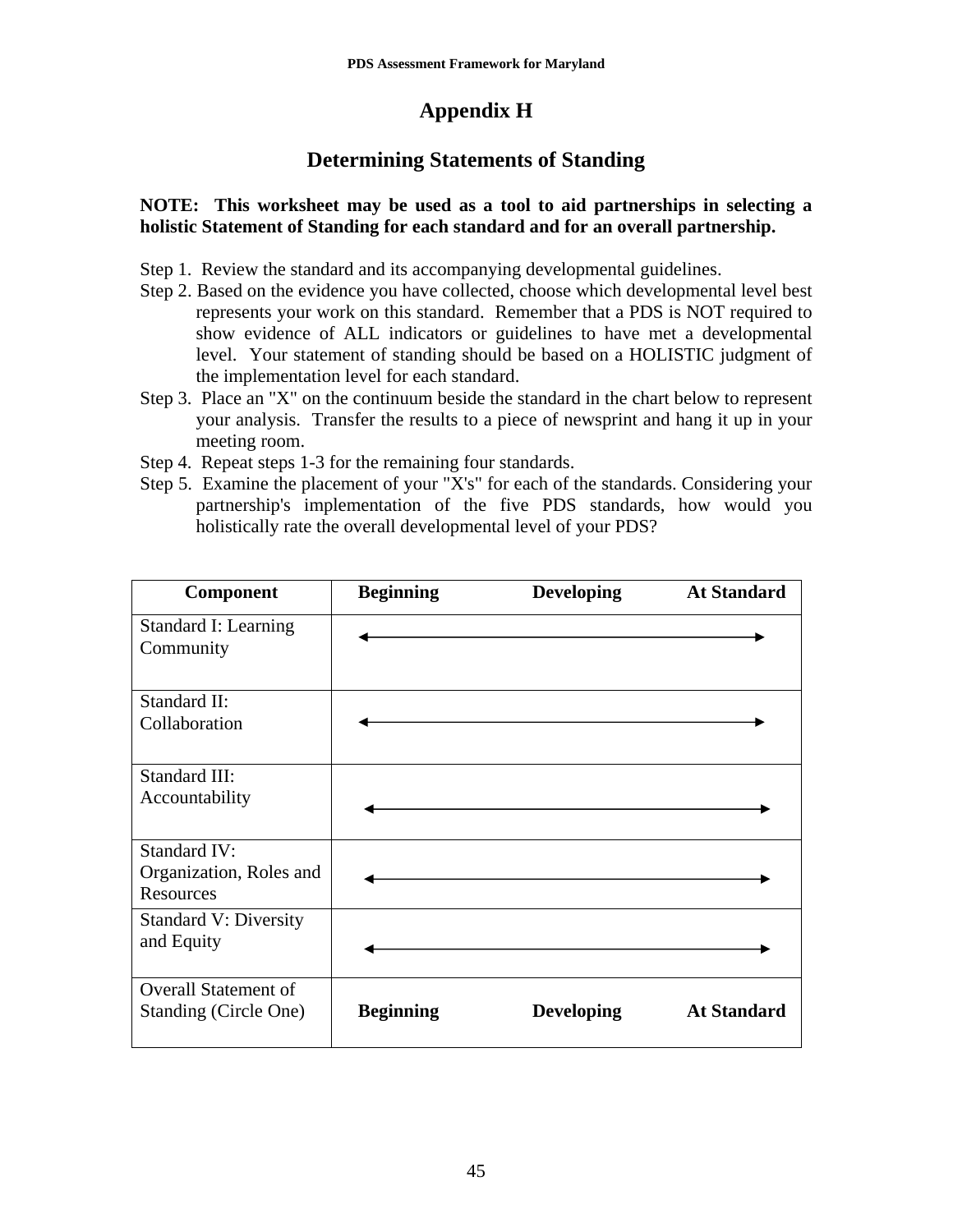# Appendix H

## Determining Statements of Standing

**NOTE: This worksheet may be used as a tool to aid partnerships in selecting a holistic Statement of Standing for each standard and for an overall partnership.**

Step 1. Review the standard and its accompanying developmental guidelines.

Step 2. Based on the evidence you have collected, choose which developmental level best represents your work on this standard. Remember that a PDS is NOT required to show evidence of ALL indicators or guidelines to have met a developmental level. Your statement of standing should be based on a HOLISTIC judgment of the implementation level for each standard.

Step 3. Place an "X" on the continuum beside the standard in the chart below to represent your analysis. Transfer the results to a piece of newsprint and hang it up in your meeting room.

Step 4. Repeat steps 1-3 for the remaining four standards.

Step 5. Examine the placement of your "X's" for each of the standards. Considering your partnership's implementation of the five PDS standards, how would you holistically rate the overall developmental level of your PDS?

| Component | Beginning | Developing | At Standard |
|---|---|---|---|
| Standard I: Learning Community | ←——— | ——————— | ———→ |
| Standard II: Collaboration | ←——— | ——————— | ———→ |
| Standard III: Accountability | ←——— | ——————— | ———→ |
| Standard IV: Organization, Roles and Resources | ←——— | ——————— | ———→ |
| Standard V: Diversity and Equity | ←——— | ——————— | ———→ |
| Overall Statement of Standing (Circle One) | **Beginning** | **Developing** | **At Standard** |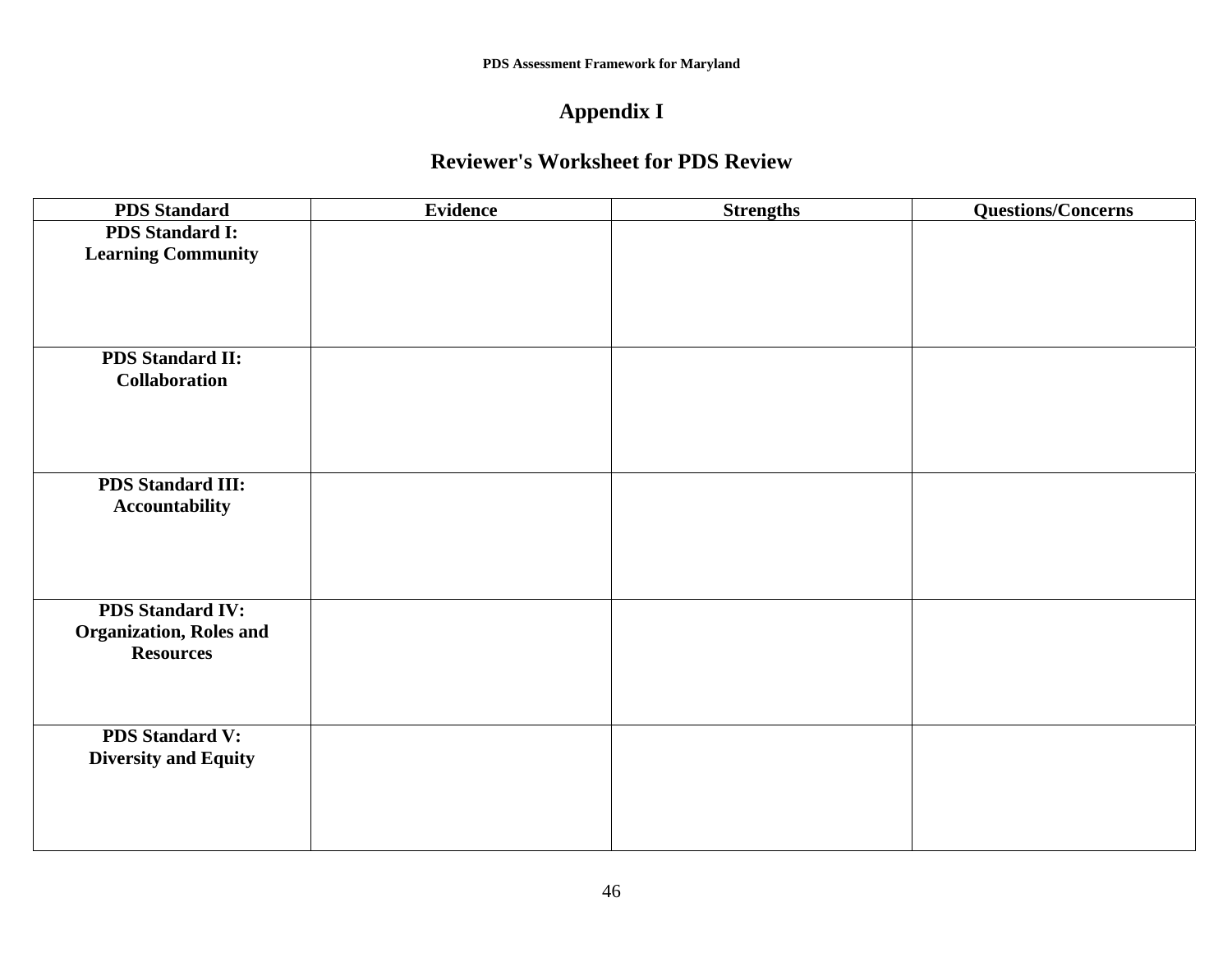# Appendix I

## Reviewer's Worksheet for PDS Review

| PDS Standard | Evidence | Strengths | Questions/Concerns |
|---|---|---|---|
| **PDS Standard I: Learning Community** | | | |
| **PDS Standard II: Collaboration** | | | |
| **PDS Standard III: Accountability** | | | |
| **PDS Standard IV: Organization, Roles and Resources** | | | |
| **PDS Standard V: Diversity and Equity** | | | |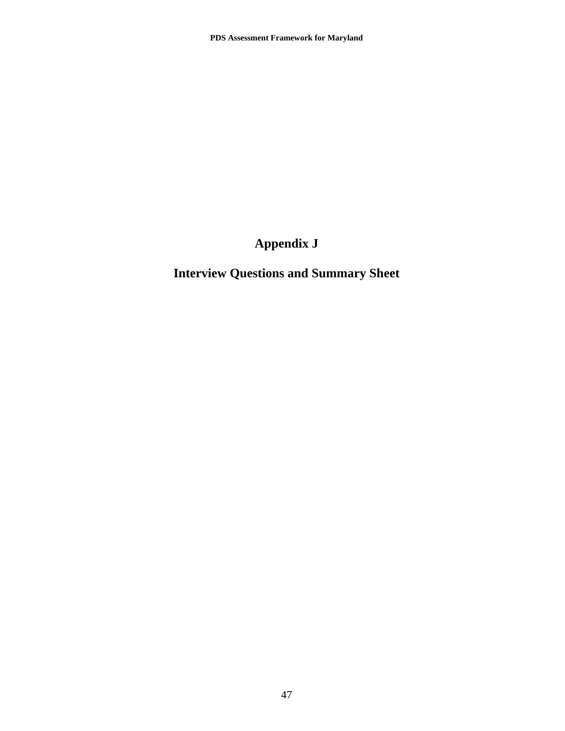# Appendix J

# Interview Questions and Summary Sheet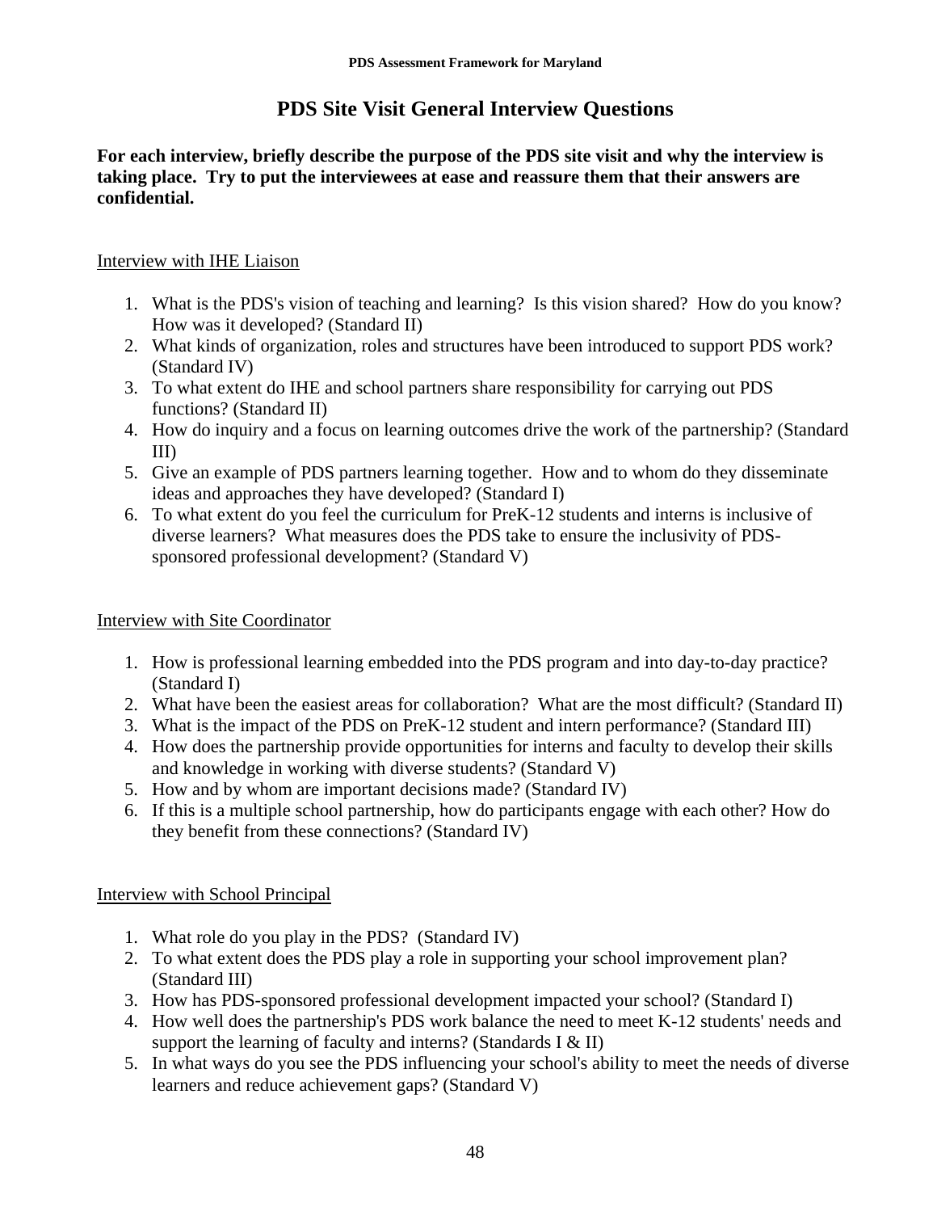# PDS Site Visit General Interview Questions

**For each interview, briefly describe the purpose of the PDS site visit and why the interview is taking place. Try to put the interviewees at ease and reassure them that their answers are confidential.**

## Interview with IHE Liaison

1. What is the PDS's vision of teaching and learning? Is this vision shared? How do you know? How was it developed? (Standard II)
2. What kinds of organization, roles and structures have been introduced to support PDS work? (Standard IV)
3. To what extent do IHE and school partners share responsibility for carrying out PDS functions? (Standard II)
4. How do inquiry and a focus on learning outcomes drive the work of the partnership? (Standard III)
5. Give an example of PDS partners learning together. How and to whom do they disseminate ideas and approaches they have developed? (Standard I)
6. To what extent do you feel the curriculum for PreK-12 students and interns is inclusive of diverse learners? What measures does the PDS take to ensure the inclusivity of PDS-sponsored professional development? (Standard V)

## Interview with Site Coordinator

1. How is professional learning embedded into the PDS program and into day-to-day practice? (Standard I)
2. What have been the easiest areas for collaboration? What are the most difficult? (Standard II)
3. What is the impact of the PDS on PreK-12 student and intern performance? (Standard III)
4. How does the partnership provide opportunities for interns and faculty to develop their skills and knowledge in working with diverse students? (Standard V)
5. How and by whom are important decisions made? (Standard IV)
6. If this is a multiple school partnership, how do participants engage with each other? How do they benefit from these connections? (Standard IV)

## Interview with School Principal

1. What role do you play in the PDS? (Standard IV)
2. To what extent does the PDS play a role in supporting your school improvement plan? (Standard III)
3. How has PDS-sponsored professional development impacted your school? (Standard I)
4. How well does the partnership's PDS work balance the need to meet K-12 students' needs and support the learning of faculty and interns? (Standards I & II)
5. In what ways do you see the PDS influencing your school's ability to meet the needs of diverse learners and reduce achievement gaps? (Standard V)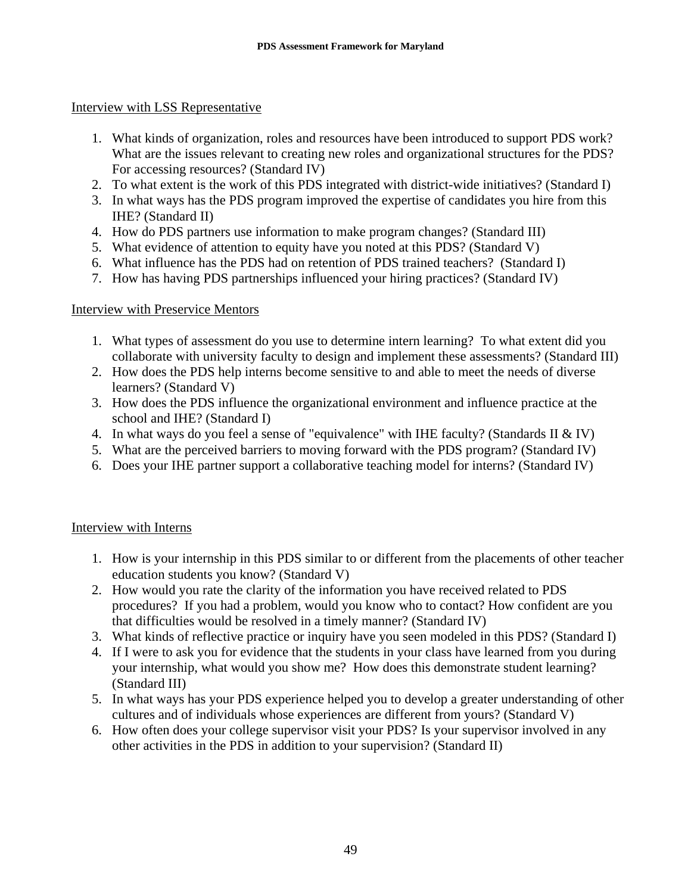Interview with LSS Representative

1. What kinds of organization, roles and resources have been introduced to support PDS work? What are the issues relevant to creating new roles and organizational structures for the PDS? For accessing resources? (Standard IV)
2. To what extent is the work of this PDS integrated with district-wide initiatives? (Standard I)
3. In what ways has the PDS program improved the expertise of candidates you hire from this IHE? (Standard II)
4. How do PDS partners use information to make program changes? (Standard III)
5. What evidence of attention to equity have you noted at this PDS? (Standard V)
6. What influence has the PDS had on retention of PDS trained teachers? (Standard I)
7. How has having PDS partnerships influenced your hiring practices? (Standard IV)

Interview with Preservice Mentors

1. What types of assessment do you use to determine intern learning? To what extent did you collaborate with university faculty to design and implement these assessments? (Standard III)
2. How does the PDS help interns become sensitive to and able to meet the needs of diverse learners? (Standard V)
3. How does the PDS influence the organizational environment and influence practice at the school and IHE? (Standard I)
4. In what ways do you feel a sense of "equivalence" with IHE faculty? (Standards II & IV)
5. What are the perceived barriers to moving forward with the PDS program? (Standard IV)
6. Does your IHE partner support a collaborative teaching model for interns? (Standard IV)

Interview with Interns

1. How is your internship in this PDS similar to or different from the placements of other teacher education students you know? (Standard V)
2. How would you rate the clarity of the information you have received related to PDS procedures? If you had a problem, would you know who to contact? How confident are you that difficulties would be resolved in a timely manner? (Standard IV)
3. What kinds of reflective practice or inquiry have you seen modeled in this PDS? (Standard I)
4. If I were to ask you for evidence that the students in your class have learned from you during your internship, what would you show me? How does this demonstrate student learning? (Standard III)
5. In what ways has your PDS experience helped you to develop a greater understanding of other cultures and of individuals whose experiences are different from yours? (Standard V)
6. How often does your college supervisor visit your PDS? Is your supervisor involved in any other activities in the PDS in addition to your supervision? (Standard II)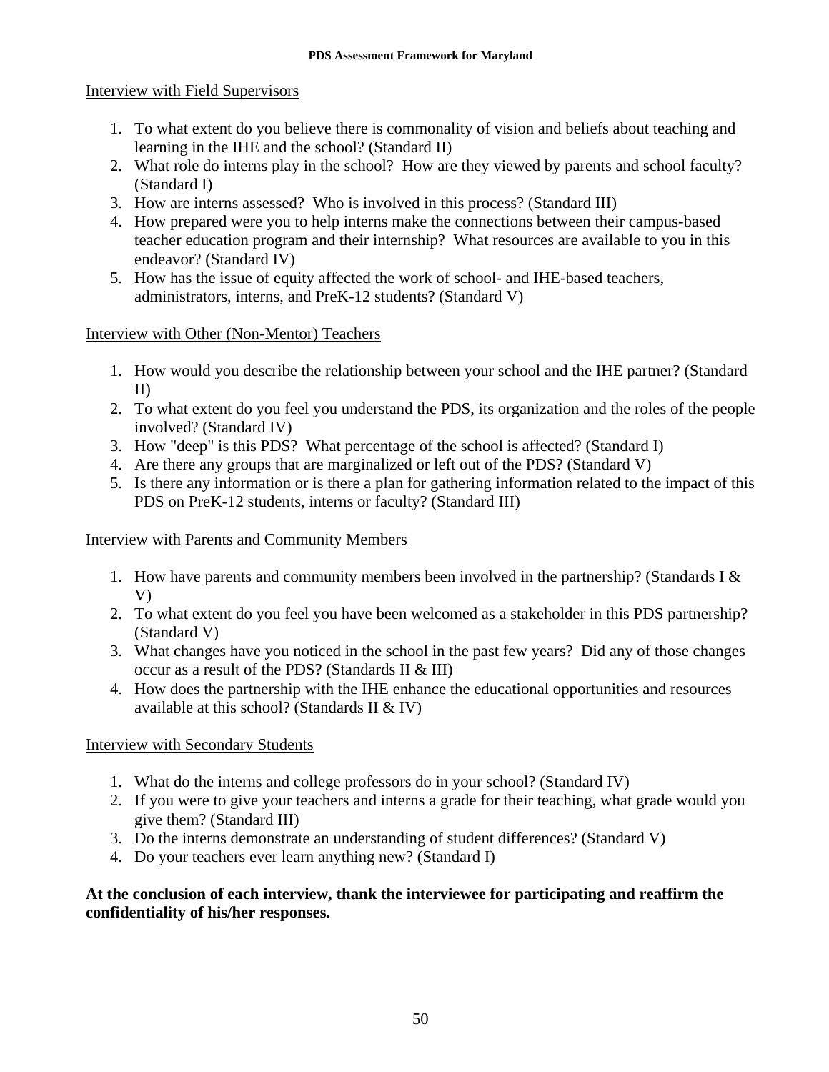Interview with Field Supervisors

1. To what extent do you believe there is commonality of vision and beliefs about teaching and learning in the IHE and the school? (Standard II)
2. What role do interns play in the school? How are they viewed by parents and school faculty? (Standard I)
3. How are interns assessed? Who is involved in this process? (Standard III)
4. How prepared were you to help interns make the connections between their campus-based teacher education program and their internship? What resources are available to you in this endeavor? (Standard IV)
5. How has the issue of equity affected the work of school- and IHE-based teachers, administrators, interns, and PreK-12 students? (Standard V)

Interview with Other (Non-Mentor) Teachers

1. How would you describe the relationship between your school and the IHE partner? (Standard II)
2. To what extent do you feel you understand the PDS, its organization and the roles of the people involved? (Standard IV)
3. How "deep" is this PDS? What percentage of the school is affected? (Standard I)
4. Are there any groups that are marginalized or left out of the PDS? (Standard V)
5. Is there any information or is there a plan for gathering information related to the impact of this PDS on PreK-12 students, interns or faculty? (Standard III)

Interview with Parents and Community Members

1. How have parents and community members been involved in the partnership? (Standards I & V)
2. To what extent do you feel you have been welcomed as a stakeholder in this PDS partnership? (Standard V)
3. What changes have you noticed in the school in the past few years? Did any of those changes occur as a result of the PDS? (Standards II & III)
4. How does the partnership with the IHE enhance the educational opportunities and resources available at this school? (Standards II & IV)

Interview with Secondary Students

1. What do the interns and college professors do in your school? (Standard IV)
2. If you were to give your teachers and interns a grade for their teaching, what grade would you give them? (Standard III)
3. Do the interns demonstrate an understanding of student differences? (Standard V)
4. Do your teachers ever learn anything new? (Standard I)

**At the conclusion of each interview, thank the interviewee for participating and reaffirm the confidentiality of his/her responses.**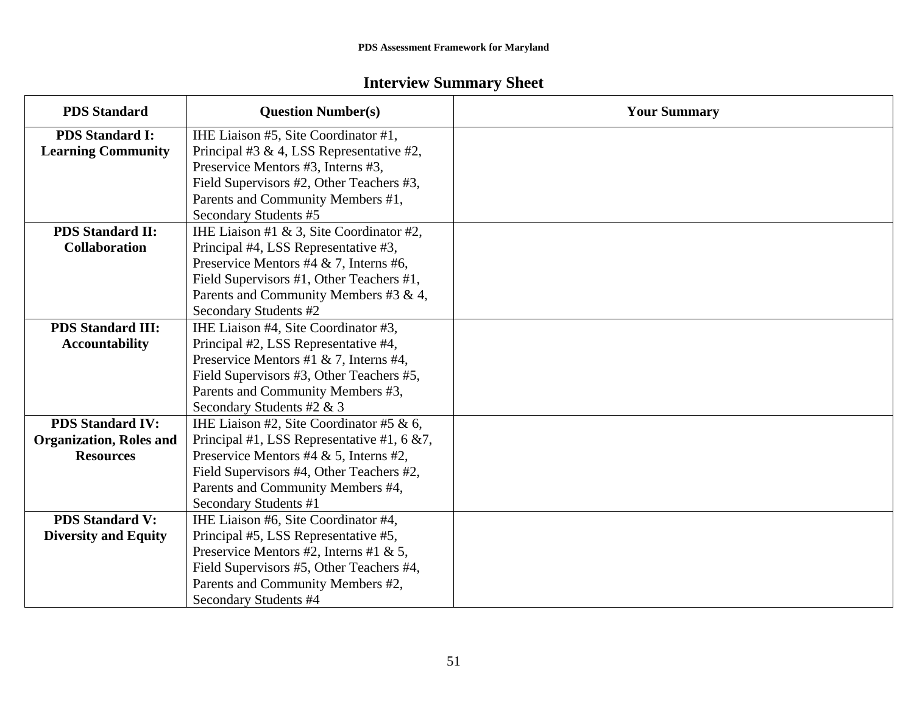## Interview Summary Sheet

| PDS Standard | Question Number(s) | Your Summary |
|---|---|---|
| **PDS Standard I: Learning Community** | IHE Liaison #5, Site Coordinator #1, Principal #3 & 4, LSS Representative #2, Preservice Mentors #3, Interns #3, Field Supervisors #2, Other Teachers #3, Parents and Community Members #1, Secondary Students #5 | |
| **PDS Standard II: Collaboration** | IHE Liaison #1 & 3, Site Coordinator #2, Principal #4, LSS Representative #3, Preservice Mentors #4 & 7, Interns #6, Field Supervisors #1, Other Teachers #1, Parents and Community Members #3 & 4, Secondary Students #2 | |
| **PDS Standard III: Accountability** | IHE Liaison #4, Site Coordinator #3, Principal #2, LSS Representative #4, Preservice Mentors #1 & 7, Interns #4, Field Supervisors #3, Other Teachers #5, Parents and Community Members #3, Secondary Students #2 & 3 | |
| **PDS Standard IV: Organization, Roles and Resources** | IHE Liaison #2, Site Coordinator #5 & 6, Principal #1, LSS Representative #1, 6 &7, Preservice Mentors #4 & 5, Interns #2, Field Supervisors #4, Other Teachers #2, Parents and Community Members #4, Secondary Students #1 | |
| **PDS Standard V: Diversity and Equity** | IHE Liaison #6, Site Coordinator #4, Principal #5, LSS Representative #5, Preservice Mentors #2, Interns #1 & 5, Field Supervisors #5, Other Teachers #4, Parents and Community Members #2, Secondary Students #4 | |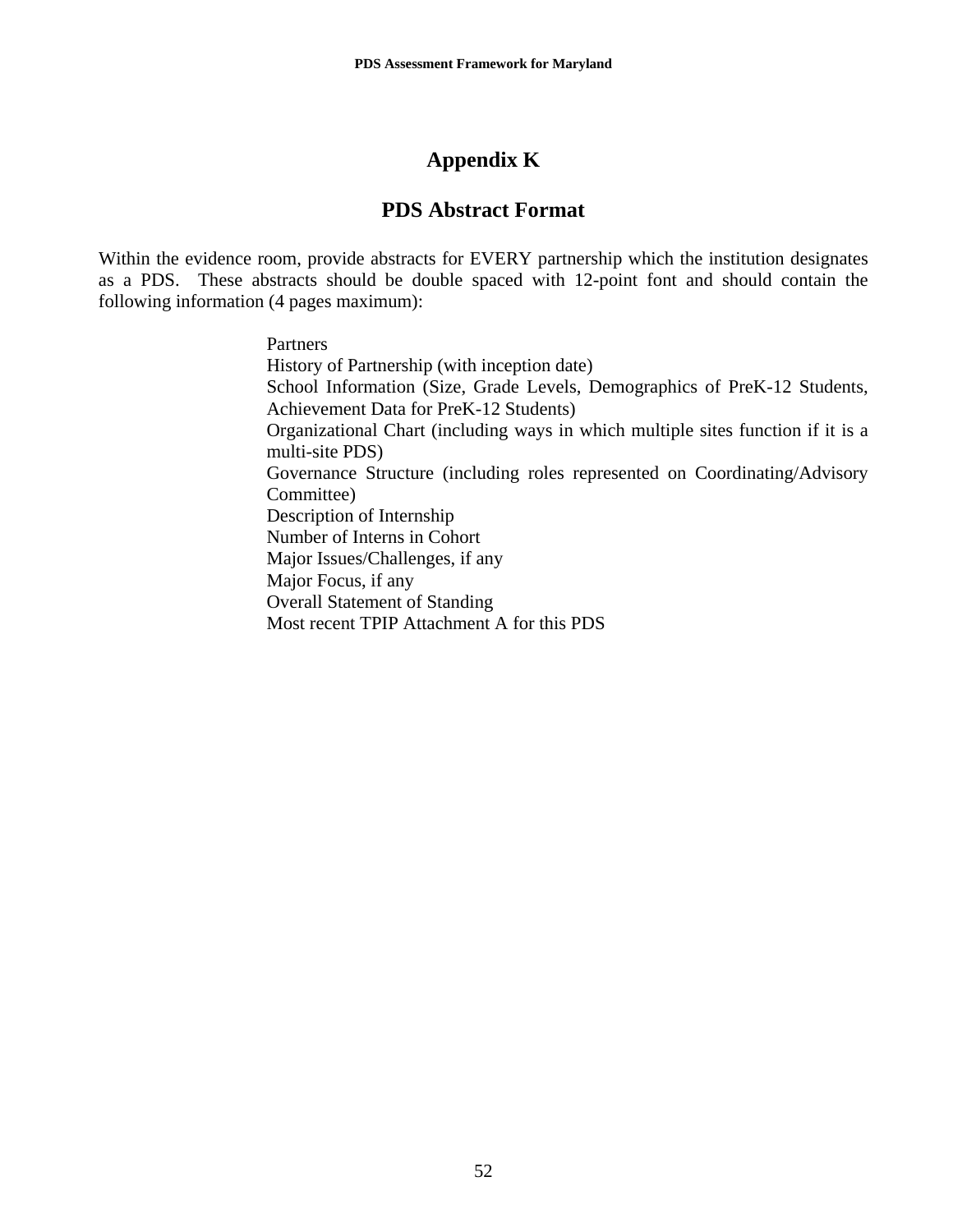# Appendix K

## PDS Abstract Format

Within the evidence room, provide abstracts for EVERY partnership which the institution designates as a PDS. These abstracts should be double spaced with 12-point font and should contain the following information (4 pages maximum):

- Partners
- History of Partnership (with inception date)
- School Information (Size, Grade Levels, Demographics of PreK-12 Students, Achievement Data for PreK-12 Students)
- Organizational Chart (including ways in which multiple sites function if it is a multi-site PDS)
- Governance Structure (including roles represented on Coordinating/Advisory Committee)
- Description of Internship
- Number of Interns in Cohort
- Major Issues/Challenges, if any
- Major Focus, if any
- Overall Statement of Standing
- Most recent TPIP Attachment A for this PDS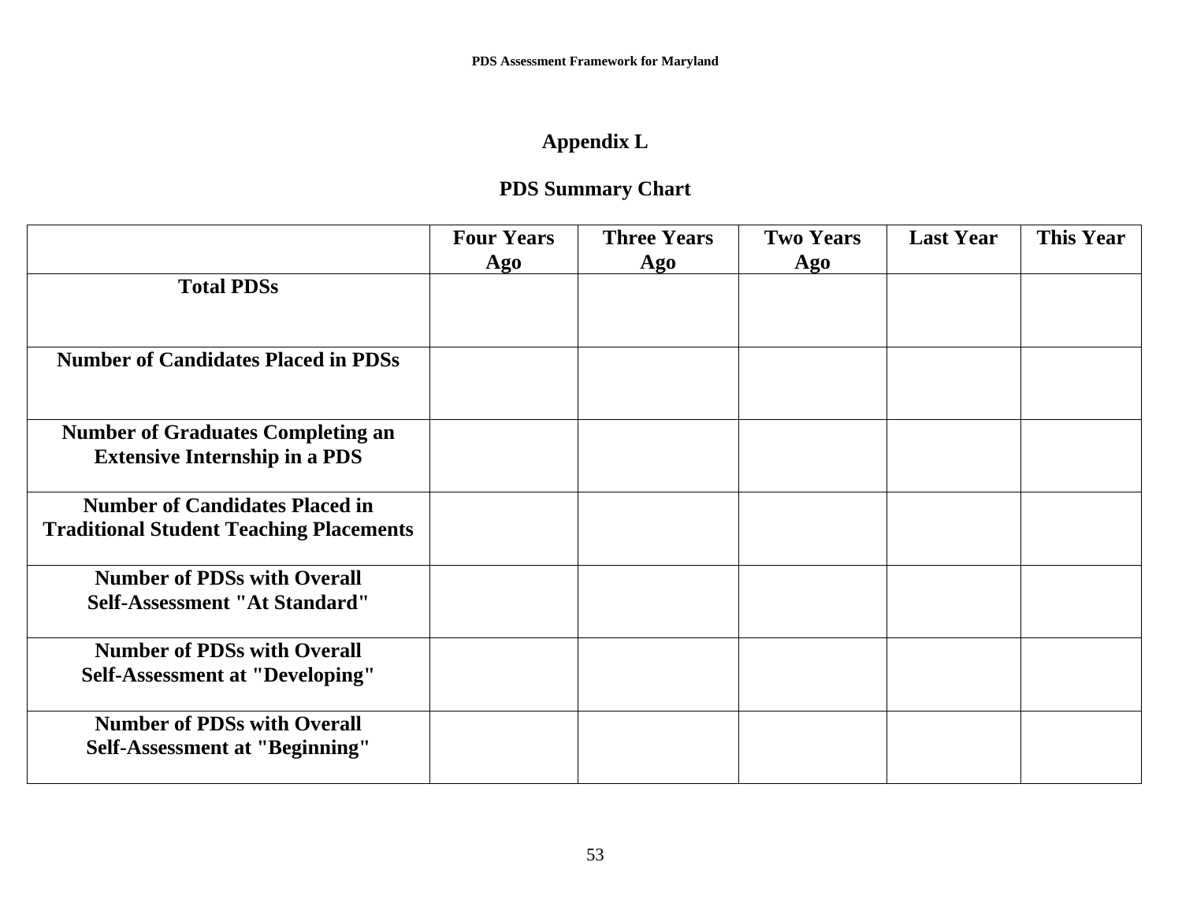# Appendix L

## PDS Summary Chart

| | Four Years Ago | Three Years Ago | Two Years Ago | Last Year | This Year |
|---|---|---|---|---|---|
| **Total PDSs** | | | | | |
| **Number of Candidates Placed in PDSs** | | | | | |
| **Number of Graduates Completing an Extensive Internship in a PDS** | | | | | |
| **Number of Candidates Placed in Traditional Student Teaching Placements** | | | | | |
| **Number of PDSs with Overall Self-Assessment "At Standard"** | | | | | |
| **Number of PDSs with Overall Self-Assessment at "Developing"** | | | | | |
| **Number of PDSs with Overall Self-Assessment at "Beginning"** | | | | | |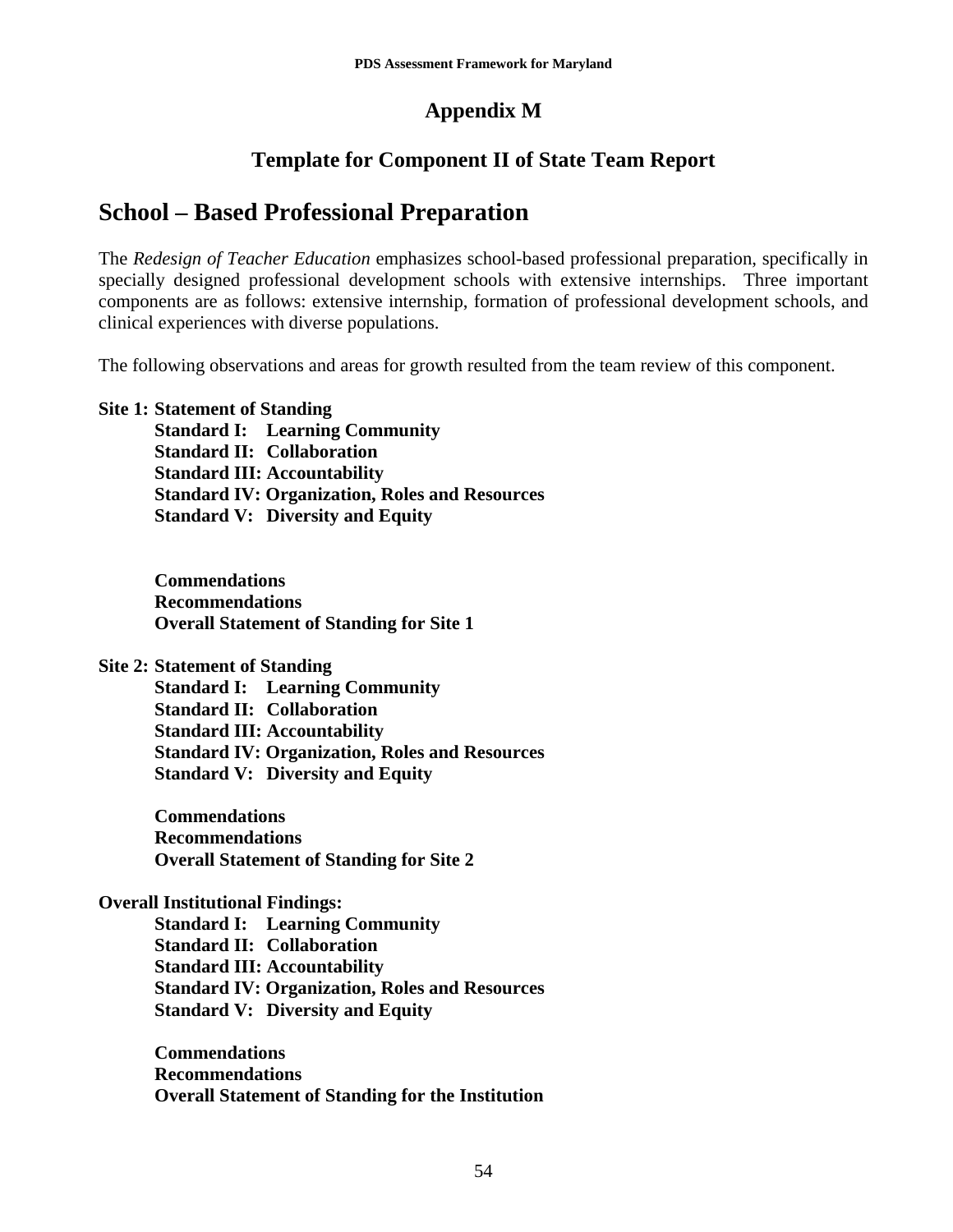# Appendix M

## Template for Component II of State Team Report

## School – Based Professional Preparation

The *Redesign of Teacher Education* emphasizes school-based professional preparation, specifically in specially designed professional development schools with extensive internships. Three important components are as follows: extensive internship, formation of professional development schools, and clinical experiences with diverse populations.

The following observations and areas for growth resulted from the team review of this component.

**Site 1: Statement of Standing**

- **Standard I: Learning Community**
- **Standard II: Collaboration**
- **Standard III: Accountability**
- **Standard IV: Organization, Roles and Resources**
- **Standard V: Diversity and Equity**

- **Commendations**
- **Recommendations**
- **Overall Statement of Standing for Site 1**

**Site 2: Statement of Standing**

- **Standard I: Learning Community**
- **Standard II: Collaboration**
- **Standard III: Accountability**
- **Standard IV: Organization, Roles and Resources**
- **Standard V: Diversity and Equity**

- **Commendations**
- **Recommendations**
- **Overall Statement of Standing for Site 2**

**Overall Institutional Findings:**

- **Standard I: Learning Community**
- **Standard II: Collaboration**
- **Standard III: Accountability**
- **Standard IV: Organization, Roles and Resources**
- **Standard V: Diversity and Equity**

- **Commendations**
- **Recommendations**
- **Overall Statement of Standing for the Institution**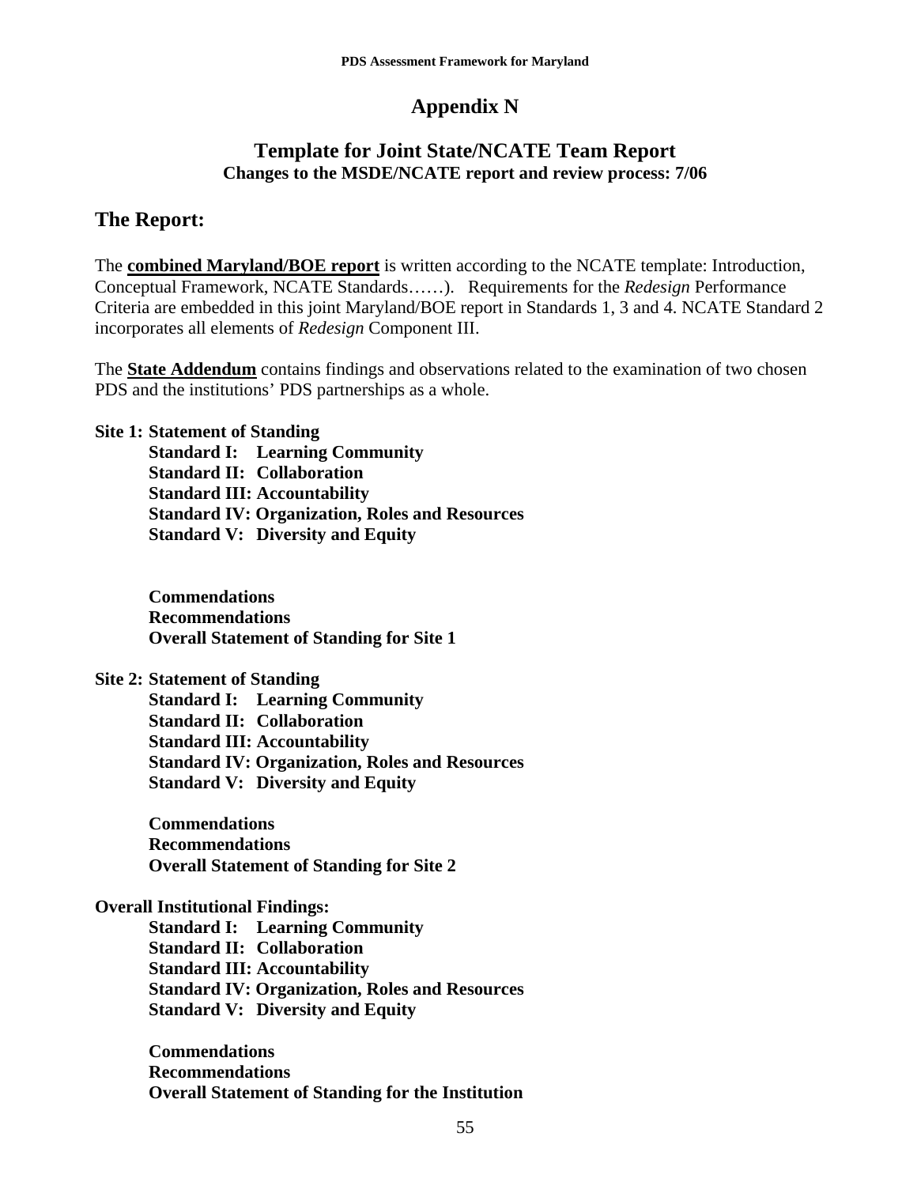# Appendix N

## Template for Joint State/NCATE Team Report

**Changes to the MSDE/NCATE report and review process: 7/06**

## The Report:

The **combined Maryland/BOE report** is written according to the NCATE template: Introduction, Conceptual Framework, NCATE Standards……). Requirements for the *Redesign* Performance Criteria are embedded in this joint Maryland/BOE report in Standards 1, 3 and 4. NCATE Standard 2 incorporates all elements of *Redesign* Component III.

The **State Addendum** contains findings and observations related to the examination of two chosen PDS and the institutions' PDS partnerships as a whole.

**Site 1: Statement of Standing**

- **Standard I: Learning Community**
- **Standard II: Collaboration**
- **Standard III: Accountability**
- **Standard IV: Organization, Roles and Resources**
- **Standard V: Diversity and Equity**

- **Commendations**
- **Recommendations**
- **Overall Statement of Standing for Site 1**

**Site 2: Statement of Standing**

- **Standard I: Learning Community**
- **Standard II: Collaboration**
- **Standard III: Accountability**
- **Standard IV: Organization, Roles and Resources**
- **Standard V: Diversity and Equity**

- **Commendations**
- **Recommendations**
- **Overall Statement of Standing for Site 2**

**Overall Institutional Findings:**

- **Standard I: Learning Community**
- **Standard II: Collaboration**
- **Standard III: Accountability**
- **Standard IV: Organization, Roles and Resources**
- **Standard V: Diversity and Equity**

- **Commendations**
- **Recommendations**
- **Overall Statement of Standing for the Institution**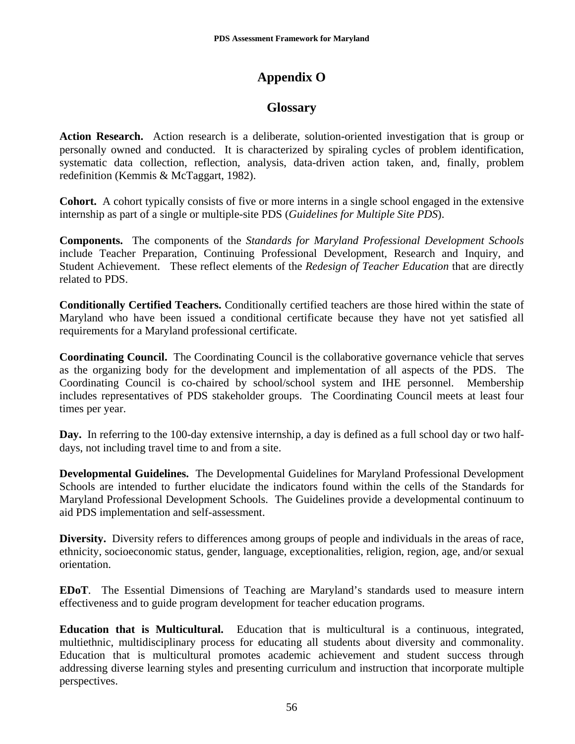# Appendix O

## Glossary

**Action Research.** Action research is a deliberate, solution-oriented investigation that is group or personally owned and conducted. It is characterized by spiraling cycles of problem identification, systematic data collection, reflection, analysis, data-driven action taken, and, finally, problem redefinition (Kemmis & McTaggart, 1982).

**Cohort.** A cohort typically consists of five or more interns in a single school engaged in the extensive internship as part of a single or multiple-site PDS (*Guidelines for Multiple Site PDS*).

**Components.** The components of the *Standards for Maryland Professional Development Schools* include Teacher Preparation, Continuing Professional Development, Research and Inquiry, and Student Achievement. These reflect elements of the *Redesign of Teacher Education* that are directly related to PDS.

**Conditionally Certified Teachers.** Conditionally certified teachers are those hired within the state of Maryland who have been issued a conditional certificate because they have not yet satisfied all requirements for a Maryland professional certificate.

**Coordinating Council.** The Coordinating Council is the collaborative governance vehicle that serves as the organizing body for the development and implementation of all aspects of the PDS. The Coordinating Council is co-chaired by school/school system and IHE personnel. Membership includes representatives of PDS stakeholder groups. The Coordinating Council meets at least four times per year.

**Day.** In referring to the 100-day extensive internship, a day is defined as a full school day or two half-days, not including travel time to and from a site.

**Developmental Guidelines.** The Developmental Guidelines for Maryland Professional Development Schools are intended to further elucidate the indicators found within the cells of the Standards for Maryland Professional Development Schools. The Guidelines provide a developmental continuum to aid PDS implementation and self-assessment.

**Diversity.** Diversity refers to differences among groups of people and individuals in the areas of race, ethnicity, socioeconomic status, gender, language, exceptionalities, religion, region, age, and/or sexual orientation.

**EDoT**. The Essential Dimensions of Teaching are Maryland's standards used to measure intern effectiveness and to guide program development for teacher education programs.

**Education that is Multicultural.** Education that is multicultural is a continuous, integrated, multiethnic, multidisciplinary process for educating all students about diversity and commonality. Education that is multicultural promotes academic achievement and student success through addressing diverse learning styles and presenting curriculum and instruction that incorporate multiple perspectives.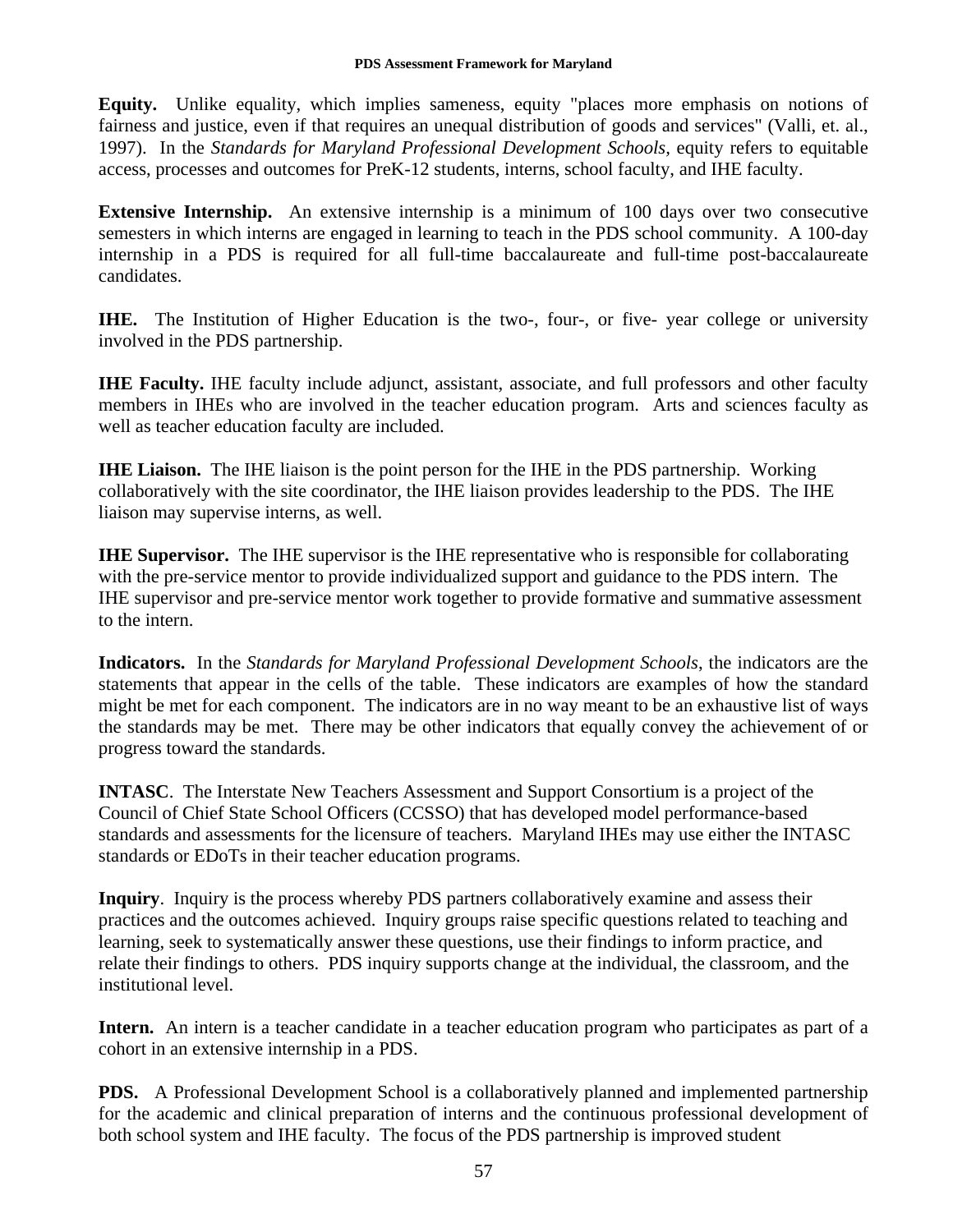**Equity.** Unlike equality, which implies sameness, equity "places more emphasis on notions of fairness and justice, even if that requires an unequal distribution of goods and services" (Valli, et. al., 1997). In the *Standards for Maryland Professional Development Schools*, equity refers to equitable access, processes and outcomes for PreK-12 students, interns, school faculty, and IHE faculty.

**Extensive Internship.** An extensive internship is a minimum of 100 days over two consecutive semesters in which interns are engaged in learning to teach in the PDS school community. A 100-day internship in a PDS is required for all full-time baccalaureate and full-time post-baccalaureate candidates.

**IHE.** The Institution of Higher Education is the two-, four-, or five- year college or university involved in the PDS partnership.

**IHE Faculty.** IHE faculty include adjunct, assistant, associate, and full professors and other faculty members in IHEs who are involved in the teacher education program. Arts and sciences faculty as well as teacher education faculty are included.

**IHE Liaison.** The IHE liaison is the point person for the IHE in the PDS partnership. Working collaboratively with the site coordinator, the IHE liaison provides leadership to the PDS. The IHE liaison may supervise interns, as well.

**IHE Supervisor.** The IHE supervisor is the IHE representative who is responsible for collaborating with the pre-service mentor to provide individualized support and guidance to the PDS intern. The IHE supervisor and pre-service mentor work together to provide formative and summative assessment to the intern.

**Indicators.** In the *Standards for Maryland Professional Development Schools*, the indicators are the statements that appear in the cells of the table. These indicators are examples of how the standard might be met for each component. The indicators are in no way meant to be an exhaustive list of ways the standards may be met. There may be other indicators that equally convey the achievement of or progress toward the standards.

**INTASC**. The Interstate New Teachers Assessment and Support Consortium is a project of the Council of Chief State School Officers (CCSSO) that has developed model performance-based standards and assessments for the licensure of teachers. Maryland IHEs may use either the INTASC standards or EDoTs in their teacher education programs.

**Inquiry**. Inquiry is the process whereby PDS partners collaboratively examine and assess their practices and the outcomes achieved. Inquiry groups raise specific questions related to teaching and learning, seek to systematically answer these questions, use their findings to inform practice, and relate their findings to others. PDS inquiry supports change at the individual, the classroom, and the institutional level.

**Intern.** An intern is a teacher candidate in a teacher education program who participates as part of a cohort in an extensive internship in a PDS.

**PDS.** A Professional Development School is a collaboratively planned and implemented partnership for the academic and clinical preparation of interns and the continuous professional development of both school system and IHE faculty. The focus of the PDS partnership is improved student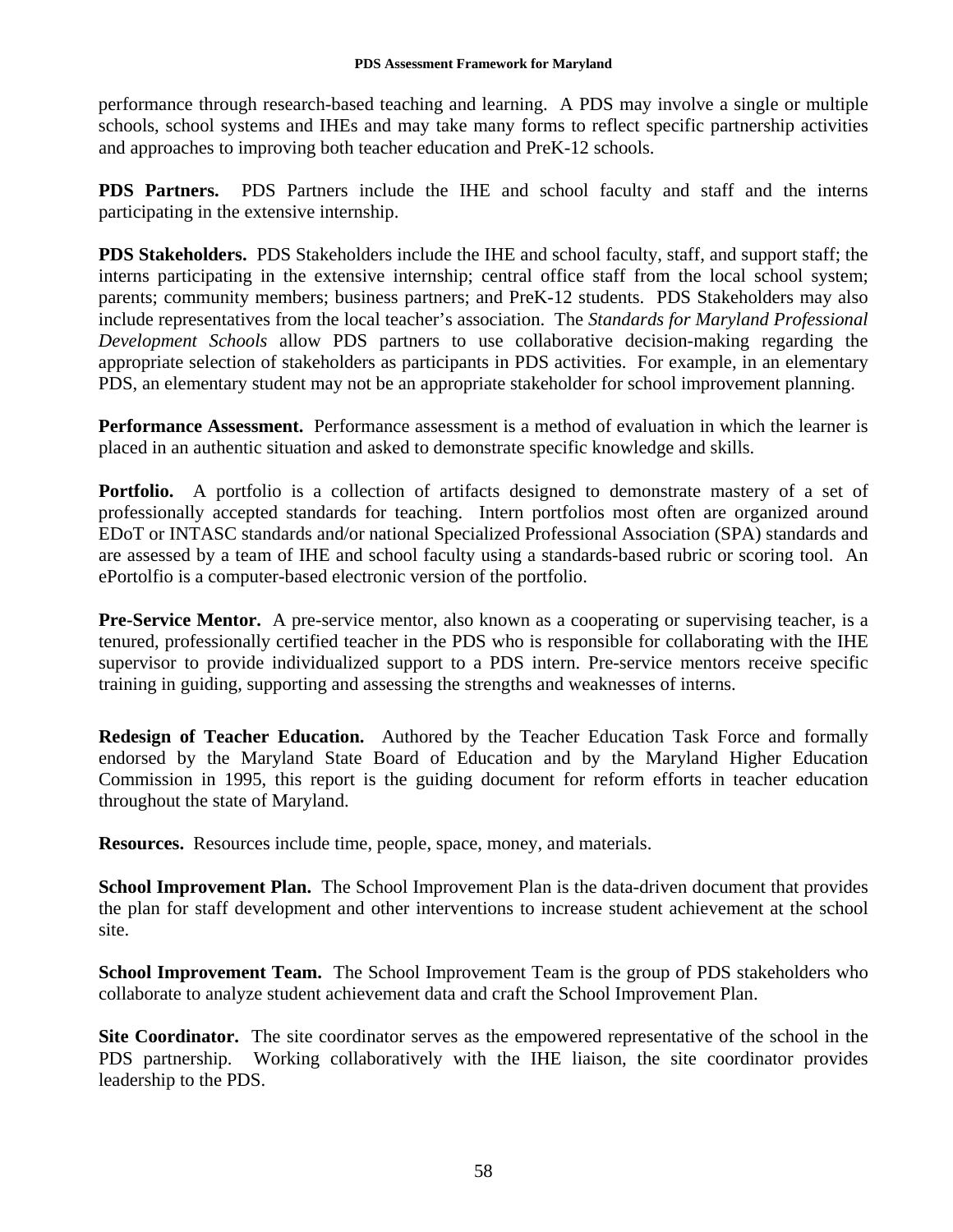performance through research-based teaching and learning.  A PDS may involve a single or multiple schools, school systems and IHEs and may take many forms to reflect specific partnership activities and approaches to improving both teacher education and PreK-12 schools.

**PDS Partners.** PDS Partners include the IHE and school faculty and staff and the interns participating in the extensive internship.

**PDS Stakeholders.** PDS Stakeholders include the IHE and school faculty, staff, and support staff; the interns participating in the extensive internship; central office staff from the local school system; parents; community members; business partners; and PreK-12 students.  PDS Stakeholders may also include representatives from the local teacher's association.  The *Standards for Maryland Professional Development Schools* allow PDS partners to use collaborative decision-making regarding the appropriate selection of stakeholders as participants in PDS activities.  For example, in an elementary PDS, an elementary student may not be an appropriate stakeholder for school improvement planning.

**Performance Assessment.** Performance assessment is a method of evaluation in which the learner is placed in an authentic situation and asked to demonstrate specific knowledge and skills.

**Portfolio.** A portfolio is a collection of artifacts designed to demonstrate mastery of a set of professionally accepted standards for teaching.  Intern portfolios most often are organized around EDoT or INTASC standards and/or national Specialized Professional Association (SPA) standards and are assessed by a team of IHE and school faculty using a standards-based rubric or scoring tool.  An ePortolfio is a computer-based electronic version of the portfolio.

**Pre-Service Mentor.** A pre-service mentor, also known as a cooperating or supervising teacher, is a tenured, professionally certified teacher in the PDS who is responsible for collaborating with the IHE supervisor to provide individualized support to a PDS intern. Pre-service mentors receive specific training in guiding, supporting and assessing the strengths and weaknesses of interns.

**Redesign of Teacher Education.** Authored by the Teacher Education Task Force and formally endorsed by the Maryland State Board of Education and by the Maryland Higher Education Commission in 1995, this report is the guiding document for reform efforts in teacher education throughout the state of Maryland.

**Resources.** Resources include time, people, space, money, and materials.

**School Improvement Plan.** The School Improvement Plan is the data-driven document that provides the plan for staff development and other interventions to increase student achievement at the school site.

**School Improvement Team.** The School Improvement Team is the group of PDS stakeholders who collaborate to analyze student achievement data and craft the School Improvement Plan.

**Site Coordinator.** The site coordinator serves as the empowered representative of the school in the PDS partnership.  Working collaboratively with the IHE liaison, the site coordinator provides leadership to the PDS.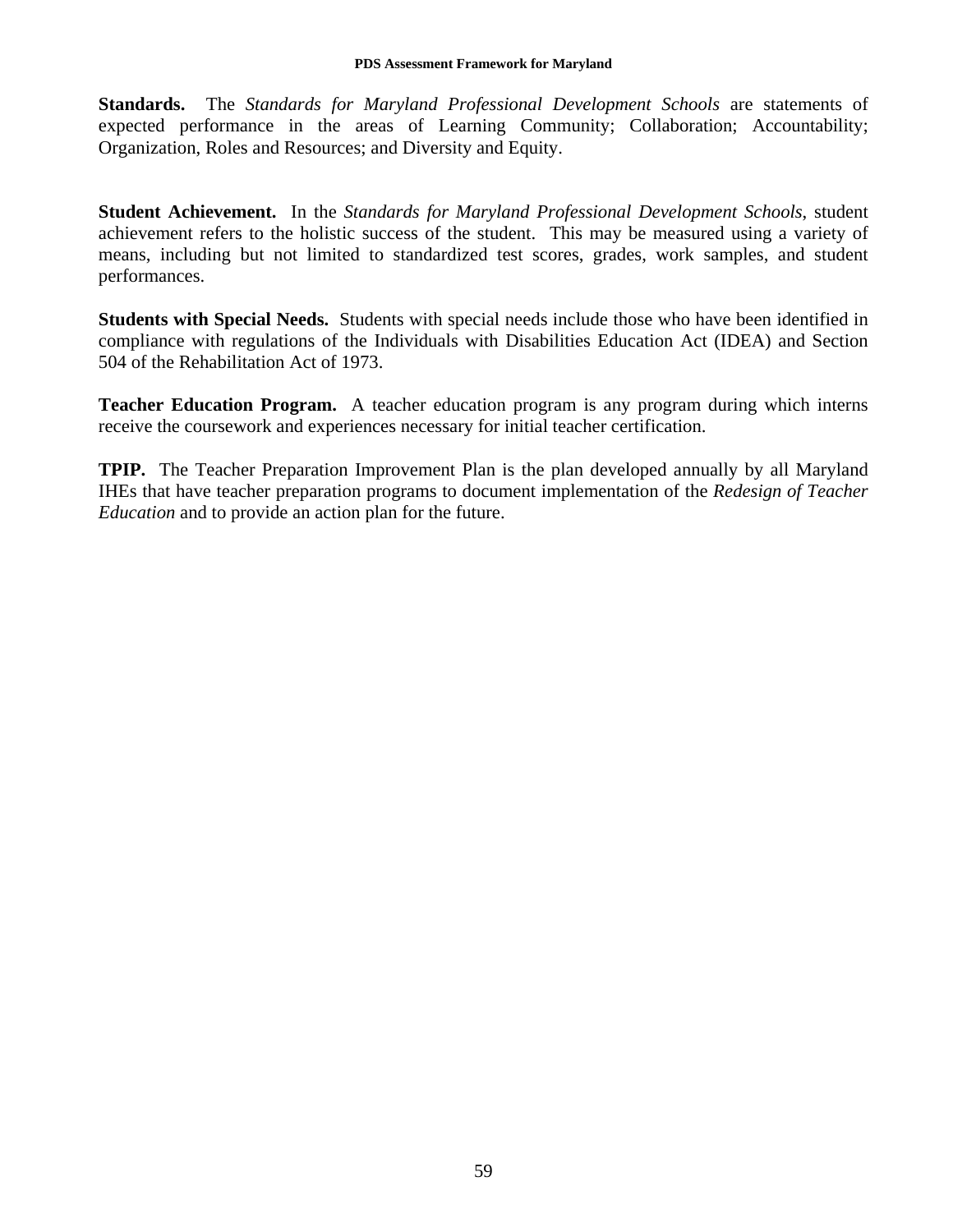**Standards.** The *Standards for Maryland Professional Development Schools* are statements of expected performance in the areas of Learning Community; Collaboration; Accountability; Organization, Roles and Resources; and Diversity and Equity.

**Student Achievement.** In the *Standards for Maryland Professional Development Schools*, student achievement refers to the holistic success of the student. This may be measured using a variety of means, including but not limited to standardized test scores, grades, work samples, and student performances.

**Students with Special Needs.** Students with special needs include those who have been identified in compliance with regulations of the Individuals with Disabilities Education Act (IDEA) and Section 504 of the Rehabilitation Act of 1973.

**Teacher Education Program.** A teacher education program is any program during which interns receive the coursework and experiences necessary for initial teacher certification.

**TPIP.** The Teacher Preparation Improvement Plan is the plan developed annually by all Maryland IHEs that have teacher preparation programs to document implementation of the *Redesign of Teacher Education* and to provide an action plan for the future.